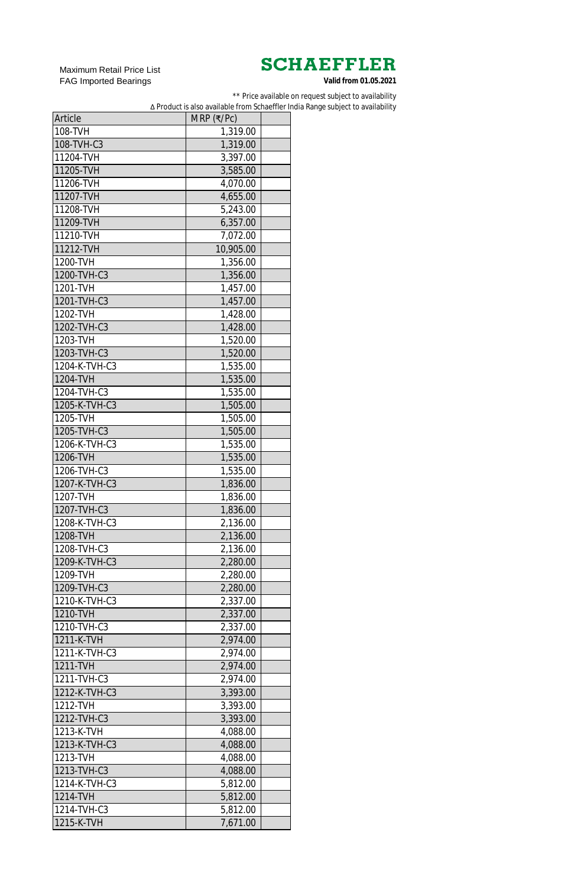Maximum Retail Price List
FAG Imported Bearings

**SCHAEFFLER**

**Valid from 01.05.2021**

** Price available on request subject to availability

∆ Product is also available from Schaeffler India Range subject to availability

| Article | MRP (₹/Pc) | |
|---|---|---|
| 108-TVH | 1,319.00 | |
| 108-TVH-C3 | 1,319.00 | |
| 11204-TVH | 3,397.00 | |
| 11205-TVH | 3,585.00 | |
| 11206-TVH | 4,070.00 | |
| 11207-TVH | 4,655.00 | |
| 11208-TVH | 5,243.00 | |
| 11209-TVH | 6,357.00 | |
| 11210-TVH | 7,072.00 | |
| 11212-TVH | 10,905.00 | |
| 1200-TVH | 1,356.00 | |
| 1200-TVH-C3 | 1,356.00 | |
| 1201-TVH | 1,457.00 | |
| 1201-TVH-C3 | 1,457.00 | |
| 1202-TVH | 1,428.00 | |
| 1202-TVH-C3 | 1,428.00 | |
| 1203-TVH | 1,520.00 | |
| 1203-TVH-C3 | 1,520.00 | |
| 1204-K-TVH-C3 | 1,535.00 | |
| 1204-TVH | 1,535.00 | |
| 1204-TVH-C3 | 1,535.00 | |
| 1205-K-TVH-C3 | 1,505.00 | |
| 1205-TVH | 1,505.00 | |
| 1205-TVH-C3 | 1,505.00 | |
| 1206-K-TVH-C3 | 1,535.00 | |
| 1206-TVH | 1,535.00 | |
| 1206-TVH-C3 | 1,535.00 | |
| 1207-K-TVH-C3 | 1,836.00 | |
| 1207-TVH | 1,836.00 | |
| 1207-TVH-C3 | 1,836.00 | |
| 1208-K-TVH-C3 | 2,136.00 | |
| 1208-TVH | 2,136.00 | |
| 1208-TVH-C3 | 2,136.00 | |
| 1209-K-TVH-C3 | 2,280.00 | |
| 1209-TVH | 2,280.00 | |
| 1209-TVH-C3 | 2,280.00 | |
| 1210-K-TVH-C3 | 2,337.00 | |
| 1210-TVH | 2,337.00 | |
| 1210-TVH-C3 | 2,337.00 | |
| 1211-K-TVH | 2,974.00 | |
| 1211-K-TVH-C3 | 2,974.00 | |
| 1211-TVH | 2,974.00 | |
| 1211-TVH-C3 | 2,974.00 | |
| 1212-K-TVH-C3 | 3,393.00 | |
| 1212-TVH | 3,393.00 | |
| 1212-TVH-C3 | 3,393.00 | |
| 1213-K-TVH | 4,088.00 | |
| 1213-K-TVH-C3 | 4,088.00 | |
| 1213-TVH | 4,088.00 | |
| 1213-TVH-C3 | 4,088.00 | |
| 1214-K-TVH-C3 | 5,812.00 | |
| 1214-TVH | 5,812.00 | |
| 1214-TVH-C3 | 5,812.00 | |
| 1215-K-TVH | 7,671.00 | |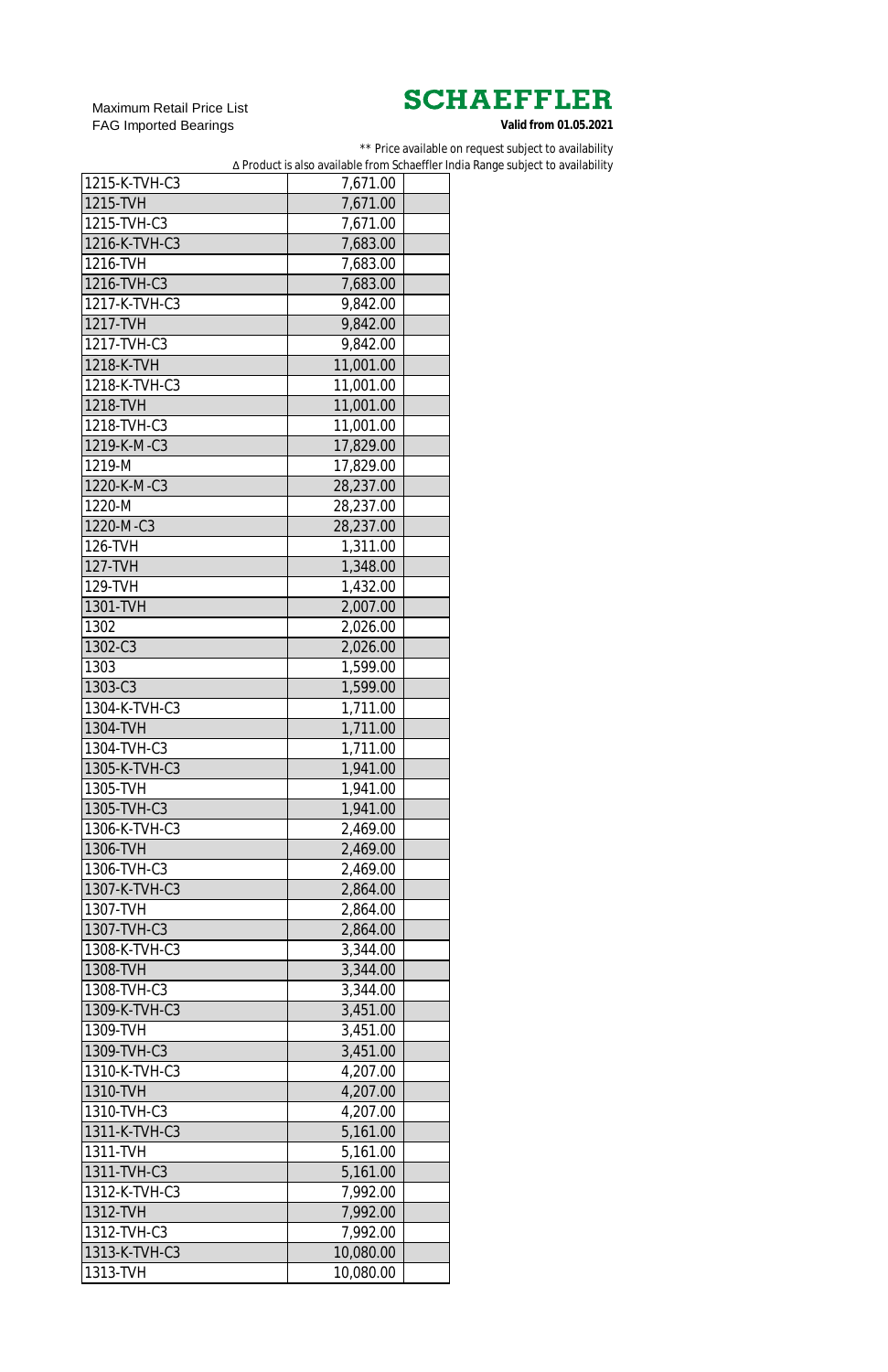Maximum Retail Price List
FAG Imported Bearings

**SCHAEFFLER**

**Valid from 01.05.2021**

** Price available on request subject to availability
∆ Product is also available from Schaeffler India Range subject to availability

| | | |
|---|---|---|
| 1215-K-TVH-C3 | 7,671.00 | |
| 1215-TVH | 7,671.00 | |
| 1215-TVH-C3 | 7,671.00 | |
| 1216-K-TVH-C3 | 7,683.00 | |
| 1216-TVH | 7,683.00 | |
| 1216-TVH-C3 | 7,683.00 | |
| 1217-K-TVH-C3 | 9,842.00 | |
| 1217-TVH | 9,842.00 | |
| 1217-TVH-C3 | 9,842.00 | |
| 1218-K-TVH | 11,001.00 | |
| 1218-K-TVH-C3 | 11,001.00 | |
| 1218-TVH | 11,001.00 | |
| 1218-TVH-C3 | 11,001.00 | |
| 1219-K-M-C3 | 17,829.00 | |
| 1219-M | 17,829.00 | |
| 1220-K-M-C3 | 28,237.00 | |
| 1220-M | 28,237.00 | |
| 1220-M-C3 | 28,237.00 | |
| 126-TVH | 1,311.00 | |
| 127-TVH | 1,348.00 | |
| 129-TVH | 1,432.00 | |
| 1301-TVH | 2,007.00 | |
| 1302 | 2,026.00 | |
| 1302-C3 | 2,026.00 | |
| 1303 | 1,599.00 | |
| 1303-C3 | 1,599.00 | |
| 1304-K-TVH-C3 | 1,711.00 | |
| 1304-TVH | 1,711.00 | |
| 1304-TVH-C3 | 1,711.00 | |
| 1305-K-TVH-C3 | 1,941.00 | |
| 1305-TVH | 1,941.00 | |
| 1305-TVH-C3 | 1,941.00 | |
| 1306-K-TVH-C3 | 2,469.00 | |
| 1306-TVH | 2,469.00 | |
| 1306-TVH-C3 | 2,469.00 | |
| 1307-K-TVH-C3 | 2,864.00 | |
| 1307-TVH | 2,864.00 | |
| 1307-TVH-C3 | 2,864.00 | |
| 1308-K-TVH-C3 | 3,344.00 | |
| 1308-TVH | 3,344.00 | |
| 1308-TVH-C3 | 3,344.00 | |
| 1309-K-TVH-C3 | 3,451.00 | |
| 1309-TVH | 3,451.00 | |
| 1309-TVH-C3 | 3,451.00 | |
| 1310-K-TVH-C3 | 4,207.00 | |
| 1310-TVH | 4,207.00 | |
| 1310-TVH-C3 | 4,207.00 | |
| 1311-K-TVH-C3 | 5,161.00 | |
| 1311-TVH | 5,161.00 | |
| 1311-TVH-C3 | 5,161.00 | |
| 1312-K-TVH-C3 | 7,992.00 | |
| 1312-TVH | 7,992.00 | |
| 1312-TVH-C3 | 7,992.00 | |
| 1313-K-TVH-C3 | 10,080.00 | |
| 1313-TVH | 10,080.00 | |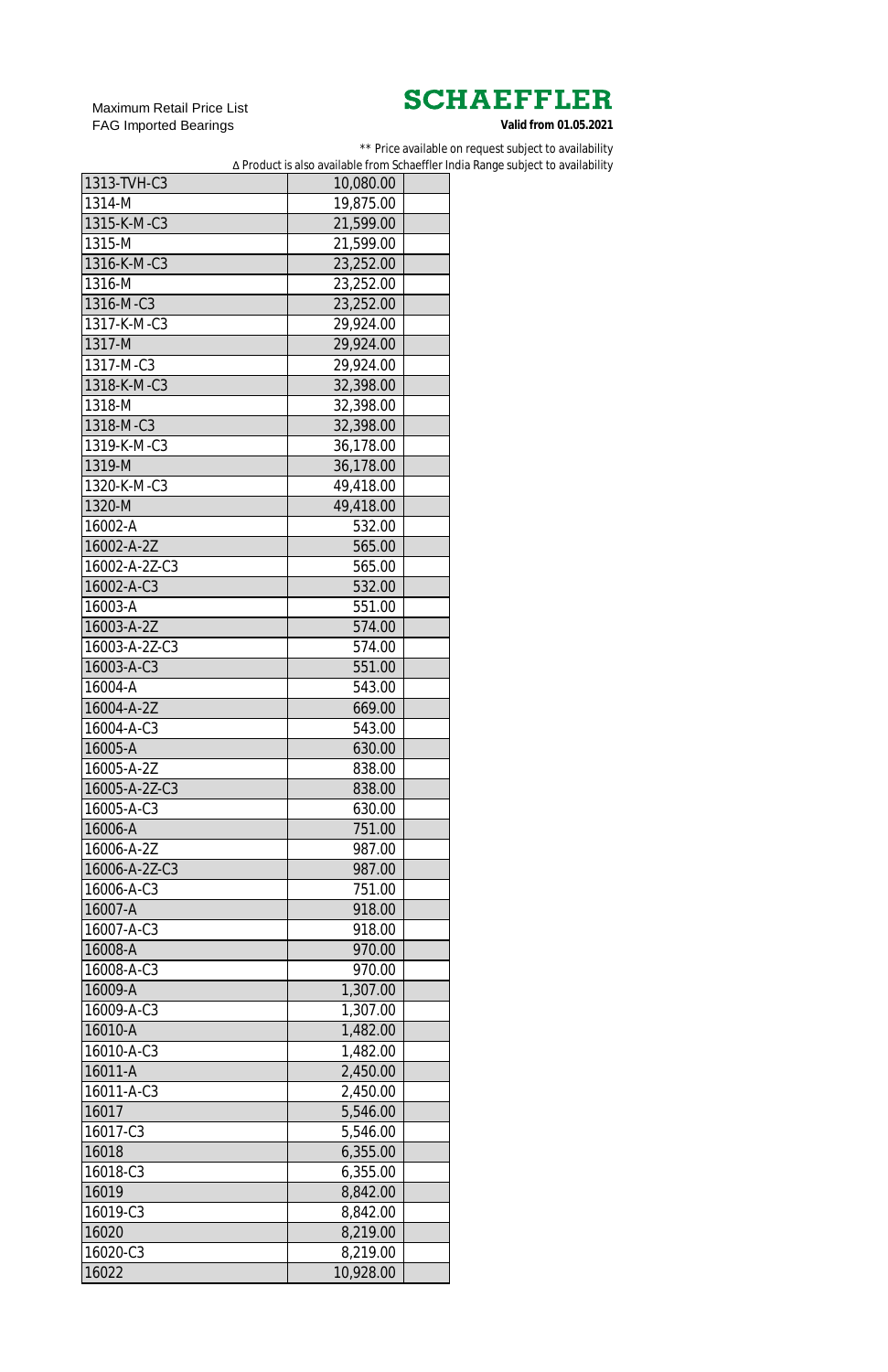Maximum Retail Price List
FAG Imported Bearings

**SCHAEFFLER**

**Valid from 01.05.2021**

** Price available on request subject to availability
∆ Product is also available from Schaeffler India Range subject to availability

| | | |
|---|---|---|
| 1313-TVH-C3 | 10,080.00 | |
| 1314-M | 19,875.00 | |
| 1315-K-M-C3 | 21,599.00 | |
| 1315-M | 21,599.00 | |
| 1316-K-M-C3 | 23,252.00 | |
| 1316-M | 23,252.00 | |
| 1316-M-C3 | 23,252.00 | |
| 1317-K-M-C3 | 29,924.00 | |
| 1317-M | 29,924.00 | |
| 1317-M-C3 | 29,924.00 | |
| 1318-K-M-C3 | 32,398.00 | |
| 1318-M | 32,398.00 | |
| 1318-M-C3 | 32,398.00 | |
| 1319-K-M-C3 | 36,178.00 | |
| 1319-M | 36,178.00 | |
| 1320-K-M-C3 | 49,418.00 | |
| 1320-M | 49,418.00 | |
| 16002-A | 532.00 | |
| 16002-A-2Z | 565.00 | |
| 16002-A-2Z-C3 | 565.00 | |
| 16002-A-C3 | 532.00 | |
| 16003-A | 551.00 | |
| 16003-A-2Z | 574.00 | |
| 16003-A-2Z-C3 | 574.00 | |
| 16003-A-C3 | 551.00 | |
| 16004-A | 543.00 | |
| 16004-A-2Z | 669.00 | |
| 16004-A-C3 | 543.00 | |
| 16005-A | 630.00 | |
| 16005-A-2Z | 838.00 | |
| 16005-A-2Z-C3 | 838.00 | |
| 16005-A-C3 | 630.00 | |
| 16006-A | 751.00 | |
| 16006-A-2Z | 987.00 | |
| 16006-A-2Z-C3 | 987.00 | |
| 16006-A-C3 | 751.00 | |
| 16007-A | 918.00 | |
| 16007-A-C3 | 918.00 | |
| 16008-A | 970.00 | |
| 16008-A-C3 | 970.00 | |
| 16009-A | 1,307.00 | |
| 16009-A-C3 | 1,307.00 | |
| 16010-A | 1,482.00 | |
| 16010-A-C3 | 1,482.00 | |
| 16011-A | 2,450.00 | |
| 16011-A-C3 | 2,450.00 | |
| 16017 | 5,546.00 | |
| 16017-C3 | 5,546.00 | |
| 16018 | 6,355.00 | |
| 16018-C3 | 6,355.00 | |
| 16019 | 8,842.00 | |
| 16019-C3 | 8,842.00 | |
| 16020 | 8,219.00 | |
| 16020-C3 | 8,219.00 | |
| 16022 | 10,928.00 | |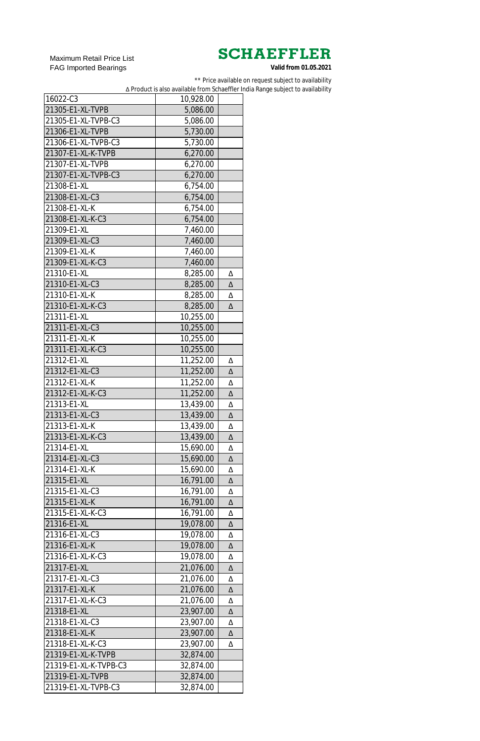Maximum Retail Price List
FAG Imported Bearings

**SCHAEFFLER**

**Valid from 01.05.2021**

** Price available on request subject to availability

∆ Product is also available from Schaeffler India Range subject to availability

| | | |
|---|---|---|
| 16022-C3 | 10,928.00 | |
| 21305-E1-XL-TVPB | 5,086.00 | |
| 21305-E1-XL-TVPB-C3 | 5,086.00 | |
| 21306-E1-XL-TVPB | 5,730.00 | |
| 21306-E1-XL-TVPB-C3 | 5,730.00 | |
| 21307-E1-XL-K-TVPB | 6,270.00 | |
| 21307-E1-XL-TVPB | 6,270.00 | |
| 21307-E1-XL-TVPB-C3 | 6,270.00 | |
| 21308-E1-XL | 6,754.00 | |
| 21308-E1-XL-C3 | 6,754.00 | |
| 21308-E1-XL-K | 6,754.00 | |
| 21308-E1-XL-K-C3 | 6,754.00 | |
| 21309-E1-XL | 7,460.00 | |
| 21309-E1-XL-C3 | 7,460.00 | |
| 21309-E1-XL-K | 7,460.00 | |
| 21309-E1-XL-K-C3 | 7,460.00 | |
| 21310-E1-XL | 8,285.00 | ∆ |
| 21310-E1-XL-C3 | 8,285.00 | ∆ |
| 21310-E1-XL-K | 8,285.00 | ∆ |
| 21310-E1-XL-K-C3 | 8,285.00 | ∆ |
| 21311-E1-XL | 10,255.00 | |
| 21311-E1-XL-C3 | 10,255.00 | |
| 21311-E1-XL-K | 10,255.00 | |
| 21311-E1-XL-K-C3 | 10,255.00 | |
| 21312-E1-XL | 11,252.00 | ∆ |
| 21312-E1-XL-C3 | 11,252.00 | ∆ |
| 21312-E1-XL-K | 11,252.00 | ∆ |
| 21312-E1-XL-K-C3 | 11,252.00 | ∆ |
| 21313-E1-XL | 13,439.00 | ∆ |
| 21313-E1-XL-C3 | 13,439.00 | ∆ |
| 21313-E1-XL-K | 13,439.00 | ∆ |
| 21313-E1-XL-K-C3 | 13,439.00 | ∆ |
| 21314-E1-XL | 15,690.00 | ∆ |
| 21314-E1-XL-C3 | 15,690.00 | ∆ |
| 21314-E1-XL-K | 15,690.00 | ∆ |
| 21315-E1-XL | 16,791.00 | ∆ |
| 21315-E1-XL-C3 | 16,791.00 | ∆ |
| 21315-E1-XL-K | 16,791.00 | ∆ |
| 21315-E1-XL-K-C3 | 16,791.00 | ∆ |
| 21316-E1-XL | 19,078.00 | ∆ |
| 21316-E1-XL-C3 | 19,078.00 | ∆ |
| 21316-E1-XL-K | 19,078.00 | ∆ |
| 21316-E1-XL-K-C3 | 19,078.00 | ∆ |
| 21317-E1-XL | 21,076.00 | ∆ |
| 21317-E1-XL-C3 | 21,076.00 | ∆ |
| 21317-E1-XL-K | 21,076.00 | ∆ |
| 21317-E1-XL-K-C3 | 21,076.00 | ∆ |
| 21318-E1-XL | 23,907.00 | ∆ |
| 21318-E1-XL-C3 | 23,907.00 | ∆ |
| 21318-E1-XL-K | 23,907.00 | ∆ |
| 21318-E1-XL-K-C3 | 23,907.00 | ∆ |
| 21319-E1-XL-K-TVPB | 32,874.00 | |
| 21319-E1-XL-K-TVPB-C3 | 32,874.00 | |
| 21319-E1-XL-TVPB | 32,874.00 | |
| 21319-E1-XL-TVPB-C3 | 32,874.00 | |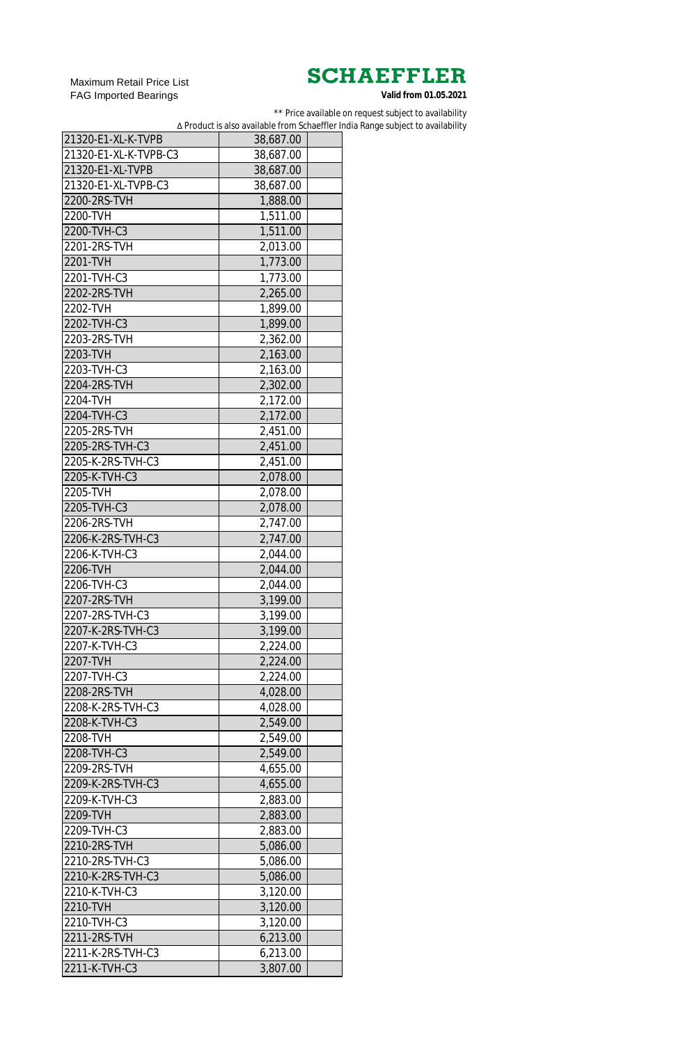Maximum Retail Price List
FAG Imported Bearings

**SCHAEFFLER**

**Valid from 01.05.2021**

** Price available on request subject to availability
∆ Product is also available from Schaeffler India Range subject to availability

| | | |
|---|---|---|
| 21320-E1-XL-K-TVPB | 38,687.00 | |
| 21320-E1-XL-K-TVPB-C3 | 38,687.00 | |
| 21320-E1-XL-TVPB | 38,687.00 | |
| 21320-E1-XL-TVPB-C3 | 38,687.00 | |
| 2200-2RS-TVH | 1,888.00 | |
| 2200-TVH | 1,511.00 | |
| 2200-TVH-C3 | 1,511.00 | |
| 2201-2RS-TVH | 2,013.00 | |
| 2201-TVH | 1,773.00 | |
| 2201-TVH-C3 | 1,773.00 | |
| 2202-2RS-TVH | 2,265.00 | |
| 2202-TVH | 1,899.00 | |
| 2202-TVH-C3 | 1,899.00 | |
| 2203-2RS-TVH | 2,362.00 | |
| 2203-TVH | 2,163.00 | |
| 2203-TVH-C3 | 2,163.00 | |
| 2204-2RS-TVH | 2,302.00 | |
| 2204-TVH | 2,172.00 | |
| 2204-TVH-C3 | 2,172.00 | |
| 2205-2RS-TVH | 2,451.00 | |
| 2205-2RS-TVH-C3 | 2,451.00 | |
| 2205-K-2RS-TVH-C3 | 2,451.00 | |
| 2205-K-TVH-C3 | 2,078.00 | |
| 2205-TVH | 2,078.00 | |
| 2205-TVH-C3 | 2,078.00 | |
| 2206-2RS-TVH | 2,747.00 | |
| 2206-K-2RS-TVH-C3 | 2,747.00 | |
| 2206-K-TVH-C3 | 2,044.00 | |
| 2206-TVH | 2,044.00 | |
| 2206-TVH-C3 | 2,044.00 | |
| 2207-2RS-TVH | 3,199.00 | |
| 2207-2RS-TVH-C3 | 3,199.00 | |
| 2207-K-2RS-TVH-C3 | 3,199.00 | |
| 2207-K-TVH-C3 | 2,224.00 | |
| 2207-TVH | 2,224.00 | |
| 2207-TVH-C3 | 2,224.00 | |
| 2208-2RS-TVH | 4,028.00 | |
| 2208-K-2RS-TVH-C3 | 4,028.00 | |
| 2208-K-TVH-C3 | 2,549.00 | |
| 2208-TVH | 2,549.00 | |
| 2208-TVH-C3 | 2,549.00 | |
| 2209-2RS-TVH | 4,655.00 | |
| 2209-K-2RS-TVH-C3 | 4,655.00 | |
| 2209-K-TVH-C3 | 2,883.00 | |
| 2209-TVH | 2,883.00 | |
| 2209-TVH-C3 | 2,883.00 | |
| 2210-2RS-TVH | 5,086.00 | |
| 2210-2RS-TVH-C3 | 5,086.00 | |
| 2210-K-2RS-TVH-C3 | 5,086.00 | |
| 2210-K-TVH-C3 | 3,120.00 | |
| 2210-TVH | 3,120.00 | |
| 2210-TVH-C3 | 3,120.00 | |
| 2211-2RS-TVH | 6,213.00 | |
| 2211-K-2RS-TVH-C3 | 6,213.00 | |
| 2211-K-TVH-C3 | 3,807.00 | |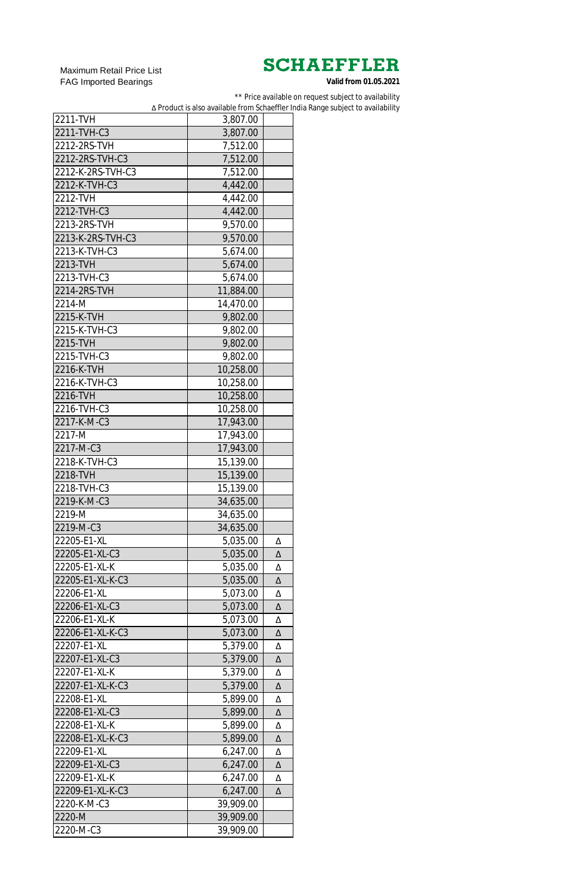Maximum Retail Price List
FAG Imported Bearings

**SCHAEFFLER**

**Valid from 01.05.2021**

** Price available on request subject to availability
Δ Product is also available from Schaeffler India Range subject to availability

| | | |
|---|---|---|
| 2211-TVH | 3,807.00 | |
| 2211-TVH-C3 | 3,807.00 | |
| 2212-2RS-TVH | 7,512.00 | |
| 2212-2RS-TVH-C3 | 7,512.00 | |
| 2212-K-2RS-TVH-C3 | 7,512.00 | |
| 2212-K-TVH-C3 | 4,442.00 | |
| 2212-TVH | 4,442.00 | |
| 2212-TVH-C3 | 4,442.00 | |
| 2213-2RS-TVH | 9,570.00 | |
| 2213-K-2RS-TVH-C3 | 9,570.00 | |
| 2213-K-TVH-C3 | 5,674.00 | |
| 2213-TVH | 5,674.00 | |
| 2213-TVH-C3 | 5,674.00 | |
| 2214-2RS-TVH | 11,884.00 | |
| 2214-M | 14,470.00 | |
| 2215-K-TVH | 9,802.00 | |
| 2215-K-TVH-C3 | 9,802.00 | |
| 2215-TVH | 9,802.00 | |
| 2215-TVH-C3 | 9,802.00 | |
| 2216-K-TVH | 10,258.00 | |
| 2216-K-TVH-C3 | 10,258.00 | |
| 2216-TVH | 10,258.00 | |
| 2216-TVH-C3 | 10,258.00 | |
| 2217-K-M-C3 | 17,943.00 | |
| 2217-M | 17,943.00 | |
| 2217-M-C3 | 17,943.00 | |
| 2218-K-TVH-C3 | 15,139.00 | |
| 2218-TVH | 15,139.00 | |
| 2218-TVH-C3 | 15,139.00 | |
| 2219-K-M-C3 | 34,635.00 | |
| 2219-M | 34,635.00 | |
| 2219-M-C3 | 34,635.00 | |
| 22205-E1-XL | 5,035.00 | Δ |
| 22205-E1-XL-C3 | 5,035.00 | Δ |
| 22205-E1-XL-K | 5,035.00 | Δ |
| 22205-E1-XL-K-C3 | 5,035.00 | Δ |
| 22206-E1-XL | 5,073.00 | Δ |
| 22206-E1-XL-C3 | 5,073.00 | Δ |
| 22206-E1-XL-K | 5,073.00 | Δ |
| 22206-E1-XL-K-C3 | 5,073.00 | Δ |
| 22207-E1-XL | 5,379.00 | Δ |
| 22207-E1-XL-C3 | 5,379.00 | Δ |
| 22207-E1-XL-K | 5,379.00 | Δ |
| 22207-E1-XL-K-C3 | 5,379.00 | Δ |
| 22208-E1-XL | 5,899.00 | Δ |
| 22208-E1-XL-C3 | 5,899.00 | Δ |
| 22208-E1-XL-K | 5,899.00 | Δ |
| 22208-E1-XL-K-C3 | 5,899.00 | Δ |
| 22209-E1-XL | 6,247.00 | Δ |
| 22209-E1-XL-C3 | 6,247.00 | Δ |
| 22209-E1-XL-K | 6,247.00 | Δ |
| 22209-E1-XL-K-C3 | 6,247.00 | Δ |
| 2220-K-M-C3 | 39,909.00 | |
| 2220-M | 39,909.00 | |
| 2220-M-C3 | 39,909.00 | |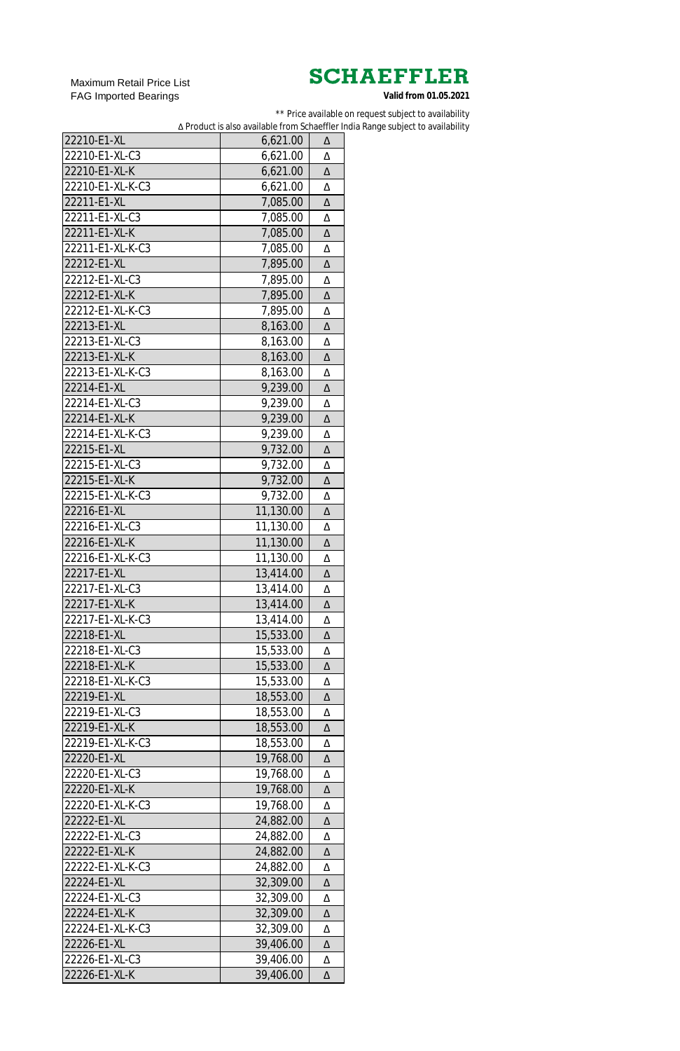Maximum Retail Price List
FAG Imported Bearings

**SCHAEFFLER**

**Valid from 01.05.2021**

** Price available on request subject to availability

Δ Product is also available from Schaeffler India Range subject to availability

| | | |
|---|---|---|
| 22210-E1-XL | 6,621.00 | Δ |
| 22210-E1-XL-C3 | 6,621.00 | Δ |
| 22210-E1-XL-K | 6,621.00 | Δ |
| 22210-E1-XL-K-C3 | 6,621.00 | Δ |
| 22211-E1-XL | 7,085.00 | Δ |
| 22211-E1-XL-C3 | 7,085.00 | Δ |
| 22211-E1-XL-K | 7,085.00 | Δ |
| 22211-E1-XL-K-C3 | 7,085.00 | Δ |
| 22212-E1-XL | 7,895.00 | Δ |
| 22212-E1-XL-C3 | 7,895.00 | Δ |
| 22212-E1-XL-K | 7,895.00 | Δ |
| 22212-E1-XL-K-C3 | 7,895.00 | Δ |
| 22213-E1-XL | 8,163.00 | Δ |
| 22213-E1-XL-C3 | 8,163.00 | Δ |
| 22213-E1-XL-K | 8,163.00 | Δ |
| 22213-E1-XL-K-C3 | 8,163.00 | Δ |
| 22214-E1-XL | 9,239.00 | Δ |
| 22214-E1-XL-C3 | 9,239.00 | Δ |
| 22214-E1-XL-K | 9,239.00 | Δ |
| 22214-E1-XL-K-C3 | 9,239.00 | Δ |
| 22215-E1-XL | 9,732.00 | Δ |
| 22215-E1-XL-C3 | 9,732.00 | Δ |
| 22215-E1-XL-K | 9,732.00 | Δ |
| 22215-E1-XL-K-C3 | 9,732.00 | Δ |
| 22216-E1-XL | 11,130.00 | Δ |
| 22216-E1-XL-C3 | 11,130.00 | Δ |
| 22216-E1-XL-K | 11,130.00 | Δ |
| 22216-E1-XL-K-C3 | 11,130.00 | Δ |
| 22217-E1-XL | 13,414.00 | Δ |
| 22217-E1-XL-C3 | 13,414.00 | Δ |
| 22217-E1-XL-K | 13,414.00 | Δ |
| 22217-E1-XL-K-C3 | 13,414.00 | Δ |
| 22218-E1-XL | 15,533.00 | Δ |
| 22218-E1-XL-C3 | 15,533.00 | Δ |
| 22218-E1-XL-K | 15,533.00 | Δ |
| 22218-E1-XL-K-C3 | 15,533.00 | Δ |
| 22219-E1-XL | 18,553.00 | Δ |
| 22219-E1-XL-C3 | 18,553.00 | Δ |
| 22219-E1-XL-K | 18,553.00 | Δ |
| 22219-E1-XL-K-C3 | 18,553.00 | Δ |
| 22220-E1-XL | 19,768.00 | Δ |
| 22220-E1-XL-C3 | 19,768.00 | Δ |
| 22220-E1-XL-K | 19,768.00 | Δ |
| 22220-E1-XL-K-C3 | 19,768.00 | Δ |
| 22222-E1-XL | 24,882.00 | Δ |
| 22222-E1-XL-C3 | 24,882.00 | Δ |
| 22222-E1-XL-K | 24,882.00 | Δ |
| 22222-E1-XL-K-C3 | 24,882.00 | Δ |
| 22224-E1-XL | 32,309.00 | Δ |
| 22224-E1-XL-C3 | 32,309.00 | Δ |
| 22224-E1-XL-K | 32,309.00 | Δ |
| 22224-E1-XL-K-C3 | 32,309.00 | Δ |
| 22226-E1-XL | 39,406.00 | Δ |
| 22226-E1-XL-C3 | 39,406.00 | Δ |
| 22226-E1-XL-K | 39,406.00 | Δ |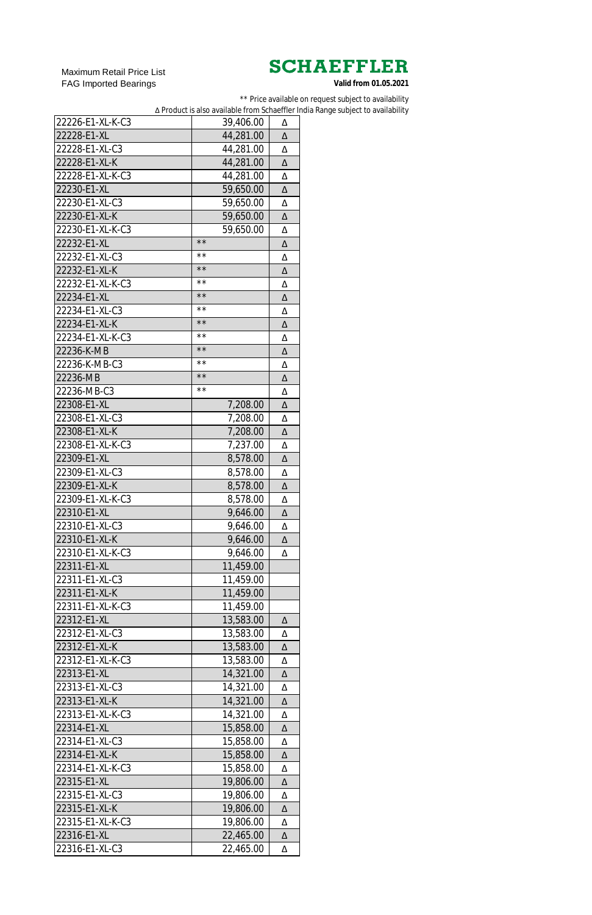Maximum Retail Price List
FAG Imported Bearings

**SCHAEFFLER**

**Valid from 01.05.2021**

** Price available on request subject to availability
Δ Product is also available from Schaeffler India Range subject to availability

| | | |
|---|---|---|
| 22226-E1-XL-K-C3 | 39,406.00 | Δ |
| 22228-E1-XL | 44,281.00 | Δ |
| 22228-E1-XL-C3 | 44,281.00 | Δ |
| 22228-E1-XL-K | 44,281.00 | Δ |
| 22228-E1-XL-K-C3 | 44,281.00 | Δ |
| 22230-E1-XL | 59,650.00 | Δ |
| 22230-E1-XL-C3 | 59,650.00 | Δ |
| 22230-E1-XL-K | 59,650.00 | Δ |
| 22230-E1-XL-K-C3 | 59,650.00 | Δ |
| 22232-E1-XL | ** | Δ |
| 22232-E1-XL-C3 | ** | Δ |
| 22232-E1-XL-K | ** | Δ |
| 22232-E1-XL-K-C3 | ** | Δ |
| 22234-E1-XL | ** | Δ |
| 22234-E1-XL-C3 | ** | Δ |
| 22234-E1-XL-K | ** | Δ |
| 22234-E1-XL-K-C3 | ** | Δ |
| 22236-K-MB | ** | Δ |
| 22236-K-MB-C3 | ** | Δ |
| 22236-MB | ** | Δ |
| 22236-MB-C3 | ** | Δ |
| 22308-E1-XL | 7,208.00 | Δ |
| 22308-E1-XL-C3 | 7,208.00 | Δ |
| 22308-E1-XL-K | 7,208.00 | Δ |
| 22308-E1-XL-K-C3 | 7,237.00 | Δ |
| 22309-E1-XL | 8,578.00 | Δ |
| 22309-E1-XL-C3 | 8,578.00 | Δ |
| 22309-E1-XL-K | 8,578.00 | Δ |
| 22309-E1-XL-K-C3 | 8,578.00 | Δ |
| 22310-E1-XL | 9,646.00 | Δ |
| 22310-E1-XL-C3 | 9,646.00 | Δ |
| 22310-E1-XL-K | 9,646.00 | Δ |
| 22310-E1-XL-K-C3 | 9,646.00 | Δ |
| 22311-E1-XL | 11,459.00 | |
| 22311-E1-XL-C3 | 11,459.00 | |
| 22311-E1-XL-K | 11,459.00 | |
| 22311-E1-XL-K-C3 | 11,459.00 | |
| 22312-E1-XL | 13,583.00 | Δ |
| 22312-E1-XL-C3 | 13,583.00 | Δ |
| 22312-E1-XL-K | 13,583.00 | Δ |
| 22312-E1-XL-K-C3 | 13,583.00 | Δ |
| 22313-E1-XL | 14,321.00 | Δ |
| 22313-E1-XL-C3 | 14,321.00 | Δ |
| 22313-E1-XL-K | 14,321.00 | Δ |
| 22313-E1-XL-K-C3 | 14,321.00 | Δ |
| 22314-E1-XL | 15,858.00 | Δ |
| 22314-E1-XL-C3 | 15,858.00 | Δ |
| 22314-E1-XL-K | 15,858.00 | Δ |
| 22314-E1-XL-K-C3 | 15,858.00 | Δ |
| 22315-E1-XL | 19,806.00 | Δ |
| 22315-E1-XL-C3 | 19,806.00 | Δ |
| 22315-E1-XL-K | 19,806.00 | Δ |
| 22315-E1-XL-K-C3 | 19,806.00 | Δ |
| 22316-E1-XL | 22,465.00 | Δ |
| 22316-E1-XL-C3 | 22,465.00 | Δ |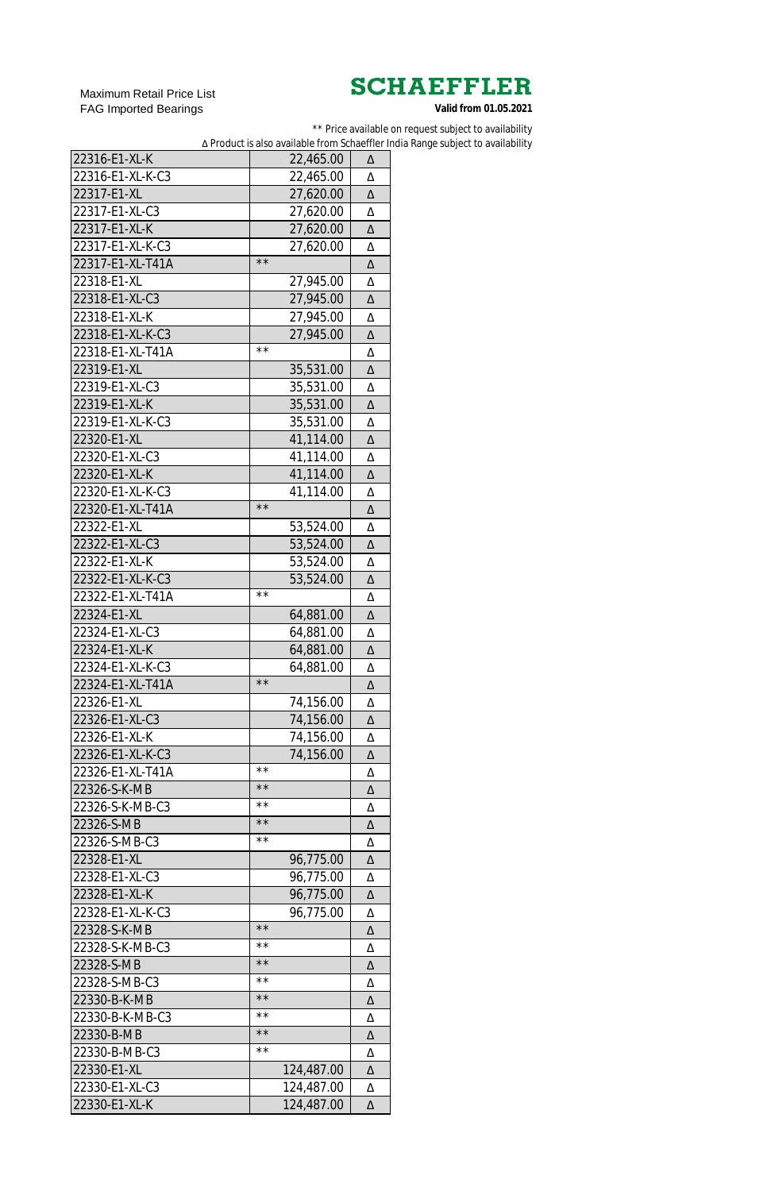Maximum Retail Price List
FAG Imported Bearings

**SCHAEFFLER**

**Valid from 01.05.2021**

** Price available on request subject to availability

Δ Product is also available from Schaeffler India Range subject to availability

| | | |
|---|---|---|
| 22316-E1-XL-K | 22,465.00 | Δ |
| 22316-E1-XL-K-C3 | 22,465.00 | Δ |
| 22317-E1-XL | 27,620.00 | Δ |
| 22317-E1-XL-C3 | 27,620.00 | Δ |
| 22317-E1-XL-K | 27,620.00 | Δ |
| 22317-E1-XL-K-C3 | 27,620.00 | Δ |
| 22317-E1-XL-T41A | ** | Δ |
| 22318-E1-XL | 27,945.00 | Δ |
| 22318-E1-XL-C3 | 27,945.00 | Δ |
| 22318-E1-XL-K | 27,945.00 | Δ |
| 22318-E1-XL-K-C3 | 27,945.00 | Δ |
| 22318-E1-XL-T41A | ** | Δ |
| 22319-E1-XL | 35,531.00 | Δ |
| 22319-E1-XL-C3 | 35,531.00 | Δ |
| 22319-E1-XL-K | 35,531.00 | Δ |
| 22319-E1-XL-K-C3 | 35,531.00 | Δ |
| 22320-E1-XL | 41,114.00 | Δ |
| 22320-E1-XL-C3 | 41,114.00 | Δ |
| 22320-E1-XL-K | 41,114.00 | Δ |
| 22320-E1-XL-K-C3 | 41,114.00 | Δ |
| 22320-E1-XL-T41A | ** | Δ |
| 22322-E1-XL | 53,524.00 | Δ |
| 22322-E1-XL-C3 | 53,524.00 | Δ |
| 22322-E1-XL-K | 53,524.00 | Δ |
| 22322-E1-XL-K-C3 | 53,524.00 | Δ |
| 22322-E1-XL-T41A | ** | Δ |
| 22324-E1-XL | 64,881.00 | Δ |
| 22324-E1-XL-C3 | 64,881.00 | Δ |
| 22324-E1-XL-K | 64,881.00 | Δ |
| 22324-E1-XL-K-C3 | 64,881.00 | Δ |
| 22324-E1-XL-T41A | ** | Δ |
| 22326-E1-XL | 74,156.00 | Δ |
| 22326-E1-XL-C3 | 74,156.00 | Δ |
| 22326-E1-XL-K | 74,156.00 | Δ |
| 22326-E1-XL-K-C3 | 74,156.00 | Δ |
| 22326-E1-XL-T41A | ** | Δ |
| 22326-S-K-MB | ** | Δ |
| 22326-S-K-MB-C3 | ** | Δ |
| 22326-S-MB | ** | Δ |
| 22326-S-MB-C3 | ** | Δ |
| 22328-E1-XL | 96,775.00 | Δ |
| 22328-E1-XL-C3 | 96,775.00 | Δ |
| 22328-E1-XL-K | 96,775.00 | Δ |
| 22328-E1-XL-K-C3 | 96,775.00 | Δ |
| 22328-S-K-MB | ** | Δ |
| 22328-S-K-MB-C3 | ** | Δ |
| 22328-S-MB | ** | Δ |
| 22328-S-MB-C3 | ** | Δ |
| 22330-B-K-MB | ** | Δ |
| 22330-B-K-MB-C3 | ** | Δ |
| 22330-B-MB | ** | Δ |
| 22330-B-MB-C3 | ** | Δ |
| 22330-E1-XL | 124,487.00 | Δ |
| 22330-E1-XL-C3 | 124,487.00 | Δ |
| 22330-E1-XL-K | 124,487.00 | Δ |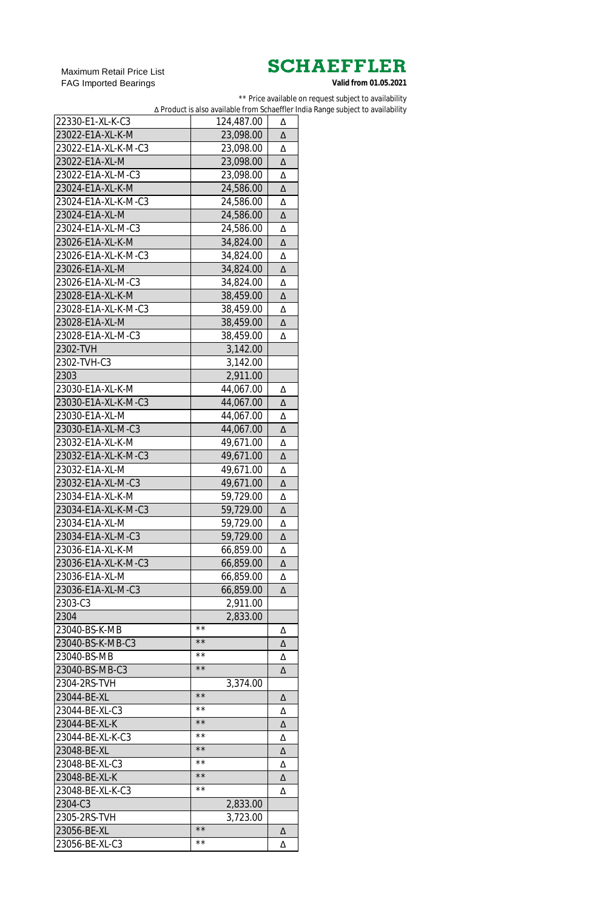Maximum Retail Price List
FAG Imported Bearings

**SCHAEFFLER**
**Valid from 01.05.2021**

** Price available on request subject to availability
Δ Product is also available from Schaeffler India Range subject to availability

| | | |
|---|---|---|
| 22330-E1-XL-K-C3 | 124,487.00 | Δ |
| 23022-E1A-XL-K-M | 23,098.00 | Δ |
| 23022-E1A-XL-K-M-C3 | 23,098.00 | Δ |
| 23022-E1A-XL-M | 23,098.00 | Δ |
| 23022-E1A-XL-M-C3 | 23,098.00 | Δ |
| 23024-E1A-XL-K-M | 24,586.00 | Δ |
| 23024-E1A-XL-K-M-C3 | 24,586.00 | Δ |
| 23024-E1A-XL-M | 24,586.00 | Δ |
| 23024-E1A-XL-M-C3 | 24,586.00 | Δ |
| 23026-E1A-XL-K-M | 34,824.00 | Δ |
| 23026-E1A-XL-K-M-C3 | 34,824.00 | Δ |
| 23026-E1A-XL-M | 34,824.00 | Δ |
| 23026-E1A-XL-M-C3 | 34,824.00 | Δ |
| 23028-E1A-XL-K-M | 38,459.00 | Δ |
| 23028-E1A-XL-K-M-C3 | 38,459.00 | Δ |
| 23028-E1A-XL-M | 38,459.00 | Δ |
| 23028-E1A-XL-M-C3 | 38,459.00 | Δ |
| 2302-TVH | 3,142.00 | |
| 2302-TVH-C3 | 3,142.00 | |
| 2303 | 2,911.00 | |
| 23030-E1A-XL-K-M | 44,067.00 | Δ |
| 23030-E1A-XL-K-M-C3 | 44,067.00 | Δ |
| 23030-E1A-XL-M | 44,067.00 | Δ |
| 23030-E1A-XL-M-C3 | 44,067.00 | Δ |
| 23032-E1A-XL-K-M | 49,671.00 | Δ |
| 23032-E1A-XL-K-M-C3 | 49,671.00 | Δ |
| 23032-E1A-XL-M | 49,671.00 | Δ |
| 23032-E1A-XL-M-C3 | 49,671.00 | Δ |
| 23034-E1A-XL-K-M | 59,729.00 | Δ |
| 23034-E1A-XL-K-M-C3 | 59,729.00 | Δ |
| 23034-E1A-XL-M | 59,729.00 | Δ |
| 23034-E1A-XL-M-C3 | 59,729.00 | Δ |
| 23036-E1A-XL-K-M | 66,859.00 | Δ |
| 23036-E1A-XL-K-M-C3 | 66,859.00 | Δ |
| 23036-E1A-XL-M | 66,859.00 | Δ |
| 23036-E1A-XL-M-C3 | 66,859.00 | Δ |
| 2303-C3 | 2,911.00 | |
| 2304 | 2,833.00 | |
| 23040-BS-K-MB | ** | Δ |
| 23040-BS-K-MB-C3 | ** | Δ |
| 23040-BS-MB | ** | Δ |
| 23040-BS-MB-C3 | ** | Δ |
| 2304-2RS-TVH | 3,374.00 | |
| 23044-BE-XL | ** | Δ |
| 23044-BE-XL-C3 | ** | Δ |
| 23044-BE-XL-K | ** | Δ |
| 23044-BE-XL-K-C3 | ** | Δ |
| 23048-BE-XL | ** | Δ |
| 23048-BE-XL-C3 | ** | Δ |
| 23048-BE-XL-K | ** | Δ |
| 23048-BE-XL-K-C3 | ** | Δ |
| 2304-C3 | 2,833.00 | |
| 2305-2RS-TVH | 3,723.00 | |
| 23056-BE-XL | ** | Δ |
| 23056-BE-XL-C3 | ** | Δ |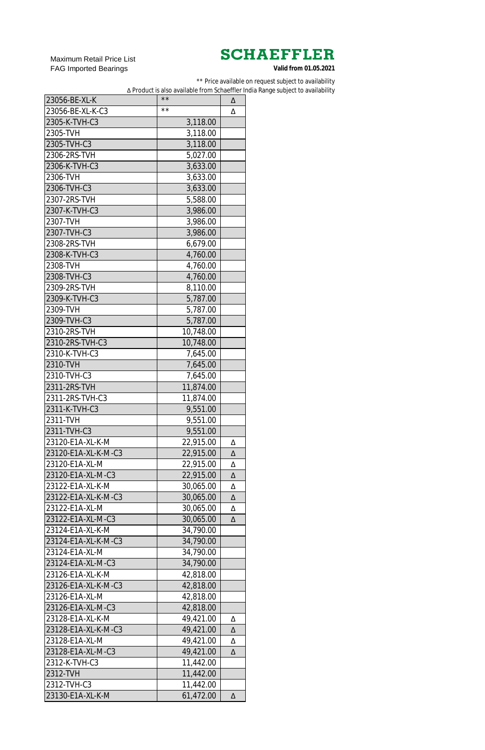Maximum Retail Price List
FAG Imported Bearings

**SCHAEFFLER**

**Valid from 01.05.2021**

** Price available on request subject to availability

Δ Product is also available from Schaeffler India Range subject to availability

| | | |
|---|---|---|
| 23056-BE-XL-K | ** | Δ |
| 23056-BE-XL-K-C3 | ** | Δ |
| 2305-K-TVH-C3 | 3,118.00 | |
| 2305-TVH | 3,118.00 | |
| 2305-TVH-C3 | 3,118.00 | |
| 2306-2RS-TVH | 5,027.00 | |
| 2306-K-TVH-C3 | 3,633.00 | |
| 2306-TVH | 3,633.00 | |
| 2306-TVH-C3 | 3,633.00 | |
| 2307-2RS-TVH | 5,588.00 | |
| 2307-K-TVH-C3 | 3,986.00 | |
| 2307-TVH | 3,986.00 | |
| 2307-TVH-C3 | 3,986.00 | |
| 2308-2RS-TVH | 6,679.00 | |
| 2308-K-TVH-C3 | 4,760.00 | |
| 2308-TVH | 4,760.00 | |
| 2308-TVH-C3 | 4,760.00 | |
| 2309-2RS-TVH | 8,110.00 | |
| 2309-K-TVH-C3 | 5,787.00 | |
| 2309-TVH | 5,787.00 | |
| 2309-TVH-C3 | 5,787.00 | |
| 2310-2RS-TVH | 10,748.00 | |
| 2310-2RS-TVH-C3 | 10,748.00 | |
| 2310-K-TVH-C3 | 7,645.00 | |
| 2310-TVH | 7,645.00 | |
| 2310-TVH-C3 | 7,645.00 | |
| 2311-2RS-TVH | 11,874.00 | |
| 2311-2RS-TVH-C3 | 11,874.00 | |
| 2311-K-TVH-C3 | 9,551.00 | |
| 2311-TVH | 9,551.00 | |
| 2311-TVH-C3 | 9,551.00 | |
| 23120-E1A-XL-K-M | 22,915.00 | Δ |
| 23120-E1A-XL-K-M-C3 | 22,915.00 | Δ |
| 23120-E1A-XL-M | 22,915.00 | Δ |
| 23120-E1A-XL-M-C3 | 22,915.00 | Δ |
| 23122-E1A-XL-K-M | 30,065.00 | Δ |
| 23122-E1A-XL-K-M-C3 | 30,065.00 | Δ |
| 23122-E1A-XL-M | 30,065.00 | Δ |
| 23122-E1A-XL-M-C3 | 30,065.00 | Δ |
| 23124-E1A-XL-K-M | 34,790.00 | |
| 23124-E1A-XL-K-M-C3 | 34,790.00 | |
| 23124-E1A-XL-M | 34,790.00 | |
| 23124-E1A-XL-M-C3 | 34,790.00 | |
| 23126-E1A-XL-K-M | 42,818.00 | |
| 23126-E1A-XL-K-M-C3 | 42,818.00 | |
| 23126-E1A-XL-M | 42,818.00 | |
| 23126-E1A-XL-M-C3 | 42,818.00 | |
| 23128-E1A-XL-K-M | 49,421.00 | Δ |
| 23128-E1A-XL-K-M-C3 | 49,421.00 | Δ |
| 23128-E1A-XL-M | 49,421.00 | Δ |
| 23128-E1A-XL-M-C3 | 49,421.00 | Δ |
| 2312-K-TVH-C3 | 11,442.00 | |
| 2312-TVH | 11,442.00 | |
| 2312-TVH-C3 | 11,442.00 | |
| 23130-E1A-XL-K-M | 61,472.00 | Δ |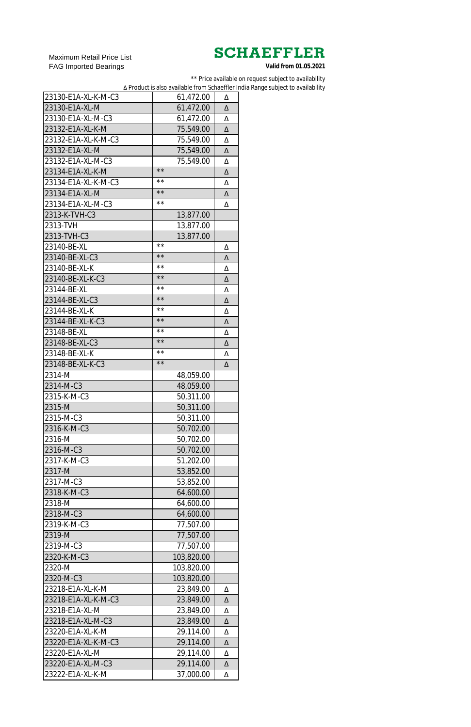Maximum Retail Price List
FAG Imported Bearings

**SCHAEFFLER**

**Valid from 01.05.2021**

** Price available on request subject to availability
Δ Product is also available from Schaeffler India Range subject to availability

| | | |
|---|---|---|
| 23130-E1A-XL-K-M-C3 | 61,472.00 | Δ |
| 23130-E1A-XL-M | 61,472.00 | Δ |
| 23130-E1A-XL-M-C3 | 61,472.00 | Δ |
| 23132-E1A-XL-K-M | 75,549.00 | Δ |
| 23132-E1A-XL-K-M-C3 | 75,549.00 | Δ |
| 23132-E1A-XL-M | 75,549.00 | Δ |
| 23132-E1A-XL-M-C3 | 75,549.00 | Δ |
| 23134-E1A-XL-K-M | ** | Δ |
| 23134-E1A-XL-K-M-C3 | ** | Δ |
| 23134-E1A-XL-M | ** | Δ |
| 23134-E1A-XL-M-C3 | ** | Δ |
| 2313-K-TVH-C3 | 13,877.00 | |
| 2313-TVH | 13,877.00 | |
| 2313-TVH-C3 | 13,877.00 | |
| 23140-BE-XL | ** | Δ |
| 23140-BE-XL-C3 | ** | Δ |
| 23140-BE-XL-K | ** | Δ |
| 23140-BE-XL-K-C3 | ** | Δ |
| 23144-BE-XL | ** | Δ |
| 23144-BE-XL-C3 | ** | Δ |
| 23144-BE-XL-K | ** | Δ |
| 23144-BE-XL-K-C3 | ** | Δ |
| 23148-BE-XL | ** | Δ |
| 23148-BE-XL-C3 | ** | Δ |
| 23148-BE-XL-K | ** | Δ |
| 23148-BE-XL-K-C3 | ** | Δ |
| 2314-M | 48,059.00 | |
| 2314-M-C3 | 48,059.00 | |
| 2315-K-M-C3 | 50,311.00 | |
| 2315-M | 50,311.00 | |
| 2315-M-C3 | 50,311.00 | |
| 2316-K-M-C3 | 50,702.00 | |
| 2316-M | 50,702.00 | |
| 2316-M-C3 | 50,702.00 | |
| 2317-K-M-C3 | 51,202.00 | |
| 2317-M | 53,852.00 | |
| 2317-M-C3 | 53,852.00 | |
| 2318-K-M-C3 | 64,600.00 | |
| 2318-M | 64,600.00 | |
| 2318-M-C3 | 64,600.00 | |
| 2319-K-M-C3 | 77,507.00 | |
| 2319-M | 77,507.00 | |
| 2319-M-C3 | 77,507.00 | |
| 2320-K-M-C3 | 103,820.00 | |
| 2320-M | 103,820.00 | |
| 2320-M-C3 | 103,820.00 | |
| 23218-E1A-XL-K-M | 23,849.00 | Δ |
| 23218-E1A-XL-K-M-C3 | 23,849.00 | Δ |
| 23218-E1A-XL-M | 23,849.00 | Δ |
| 23218-E1A-XL-M-C3 | 23,849.00 | Δ |
| 23220-E1A-XL-K-M | 29,114.00 | Δ |
| 23220-E1A-XL-K-M-C3 | 29,114.00 | Δ |
| 23220-E1A-XL-M | 29,114.00 | Δ |
| 23220-E1A-XL-M-C3 | 29,114.00 | Δ |
| 23222-E1A-XL-K-M | 37,000.00 | Δ |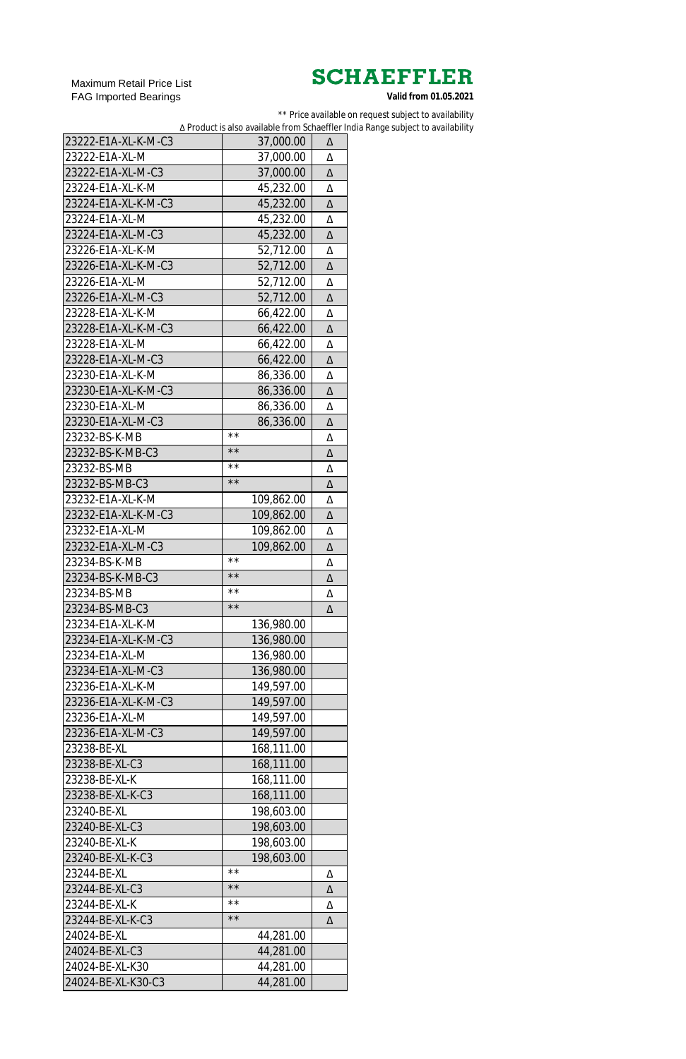Maximum Retail Price List
FAG Imported Bearings

**SCHAEFFLER**

**Valid from 01.05.2021**

** Price available on request subject to availability
Δ Product is also available from Schaeffler India Range subject to availability

| | | |
|---|---|---|
| 23222-E1A-XL-K-M-C3 | 37,000.00 | Δ |
| 23222-E1A-XL-M | 37,000.00 | Δ |
| 23222-E1A-XL-M-C3 | 37,000.00 | Δ |
| 23224-E1A-XL-K-M | 45,232.00 | Δ |
| 23224-E1A-XL-K-M-C3 | 45,232.00 | Δ |
| 23224-E1A-XL-M | 45,232.00 | Δ |
| 23224-E1A-XL-M-C3 | 45,232.00 | Δ |
| 23226-E1A-XL-K-M | 52,712.00 | Δ |
| 23226-E1A-XL-K-M-C3 | 52,712.00 | Δ |
| 23226-E1A-XL-M | 52,712.00 | Δ |
| 23226-E1A-XL-M-C3 | 52,712.00 | Δ |
| 23228-E1A-XL-K-M | 66,422.00 | Δ |
| 23228-E1A-XL-K-M-C3 | 66,422.00 | Δ |
| 23228-E1A-XL-M | 66,422.00 | Δ |
| 23228-E1A-XL-M-C3 | 66,422.00 | Δ |
| 23230-E1A-XL-K-M | 86,336.00 | Δ |
| 23230-E1A-XL-K-M-C3 | 86,336.00 | Δ |
| 23230-E1A-XL-M | 86,336.00 | Δ |
| 23230-E1A-XL-M-C3 | 86,336.00 | Δ |
| 23232-BS-K-MB | ** | Δ |
| 23232-BS-K-MB-C3 | ** | Δ |
| 23232-BS-MB | ** | Δ |
| 23232-BS-MB-C3 | ** | Δ |
| 23232-E1A-XL-K-M | 109,862.00 | Δ |
| 23232-E1A-XL-K-M-C3 | 109,862.00 | Δ |
| 23232-E1A-XL-M | 109,862.00 | Δ |
| 23232-E1A-XL-M-C3 | 109,862.00 | Δ |
| 23234-BS-K-MB | ** | Δ |
| 23234-BS-K-MB-C3 | ** | Δ |
| 23234-BS-MB | ** | Δ |
| 23234-BS-MB-C3 | ** | Δ |
| 23234-E1A-XL-K-M | 136,980.00 | |
| 23234-E1A-XL-K-M-C3 | 136,980.00 | |
| 23234-E1A-XL-M | 136,980.00 | |
| 23234-E1A-XL-M-C3 | 136,980.00 | |
| 23236-E1A-XL-K-M | 149,597.00 | |
| 23236-E1A-XL-K-M-C3 | 149,597.00 | |
| 23236-E1A-XL-M | 149,597.00 | |
| 23236-E1A-XL-M-C3 | 149,597.00 | |
| 23238-BE-XL | 168,111.00 | |
| 23238-BE-XL-C3 | 168,111.00 | |
| 23238-BE-XL-K | 168,111.00 | |
| 23238-BE-XL-K-C3 | 168,111.00 | |
| 23240-BE-XL | 198,603.00 | |
| 23240-BE-XL-C3 | 198,603.00 | |
| 23240-BE-XL-K | 198,603.00 | |
| 23240-BE-XL-K-C3 | 198,603.00 | |
| 23244-BE-XL | ** | Δ |
| 23244-BE-XL-C3 | ** | Δ |
| 23244-BE-XL-K | ** | Δ |
| 23244-BE-XL-K-C3 | ** | Δ |
| 24024-BE-XL | 44,281.00 | |
| 24024-BE-XL-C3 | 44,281.00 | |
| 24024-BE-XL-K30 | 44,281.00 | |
| 24024-BE-XL-K30-C3 | 44,281.00 | |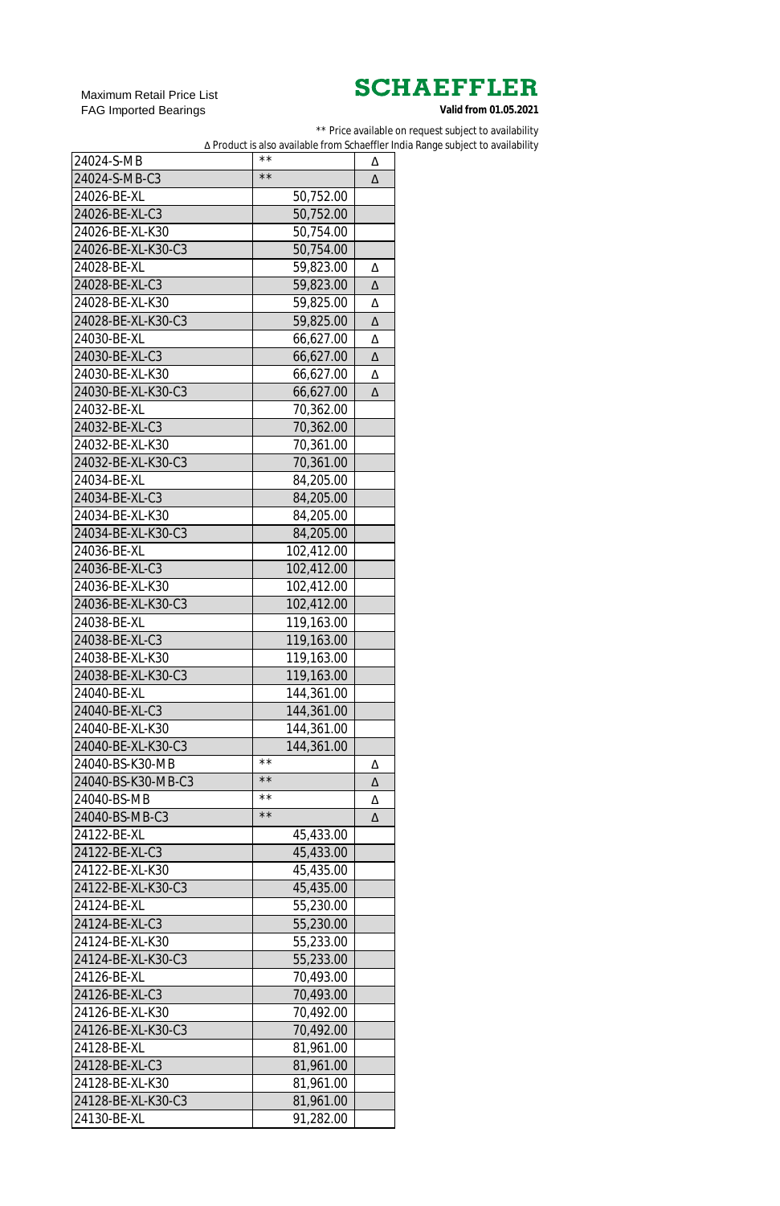Maximum Retail Price List
FAG Imported Bearings

**SCHAEFFLER**

**Valid from 01.05.2021**

** Price available on request subject to availability

Δ Product is also available from Schaeffler India Range subject to availability

| | | |
|---|---|---|
| 24024-S-MB | ** | Δ |
| 24024-S-MB-C3 | ** | Δ |
| 24026-BE-XL | 50,752.00 | |
| 24026-BE-XL-C3 | 50,752.00 | |
| 24026-BE-XL-K30 | 50,754.00 | |
| 24026-BE-XL-K30-C3 | 50,754.00 | |
| 24028-BE-XL | 59,823.00 | Δ |
| 24028-BE-XL-C3 | 59,823.00 | Δ |
| 24028-BE-XL-K30 | 59,825.00 | Δ |
| 24028-BE-XL-K30-C3 | 59,825.00 | Δ |
| 24030-BE-XL | 66,627.00 | Δ |
| 24030-BE-XL-C3 | 66,627.00 | Δ |
| 24030-BE-XL-K30 | 66,627.00 | Δ |
| 24030-BE-XL-K30-C3 | 66,627.00 | Δ |
| 24032-BE-XL | 70,362.00 | |
| 24032-BE-XL-C3 | 70,362.00 | |
| 24032-BE-XL-K30 | 70,361.00 | |
| 24032-BE-XL-K30-C3 | 70,361.00 | |
| 24034-BE-XL | 84,205.00 | |
| 24034-BE-XL-C3 | 84,205.00 | |
| 24034-BE-XL-K30 | 84,205.00 | |
| 24034-BE-XL-K30-C3 | 84,205.00 | |
| 24036-BE-XL | 102,412.00 | |
| 24036-BE-XL-C3 | 102,412.00 | |
| 24036-BE-XL-K30 | 102,412.00 | |
| 24036-BE-XL-K30-C3 | 102,412.00 | |
| 24038-BE-XL | 119,163.00 | |
| 24038-BE-XL-C3 | 119,163.00 | |
| 24038-BE-XL-K30 | 119,163.00 | |
| 24038-BE-XL-K30-C3 | 119,163.00 | |
| 24040-BE-XL | 144,361.00 | |
| 24040-BE-XL-C3 | 144,361.00 | |
| 24040-BE-XL-K30 | 144,361.00 | |
| 24040-BE-XL-K30-C3 | 144,361.00 | |
| 24040-BS-K30-MB | ** | Δ |
| 24040-BS-K30-MB-C3 | ** | Δ |
| 24040-BS-MB | ** | Δ |
| 24040-BS-MB-C3 | ** | Δ |
| 24122-BE-XL | 45,433.00 | |
| 24122-BE-XL-C3 | 45,433.00 | |
| 24122-BE-XL-K30 | 45,435.00 | |
| 24122-BE-XL-K30-C3 | 45,435.00 | |
| 24124-BE-XL | 55,230.00 | |
| 24124-BE-XL-C3 | 55,230.00 | |
| 24124-BE-XL-K30 | 55,233.00 | |
| 24124-BE-XL-K30-C3 | 55,233.00 | |
| 24126-BE-XL | 70,493.00 | |
| 24126-BE-XL-C3 | 70,493.00 | |
| 24126-BE-XL-K30 | 70,492.00 | |
| 24126-BE-XL-K30-C3 | 70,492.00 | |
| 24128-BE-XL | 81,961.00 | |
| 24128-BE-XL-C3 | 81,961.00 | |
| 24128-BE-XL-K30 | 81,961.00 | |
| 24128-BE-XL-K30-C3 | 81,961.00 | |
| 24130-BE-XL | 91,282.00 | |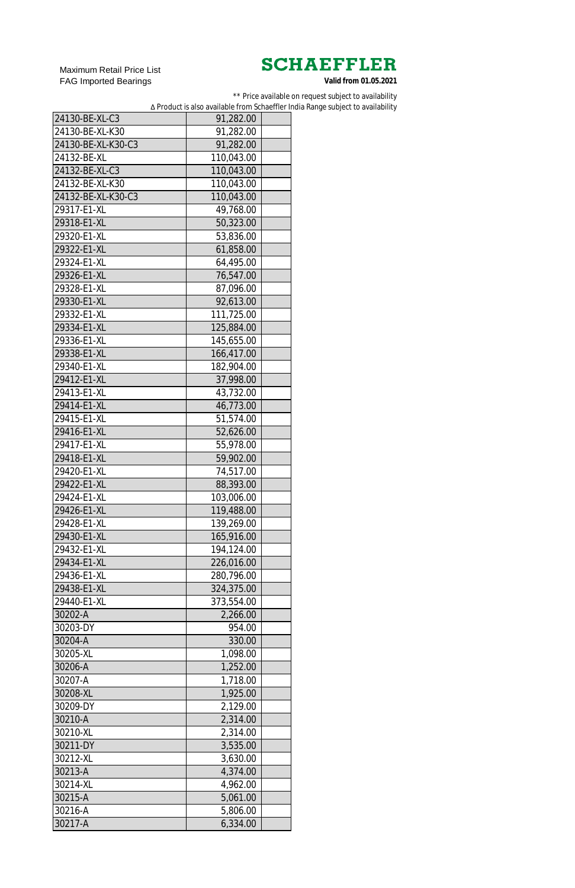Maximum Retail Price List
FAG Imported Bearings

**SCHAEFFLER**

**Valid from 01.05.2021**

** Price available on request subject to availability
∆ Product is also available from Schaeffler India Range subject to availability

| | | |
|---|---|---|
| 24130-BE-XL-C3 | 91,282.00 | |
| 24130-BE-XL-K30 | 91,282.00 | |
| 24130-BE-XL-K30-C3 | 91,282.00 | |
| 24132-BE-XL | 110,043.00 | |
| 24132-BE-XL-C3 | 110,043.00 | |
| 24132-BE-XL-K30 | 110,043.00 | |
| 24132-BE-XL-K30-C3 | 110,043.00 | |
| 29317-E1-XL | 49,768.00 | |
| 29318-E1-XL | 50,323.00 | |
| 29320-E1-XL | 53,836.00 | |
| 29322-E1-XL | 61,858.00 | |
| 29324-E1-XL | 64,495.00 | |
| 29326-E1-XL | 76,547.00 | |
| 29328-E1-XL | 87,096.00 | |
| 29330-E1-XL | 92,613.00 | |
| 29332-E1-XL | 111,725.00 | |
| 29334-E1-XL | 125,884.00 | |
| 29336-E1-XL | 145,655.00 | |
| 29338-E1-XL | 166,417.00 | |
| 29340-E1-XL | 182,904.00 | |
| 29412-E1-XL | 37,998.00 | |
| 29413-E1-XL | 43,732.00 | |
| 29414-E1-XL | 46,773.00 | |
| 29415-E1-XL | 51,574.00 | |
| 29416-E1-XL | 52,626.00 | |
| 29417-E1-XL | 55,978.00 | |
| 29418-E1-XL | 59,902.00 | |
| 29420-E1-XL | 74,517.00 | |
| 29422-E1-XL | 88,393.00 | |
| 29424-E1-XL | 103,006.00 | |
| 29426-E1-XL | 119,488.00 | |
| 29428-E1-XL | 139,269.00 | |
| 29430-E1-XL | 165,916.00 | |
| 29432-E1-XL | 194,124.00 | |
| 29434-E1-XL | 226,016.00 | |
| 29436-E1-XL | 280,796.00 | |
| 29438-E1-XL | 324,375.00 | |
| 29440-E1-XL | 373,554.00 | |
| 30202-A | 2,266.00 | |
| 30203-DY | 954.00 | |
| 30204-A | 330.00 | |
| 30205-XL | 1,098.00 | |
| 30206-A | 1,252.00 | |
| 30207-A | 1,718.00 | |
| 30208-XL | 1,925.00 | |
| 30209-DY | 2,129.00 | |
| 30210-A | 2,314.00 | |
| 30210-XL | 2,314.00 | |
| 30211-DY | 3,535.00 | |
| 30212-XL | 3,630.00 | |
| 30213-A | 4,374.00 | |
| 30214-XL | 4,962.00 | |
| 30215-A | 5,061.00 | |
| 30216-A | 5,806.00 | |
| 30217-A | 6,334.00 | |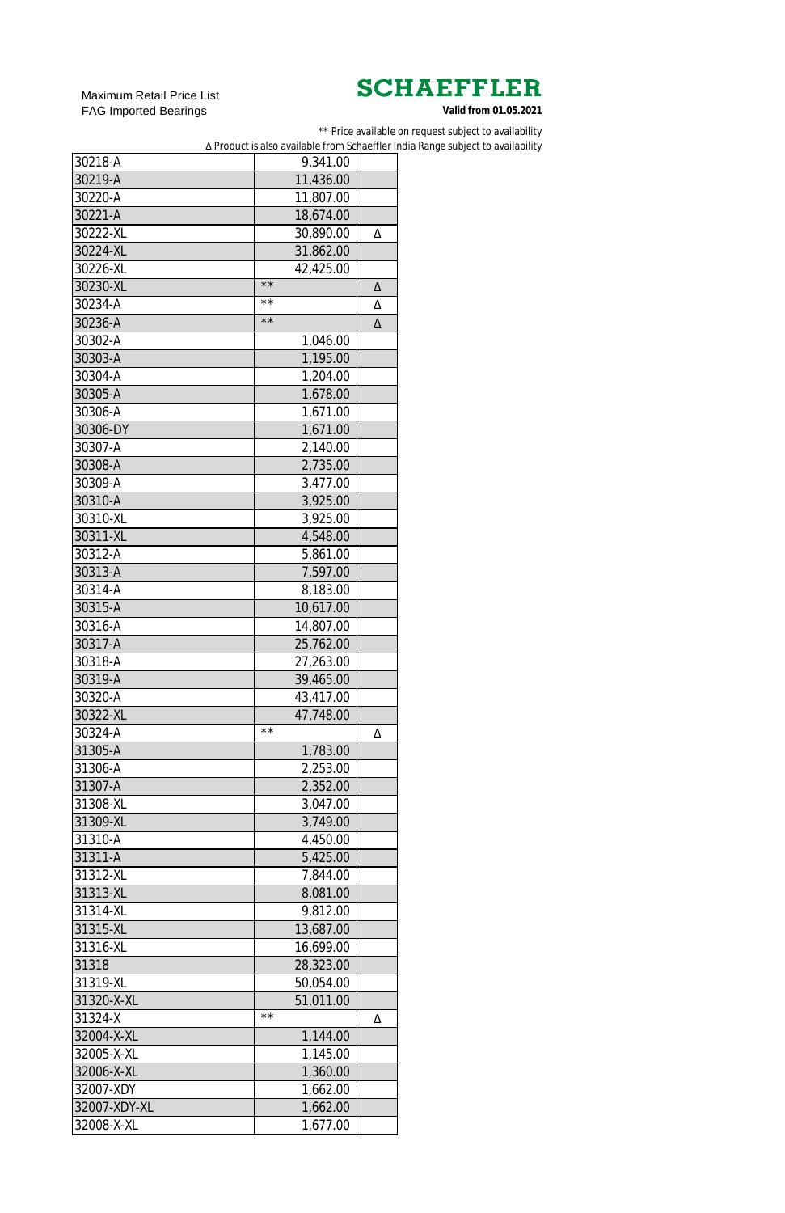Maximum Retail Price List
FAG Imported Bearings

**SCHAEFFLER**

**Valid from 01.05.2021**

** Price available on request subject to availability
Δ Product is also available from Schaeffler India Range subject to availability

| | | |
|---|---|---|
| 30218-A | 9,341.00 | |
| 30219-A | 11,436.00 | |
| 30220-A | 11,807.00 | |
| 30221-A | 18,674.00 | |
| 30222-XL | 30,890.00 | Δ |
| 30224-XL | 31,862.00 | |
| 30226-XL | 42,425.00 | |
| 30230-XL | ** | Δ |
| 30234-A | ** | Δ |
| 30236-A | ** | Δ |
| 30302-A | 1,046.00 | |
| 30303-A | 1,195.00 | |
| 30304-A | 1,204.00 | |
| 30305-A | 1,678.00 | |
| 30306-A | 1,671.00 | |
| 30306-DY | 1,671.00 | |
| 30307-A | 2,140.00 | |
| 30308-A | 2,735.00 | |
| 30309-A | 3,477.00 | |
| 30310-A | 3,925.00 | |
| 30310-XL | 3,925.00 | |
| 30311-XL | 4,548.00 | |
| 30312-A | 5,861.00 | |
| 30313-A | 7,597.00 | |
| 30314-A | 8,183.00 | |
| 30315-A | 10,617.00 | |
| 30316-A | 14,807.00 | |
| 30317-A | 25,762.00 | |
| 30318-A | 27,263.00 | |
| 30319-A | 39,465.00 | |
| 30320-A | 43,417.00 | |
| 30322-XL | 47,748.00 | |
| 30324-A | ** | Δ |
| 31305-A | 1,783.00 | |
| 31306-A | 2,253.00 | |
| 31307-A | 2,352.00 | |
| 31308-XL | 3,047.00 | |
| 31309-XL | 3,749.00 | |
| 31310-A | 4,450.00 | |
| 31311-A | 5,425.00 | |
| 31312-XL | 7,844.00 | |
| 31313-XL | 8,081.00 | |
| 31314-XL | 9,812.00 | |
| 31315-XL | 13,687.00 | |
| 31316-XL | 16,699.00 | |
| 31318 | 28,323.00 | |
| 31319-XL | 50,054.00 | |
| 31320-X-XL | 51,011.00 | |
| 31324-X | ** | Δ |
| 32004-X-XL | 1,144.00 | |
| 32005-X-XL | 1,145.00 | |
| 32006-X-XL | 1,360.00 | |
| 32007-XDY | 1,662.00 | |
| 32007-XDY-XL | 1,662.00 | |
| 32008-X-XL | 1,677.00 | |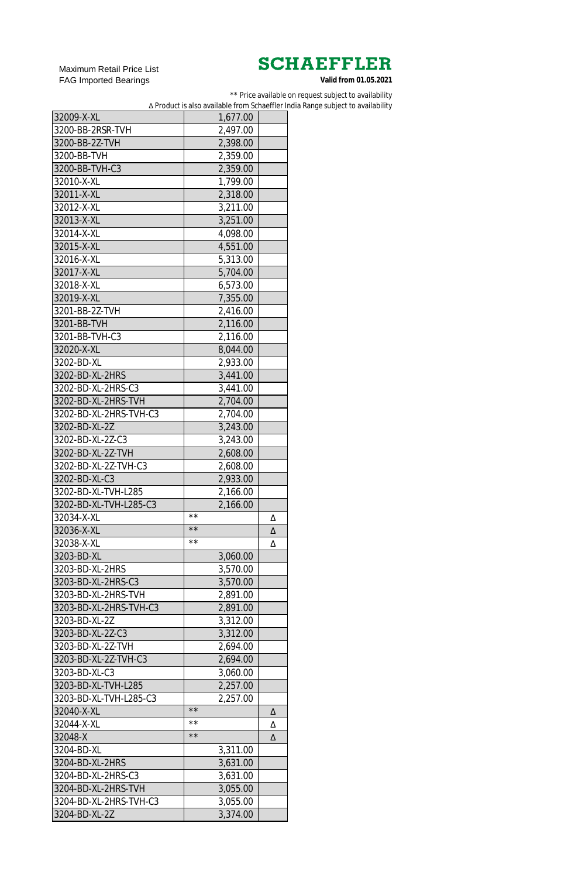Maximum Retail Price List
FAG Imported Bearings

**SCHAEFFLER**
**Valid from 01.05.2021**

** Price available on request subject to availability
Δ Product is also available from Schaeffler India Range subject to availability

| | | |
|---|---|---|
| 32009-X-XL | 1,677.00 | |
| 3200-BB-2RSR-TVH | 2,497.00 | |
| 3200-BB-2Z-TVH | 2,398.00 | |
| 3200-BB-TVH | 2,359.00 | |
| 3200-BB-TVH-C3 | 2,359.00 | |
| 32010-X-XL | 1,799.00 | |
| 32011-X-XL | 2,318.00 | |
| 32012-X-XL | 3,211.00 | |
| 32013-X-XL | 3,251.00 | |
| 32014-X-XL | 4,098.00 | |
| 32015-X-XL | 4,551.00 | |
| 32016-X-XL | 5,313.00 | |
| 32017-X-XL | 5,704.00 | |
| 32018-X-XL | 6,573.00 | |
| 32019-X-XL | 7,355.00 | |
| 3201-BB-2Z-TVH | 2,416.00 | |
| 3201-BB-TVH | 2,116.00 | |
| 3201-BB-TVH-C3 | 2,116.00 | |
| 32020-X-XL | 8,044.00 | |
| 3202-BD-XL | 2,933.00 | |
| 3202-BD-XL-2HRS | 3,441.00 | |
| 3202-BD-XL-2HRS-C3 | 3,441.00 | |
| 3202-BD-XL-2HRS-TVH | 2,704.00 | |
| 3202-BD-XL-2HRS-TVH-C3 | 2,704.00 | |
| 3202-BD-XL-2Z | 3,243.00 | |
| 3202-BD-XL-2Z-C3 | 3,243.00 | |
| 3202-BD-XL-2Z-TVH | 2,608.00 | |
| 3202-BD-XL-2Z-TVH-C3 | 2,608.00 | |
| 3202-BD-XL-C3 | 2,933.00 | |
| 3202-BD-XL-TVH-L285 | 2,166.00 | |
| 3202-BD-XL-TVH-L285-C3 | 2,166.00 | |
| 32034-X-XL | ** | Δ |
| 32036-X-XL | ** | Δ |
| 32038-X-XL | ** | Δ |
| 3203-BD-XL | 3,060.00 | |
| 3203-BD-XL-2HRS | 3,570.00 | |
| 3203-BD-XL-2HRS-C3 | 3,570.00 | |
| 3203-BD-XL-2HRS-TVH | 2,891.00 | |
| 3203-BD-XL-2HRS-TVH-C3 | 2,891.00 | |
| 3203-BD-XL-2Z | 3,312.00 | |
| 3203-BD-XL-2Z-C3 | 3,312.00 | |
| 3203-BD-XL-2Z-TVH | 2,694.00 | |
| 3203-BD-XL-2Z-TVH-C3 | 2,694.00 | |
| 3203-BD-XL-C3 | 3,060.00 | |
| 3203-BD-XL-TVH-L285 | 2,257.00 | |
| 3203-BD-XL-TVH-L285-C3 | 2,257.00 | |
| 32040-X-XL | ** | Δ |
| 32044-X-XL | ** | Δ |
| 32048-X | ** | Δ |
| 3204-BD-XL | 3,311.00 | |
| 3204-BD-XL-2HRS | 3,631.00 | |
| 3204-BD-XL-2HRS-C3 | 3,631.00 | |
| 3204-BD-XL-2HRS-TVH | 3,055.00 | |
| 3204-BD-XL-2HRS-TVH-C3 | 3,055.00 | |
| 3204-BD-XL-2Z | 3,374.00 | |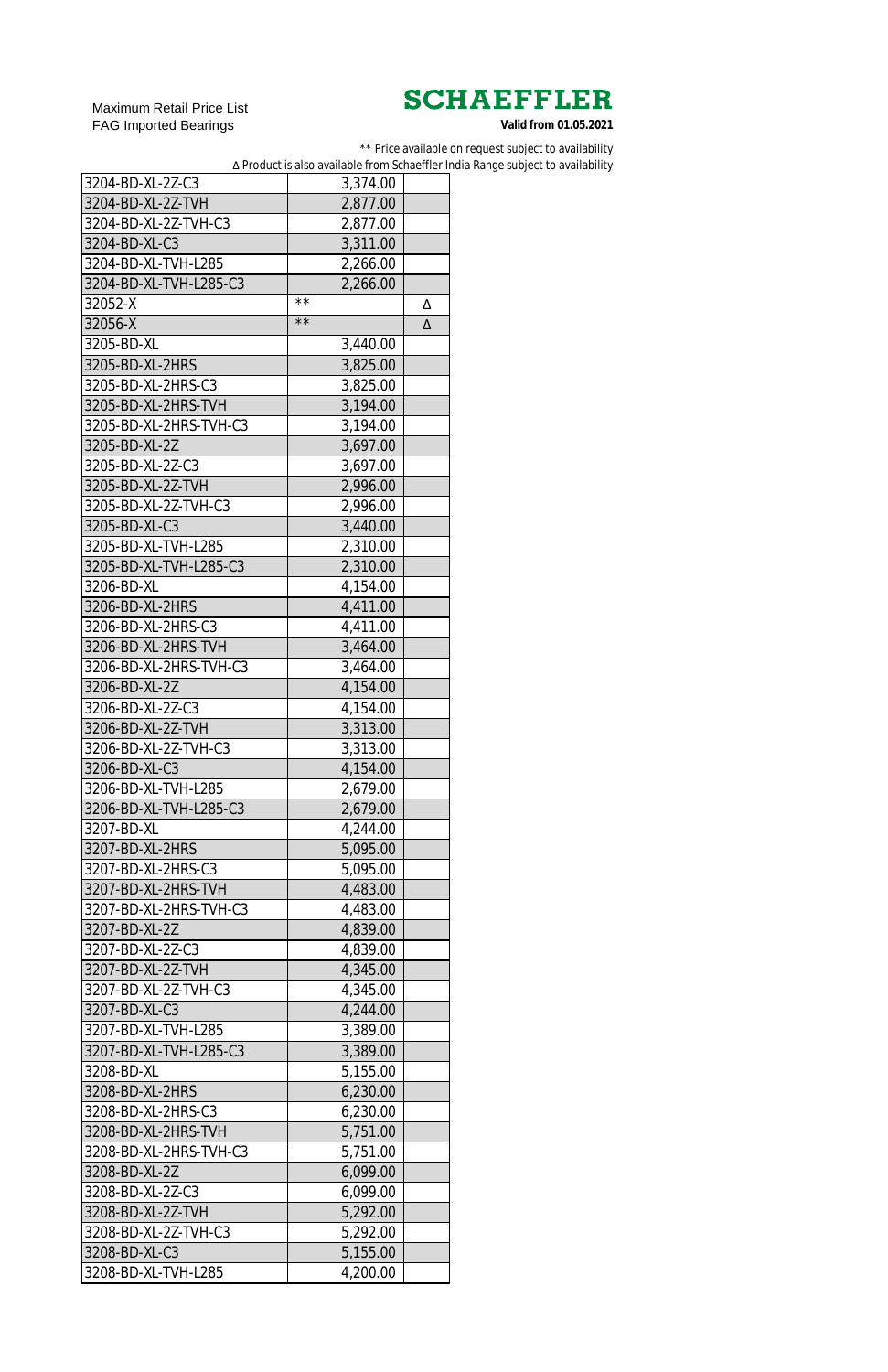Maximum Retail Price List
FAG Imported Bearings

**SCHAEFFLER**
**Valid from 01.05.2021**

** Price available on request subject to availability
Δ Product is also available from Schaeffler India Range subject to availability

| | | |
|---|---|---|
| 3204-BD-XL-2Z-C3 | 3,374.00 | |
| 3204-BD-XL-2Z-TVH | 2,877.00 | |
| 3204-BD-XL-2Z-TVH-C3 | 2,877.00 | |
| 3204-BD-XL-C3 | 3,311.00 | |
| 3204-BD-XL-TVH-L285 | 2,266.00 | |
| 3204-BD-XL-TVH-L285-C3 | 2,266.00 | |
| 32052-X | ** | Δ |
| 32056-X | ** | Δ |
| 3205-BD-XL | 3,440.00 | |
| 3205-BD-XL-2HRS | 3,825.00 | |
| 3205-BD-XL-2HRS-C3 | 3,825.00 | |
| 3205-BD-XL-2HRS-TVH | 3,194.00 | |
| 3205-BD-XL-2HRS-TVH-C3 | 3,194.00 | |
| 3205-BD-XL-2Z | 3,697.00 | |
| 3205-BD-XL-2Z-C3 | 3,697.00 | |
| 3205-BD-XL-2Z-TVH | 2,996.00 | |
| 3205-BD-XL-2Z-TVH-C3 | 2,996.00 | |
| 3205-BD-XL-C3 | 3,440.00 | |
| 3205-BD-XL-TVH-L285 | 2,310.00 | |
| 3205-BD-XL-TVH-L285-C3 | 2,310.00 | |
| 3206-BD-XL | 4,154.00 | |
| 3206-BD-XL-2HRS | 4,411.00 | |
| 3206-BD-XL-2HRS-C3 | 4,411.00 | |
| 3206-BD-XL-2HRS-TVH | 3,464.00 | |
| 3206-BD-XL-2HRS-TVH-C3 | 3,464.00 | |
| 3206-BD-XL-2Z | 4,154.00 | |
| 3206-BD-XL-2Z-C3 | 4,154.00 | |
| 3206-BD-XL-2Z-TVH | 3,313.00 | |
| 3206-BD-XL-2Z-TVH-C3 | 3,313.00 | |
| 3206-BD-XL-C3 | 4,154.00 | |
| 3206-BD-XL-TVH-L285 | 2,679.00 | |
| 3206-BD-XL-TVH-L285-C3 | 2,679.00 | |
| 3207-BD-XL | 4,244.00 | |
| 3207-BD-XL-2HRS | 5,095.00 | |
| 3207-BD-XL-2HRS-C3 | 5,095.00 | |
| 3207-BD-XL-2HRS-TVH | 4,483.00 | |
| 3207-BD-XL-2HRS-TVH-C3 | 4,483.00 | |
| 3207-BD-XL-2Z | 4,839.00 | |
| 3207-BD-XL-2Z-C3 | 4,839.00 | |
| 3207-BD-XL-2Z-TVH | 4,345.00 | |
| 3207-BD-XL-2Z-TVH-C3 | 4,345.00 | |
| 3207-BD-XL-C3 | 4,244.00 | |
| 3207-BD-XL-TVH-L285 | 3,389.00 | |
| 3207-BD-XL-TVH-L285-C3 | 3,389.00 | |
| 3208-BD-XL | 5,155.00 | |
| 3208-BD-XL-2HRS | 6,230.00 | |
| 3208-BD-XL-2HRS-C3 | 6,230.00 | |
| 3208-BD-XL-2HRS-TVH | 5,751.00 | |
| 3208-BD-XL-2HRS-TVH-C3 | 5,751.00 | |
| 3208-BD-XL-2Z | 6,099.00 | |
| 3208-BD-XL-2Z-C3 | 6,099.00 | |
| 3208-BD-XL-2Z-TVH | 5,292.00 | |
| 3208-BD-XL-2Z-TVH-C3 | 5,292.00 | |
| 3208-BD-XL-C3 | 5,155.00 | |
| 3208-BD-XL-TVH-L285 | 4,200.00 | |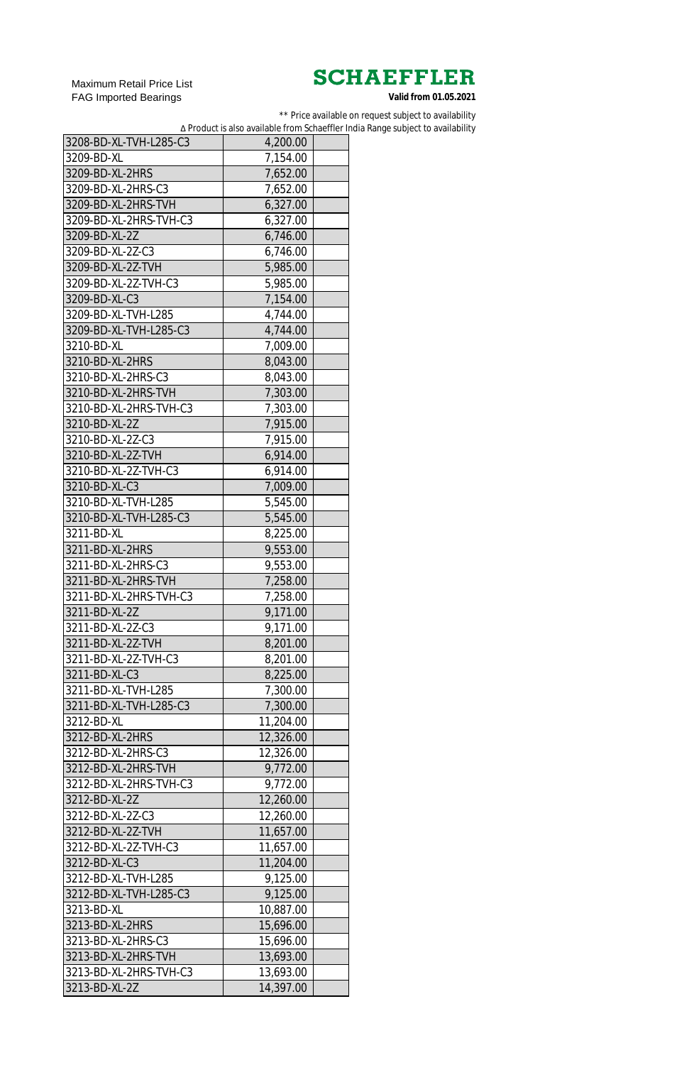Maximum Retail Price List
FAG Imported Bearings

**SCHAEFFLER**

**Valid from 01.05.2021**

** Price available on request subject to availability
∆ Product is also available from Schaeffler India Range subject to availability

| | | |
|---|---|---|
| 3208-BD-XL-TVH-L285-C3 | 4,200.00 | |
| 3209-BD-XL | 7,154.00 | |
| 3209-BD-XL-2HRS | 7,652.00 | |
| 3209-BD-XL-2HRS-C3 | 7,652.00 | |
| 3209-BD-XL-2HRS-TVH | 6,327.00 | |
| 3209-BD-XL-2HRS-TVH-C3 | 6,327.00 | |
| 3209-BD-XL-2Z | 6,746.00 | |
| 3209-BD-XL-2Z-C3 | 6,746.00 | |
| 3209-BD-XL-2Z-TVH | 5,985.00 | |
| 3209-BD-XL-2Z-TVH-C3 | 5,985.00 | |
| 3209-BD-XL-C3 | 7,154.00 | |
| 3209-BD-XL-TVH-L285 | 4,744.00 | |
| 3209-BD-XL-TVH-L285-C3 | 4,744.00 | |
| 3210-BD-XL | 7,009.00 | |
| 3210-BD-XL-2HRS | 8,043.00 | |
| 3210-BD-XL-2HRS-C3 | 8,043.00 | |
| 3210-BD-XL-2HRS-TVH | 7,303.00 | |
| 3210-BD-XL-2HRS-TVH-C3 | 7,303.00 | |
| 3210-BD-XL-2Z | 7,915.00 | |
| 3210-BD-XL-2Z-C3 | 7,915.00 | |
| 3210-BD-XL-2Z-TVH | 6,914.00 | |
| 3210-BD-XL-2Z-TVH-C3 | 6,914.00 | |
| 3210-BD-XL-C3 | 7,009.00 | |
| 3210-BD-XL-TVH-L285 | 5,545.00 | |
| 3210-BD-XL-TVH-L285-C3 | 5,545.00 | |
| 3211-BD-XL | 8,225.00 | |
| 3211-BD-XL-2HRS | 9,553.00 | |
| 3211-BD-XL-2HRS-C3 | 9,553.00 | |
| 3211-BD-XL-2HRS-TVH | 7,258.00 | |
| 3211-BD-XL-2HRS-TVH-C3 | 7,258.00 | |
| 3211-BD-XL-2Z | 9,171.00 | |
| 3211-BD-XL-2Z-C3 | 9,171.00 | |
| 3211-BD-XL-2Z-TVH | 8,201.00 | |
| 3211-BD-XL-2Z-TVH-C3 | 8,201.00 | |
| 3211-BD-XL-C3 | 8,225.00 | |
| 3211-BD-XL-TVH-L285 | 7,300.00 | |
| 3211-BD-XL-TVH-L285-C3 | 7,300.00 | |
| 3212-BD-XL | 11,204.00 | |
| 3212-BD-XL-2HRS | 12,326.00 | |
| 3212-BD-XL-2HRS-C3 | 12,326.00 | |
| 3212-BD-XL-2HRS-TVH | 9,772.00 | |
| 3212-BD-XL-2HRS-TVH-C3 | 9,772.00 | |
| 3212-BD-XL-2Z | 12,260.00 | |
| 3212-BD-XL-2Z-C3 | 12,260.00 | |
| 3212-BD-XL-2Z-TVH | 11,657.00 | |
| 3212-BD-XL-2Z-TVH-C3 | 11,657.00 | |
| 3212-BD-XL-C3 | 11,204.00 | |
| 3212-BD-XL-TVH-L285 | 9,125.00 | |
| 3212-BD-XL-TVH-L285-C3 | 9,125.00 | |
| 3213-BD-XL | 10,887.00 | |
| 3213-BD-XL-2HRS | 15,696.00 | |
| 3213-BD-XL-2HRS-C3 | 15,696.00 | |
| 3213-BD-XL-2HRS-TVH | 13,693.00 | |
| 3213-BD-XL-2HRS-TVH-C3 | 13,693.00 | |
| 3213-BD-XL-2Z | 14,397.00 | |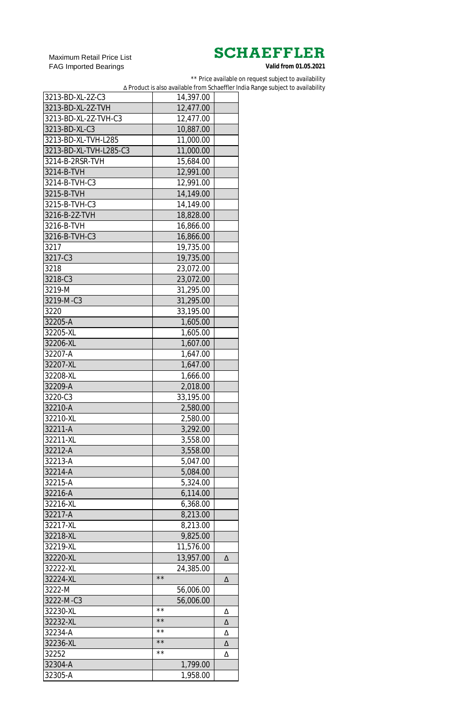Maximum Retail Price List
FAG Imported Bearings

**SCHAEFFLER**

**Valid from 01.05.2021**

** Price available on request subject to availability
Δ Product is also available from Schaeffler India Range subject to availability

| | | |
|---|---|---|
| 3213-BD-XL-2Z-C3 | 14,397.00 | |
| 3213-BD-XL-2Z-TVH | 12,477.00 | |
| 3213-BD-XL-2Z-TVH-C3 | 12,477.00 | |
| 3213-BD-XL-C3 | 10,887.00 | |
| 3213-BD-XL-TVH-L285 | 11,000.00 | |
| 3213-BD-XL-TVH-L285-C3 | 11,000.00 | |
| 3214-B-2RSR-TVH | 15,684.00 | |
| 3214-B-TVH | 12,991.00 | |
| 3214-B-TVH-C3 | 12,991.00 | |
| 3215-B-TVH | 14,149.00 | |
| 3215-B-TVH-C3 | 14,149.00 | |
| 3216-B-2Z-TVH | 18,828.00 | |
| 3216-B-TVH | 16,866.00 | |
| 3216-B-TVH-C3 | 16,866.00 | |
| 3217 | 19,735.00 | |
| 3217-C3 | 19,735.00 | |
| 3218 | 23,072.00 | |
| 3218-C3 | 23,072.00 | |
| 3219-M | 31,295.00 | |
| 3219-M-C3 | 31,295.00 | |
| 3220 | 33,195.00 | |
| 32205-A | 1,605.00 | |
| 32205-XL | 1,605.00 | |
| 32206-XL | 1,607.00 | |
| 32207-A | 1,647.00 | |
| 32207-XL | 1,647.00 | |
| 32208-XL | 1,666.00 | |
| 32209-A | 2,018.00 | |
| 3220-C3 | 33,195.00 | |
| 32210-A | 2,580.00 | |
| 32210-XL | 2,580.00 | |
| 32211-A | 3,292.00 | |
| 32211-XL | 3,558.00 | |
| 32212-A | 3,558.00 | |
| 32213-A | 5,047.00 | |
| 32214-A | 5,084.00 | |
| 32215-A | 5,324.00 | |
| 32216-A | 6,114.00 | |
| 32216-XL | 6,368.00 | |
| 32217-A | 8,213.00 | |
| 32217-XL | 8,213.00 | |
| 32218-XL | 9,825.00 | |
| 32219-XL | 11,576.00 | |
| 32220-XL | 13,957.00 | Δ |
| 32222-XL | 24,385.00 | |
| 32224-XL | ** | Δ |
| 3222-M | 56,006.00 | |
| 3222-M-C3 | 56,006.00 | |
| 32230-XL | ** | Δ |
| 32232-XL | ** | Δ |
| 32234-A | ** | Δ |
| 32236-XL | ** | Δ |
| 32252 | ** | Δ |
| 32304-A | 1,799.00 | |
| 32305-A | 1,958.00 | |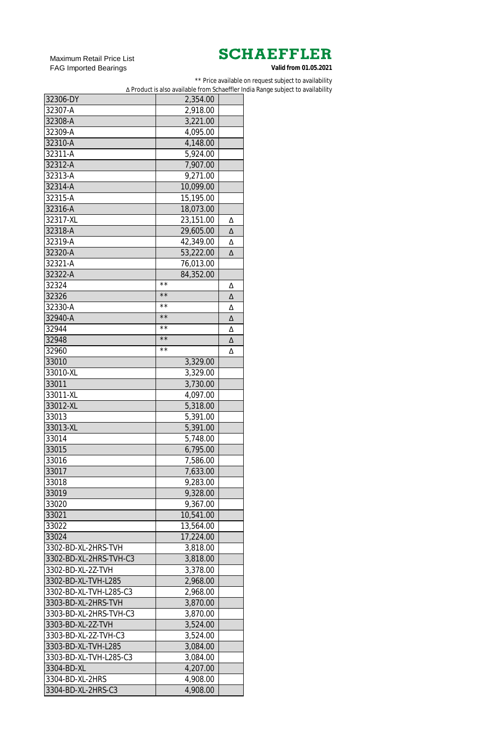Maximum Retail Price List
FAG Imported Bearings

**SCHAEFFLER**

**Valid from 01.05.2021**

** Price available on request subject to availability
Δ Product is also available from Schaeffler India Range subject to availability

| | | |
|---|---|---|
| 32306-DY | 2,354.00 | |
| 32307-A | 2,918.00 | |
| 32308-A | 3,221.00 | |
| 32309-A | 4,095.00 | |
| 32310-A | 4,148.00 | |
| 32311-A | 5,924.00 | |
| 32312-A | 7,907.00 | |
| 32313-A | 9,271.00 | |
| 32314-A | 10,099.00 | |
| 32315-A | 15,195.00 | |
| 32316-A | 18,073.00 | |
| 32317-XL | 23,151.00 | Δ |
| 32318-A | 29,605.00 | Δ |
| 32319-A | 42,349.00 | Δ |
| 32320-A | 53,222.00 | Δ |
| 32321-A | 76,013.00 | |
| 32322-A | 84,352.00 | |
| 32324 | ** | Δ |
| 32326 | ** | Δ |
| 32330-A | ** | Δ |
| 32940-A | ** | Δ |
| 32944 | ** | Δ |
| 32948 | ** | Δ |
| 32960 | ** | Δ |
| 33010 | 3,329.00 | |
| 33010-XL | 3,329.00 | |
| 33011 | 3,730.00 | |
| 33011-XL | 4,097.00 | |
| 33012-XL | 5,318.00 | |
| 33013 | 5,391.00 | |
| 33013-XL | 5,391.00 | |
| 33014 | 5,748.00 | |
| 33015 | 6,795.00 | |
| 33016 | 7,586.00 | |
| 33017 | 7,633.00 | |
| 33018 | 9,283.00 | |
| 33019 | 9,328.00 | |
| 33020 | 9,367.00 | |
| 33021 | 10,541.00 | |
| 33022 | 13,564.00 | |
| 33024 | 17,224.00 | |
| 3302-BD-XL-2HRS-TVH | 3,818.00 | |
| 3302-BD-XL-2HRS-TVH-C3 | 3,818.00 | |
| 3302-BD-XL-2Z-TVH | 3,378.00 | |
| 3302-BD-XL-TVH-L285 | 2,968.00 | |
| 3302-BD-XL-TVH-L285-C3 | 2,968.00 | |
| 3303-BD-XL-2HRS-TVH | 3,870.00 | |
| 3303-BD-XL-2HRS-TVH-C3 | 3,870.00 | |
| 3303-BD-XL-2Z-TVH | 3,524.00 | |
| 3303-BD-XL-2Z-TVH-C3 | 3,524.00 | |
| 3303-BD-XL-TVH-L285 | 3,084.00 | |
| 3303-BD-XL-TVH-L285-C3 | 3,084.00 | |
| 3304-BD-XL | 4,207.00 | |
| 3304-BD-XL-2HRS | 4,908.00 | |
| 3304-BD-XL-2HRS-C3 | 4,908.00 | |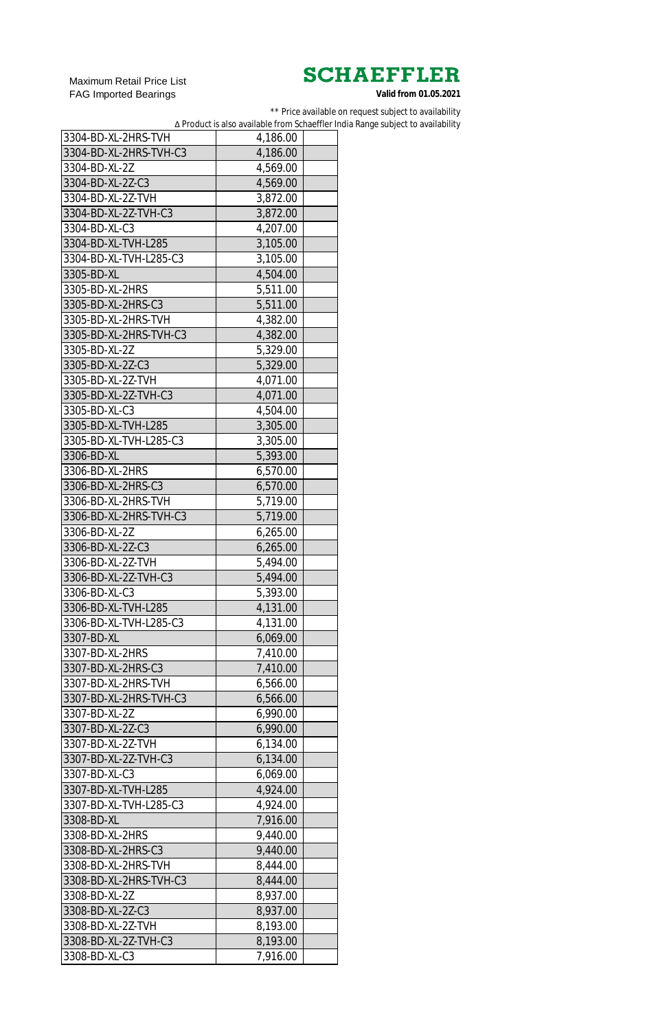Maximum Retail Price List
FAG Imported Bearings

**SCHAEFFLER**
**Valid from 01.05.2021**

** Price available on request subject to availability
∆ Product is also available from Schaeffler India Range subject to availability

| | | |
|---|---|---|
| 3304-BD-XL-2HRS-TVH | 4,186.00 | |
| 3304-BD-XL-2HRS-TVH-C3 | 4,186.00 | |
| 3304-BD-XL-2Z | 4,569.00 | |
| 3304-BD-XL-2Z-C3 | 4,569.00 | |
| 3304-BD-XL-2Z-TVH | 3,872.00 | |
| 3304-BD-XL-2Z-TVH-C3 | 3,872.00 | |
| 3304-BD-XL-C3 | 4,207.00 | |
| 3304-BD-XL-TVH-L285 | 3,105.00 | |
| 3304-BD-XL-TVH-L285-C3 | 3,105.00 | |
| 3305-BD-XL | 4,504.00 | |
| 3305-BD-XL-2HRS | 5,511.00 | |
| 3305-BD-XL-2HRS-C3 | 5,511.00 | |
| 3305-BD-XL-2HRS-TVH | 4,382.00 | |
| 3305-BD-XL-2HRS-TVH-C3 | 4,382.00 | |
| 3305-BD-XL-2Z | 5,329.00 | |
| 3305-BD-XL-2Z-C3 | 5,329.00 | |
| 3305-BD-XL-2Z-TVH | 4,071.00 | |
| 3305-BD-XL-2Z-TVH-C3 | 4,071.00 | |
| 3305-BD-XL-C3 | 4,504.00 | |
| 3305-BD-XL-TVH-L285 | 3,305.00 | |
| 3305-BD-XL-TVH-L285-C3 | 3,305.00 | |
| 3306-BD-XL | 5,393.00 | |
| 3306-BD-XL-2HRS | 6,570.00 | |
| 3306-BD-XL-2HRS-C3 | 6,570.00 | |
| 3306-BD-XL-2HRS-TVH | 5,719.00 | |
| 3306-BD-XL-2HRS-TVH-C3 | 5,719.00 | |
| 3306-BD-XL-2Z | 6,265.00 | |
| 3306-BD-XL-2Z-C3 | 6,265.00 | |
| 3306-BD-XL-2Z-TVH | 5,494.00 | |
| 3306-BD-XL-2Z-TVH-C3 | 5,494.00 | |
| 3306-BD-XL-C3 | 5,393.00 | |
| 3306-BD-XL-TVH-L285 | 4,131.00 | |
| 3306-BD-XL-TVH-L285-C3 | 4,131.00 | |
| 3307-BD-XL | 6,069.00 | |
| 3307-BD-XL-2HRS | 7,410.00 | |
| 3307-BD-XL-2HRS-C3 | 7,410.00 | |
| 3307-BD-XL-2HRS-TVH | 6,566.00 | |
| 3307-BD-XL-2HRS-TVH-C3 | 6,566.00 | |
| 3307-BD-XL-2Z | 6,990.00 | |
| 3307-BD-XL-2Z-C3 | 6,990.00 | |
| 3307-BD-XL-2Z-TVH | 6,134.00 | |
| 3307-BD-XL-2Z-TVH-C3 | 6,134.00 | |
| 3307-BD-XL-C3 | 6,069.00 | |
| 3307-BD-XL-TVH-L285 | 4,924.00 | |
| 3307-BD-XL-TVH-L285-C3 | 4,924.00 | |
| 3308-BD-XL | 7,916.00 | |
| 3308-BD-XL-2HRS | 9,440.00 | |
| 3308-BD-XL-2HRS-C3 | 9,440.00 | |
| 3308-BD-XL-2HRS-TVH | 8,444.00 | |
| 3308-BD-XL-2HRS-TVH-C3 | 8,444.00 | |
| 3308-BD-XL-2Z | 8,937.00 | |
| 3308-BD-XL-2Z-C3 | 8,937.00 | |
| 3308-BD-XL-2Z-TVH | 8,193.00 | |
| 3308-BD-XL-2Z-TVH-C3 | 8,193.00 | |
| 3308-BD-XL-C3 | 7,916.00 | |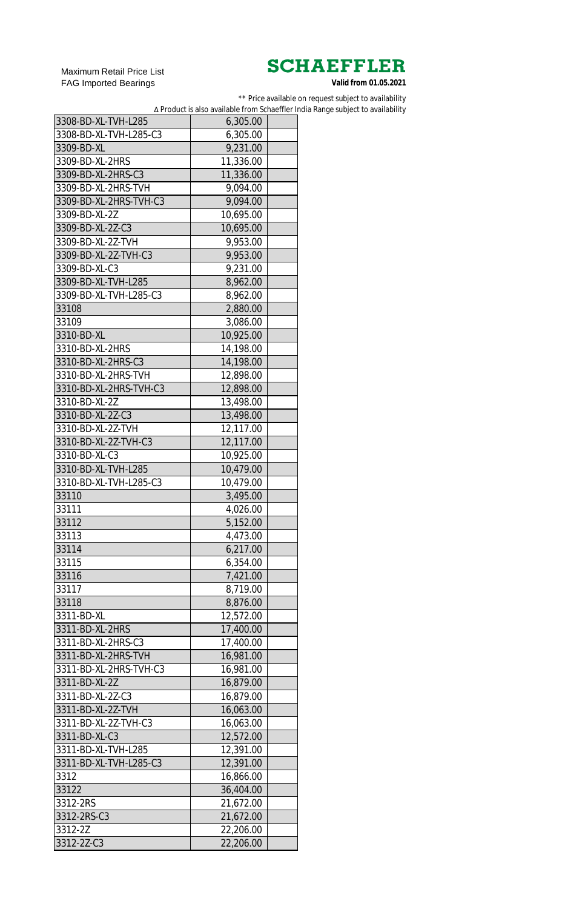Maximum Retail Price List
FAG Imported Bearings

**SCHAEFFLER**

**Valid from 01.05.2021**

** Price available on request subject to availability
∆ Product is also available from Schaeffler India Range subject to availability

| | | |
|---|---|---|
| 3308-BD-XL-TVH-L285 | 6,305.00 | |
| 3308-BD-XL-TVH-L285-C3 | 6,305.00 | |
| 3309-BD-XL | 9,231.00 | |
| 3309-BD-XL-2HRS | 11,336.00 | |
| 3309-BD-XL-2HRS-C3 | 11,336.00 | |
| 3309-BD-XL-2HRS-TVH | 9,094.00 | |
| 3309-BD-XL-2HRS-TVH-C3 | 9,094.00 | |
| 3309-BD-XL-2Z | 10,695.00 | |
| 3309-BD-XL-2Z-C3 | 10,695.00 | |
| 3309-BD-XL-2Z-TVH | 9,953.00 | |
| 3309-BD-XL-2Z-TVH-C3 | 9,953.00 | |
| 3309-BD-XL-C3 | 9,231.00 | |
| 3309-BD-XL-TVH-L285 | 8,962.00 | |
| 3309-BD-XL-TVH-L285-C3 | 8,962.00 | |
| 33108 | 2,880.00 | |
| 33109 | 3,086.00 | |
| 3310-BD-XL | 10,925.00 | |
| 3310-BD-XL-2HRS | 14,198.00 | |
| 3310-BD-XL-2HRS-C3 | 14,198.00 | |
| 3310-BD-XL-2HRS-TVH | 12,898.00 | |
| 3310-BD-XL-2HRS-TVH-C3 | 12,898.00 | |
| 3310-BD-XL-2Z | 13,498.00 | |
| 3310-BD-XL-2Z-C3 | 13,498.00 | |
| 3310-BD-XL-2Z-TVH | 12,117.00 | |
| 3310-BD-XL-2Z-TVH-C3 | 12,117.00 | |
| 3310-BD-XL-C3 | 10,925.00 | |
| 3310-BD-XL-TVH-L285 | 10,479.00 | |
| 3310-BD-XL-TVH-L285-C3 | 10,479.00 | |
| 33110 | 3,495.00 | |
| 33111 | 4,026.00 | |
| 33112 | 5,152.00 | |
| 33113 | 4,473.00 | |
| 33114 | 6,217.00 | |
| 33115 | 6,354.00 | |
| 33116 | 7,421.00 | |
| 33117 | 8,719.00 | |
| 33118 | 8,876.00 | |
| 3311-BD-XL | 12,572.00 | |
| 3311-BD-XL-2HRS | 17,400.00 | |
| 3311-BD-XL-2HRS-C3 | 17,400.00 | |
| 3311-BD-XL-2HRS-TVH | 16,981.00 | |
| 3311-BD-XL-2HRS-TVH-C3 | 16,981.00 | |
| 3311-BD-XL-2Z | 16,879.00 | |
| 3311-BD-XL-2Z-C3 | 16,879.00 | |
| 3311-BD-XL-2Z-TVH | 16,063.00 | |
| 3311-BD-XL-2Z-TVH-C3 | 16,063.00 | |
| 3311-BD-XL-C3 | 12,572.00 | |
| 3311-BD-XL-TVH-L285 | 12,391.00 | |
| 3311-BD-XL-TVH-L285-C3 | 12,391.00 | |
| 3312 | 16,866.00 | |
| 33122 | 36,404.00 | |
| 3312-2RS | 21,672.00 | |
| 3312-2RS-C3 | 21,672.00 | |
| 3312-2Z | 22,206.00 | |
| 3312-2Z-C3 | 22,206.00 | |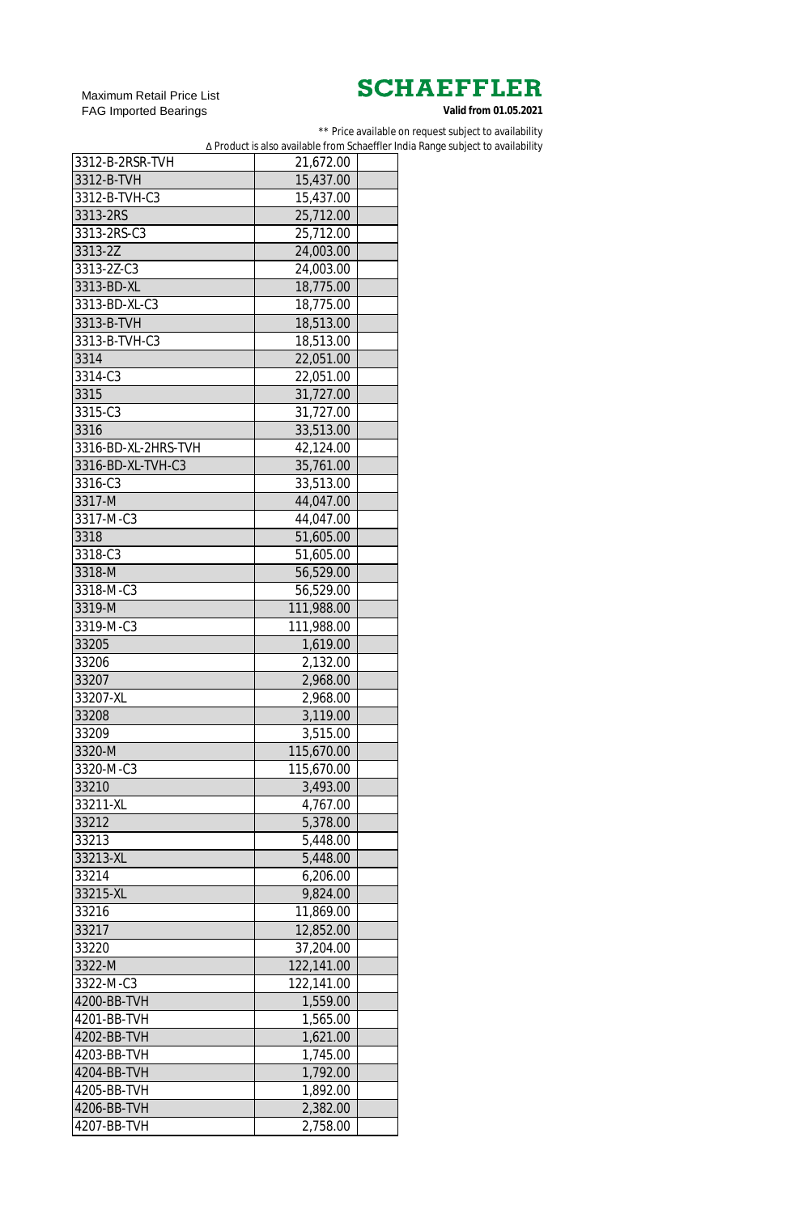Maximum Retail Price List
FAG Imported Bearings

**SCHAEFFLER**

**Valid from 01.05.2021**

** Price available on request subject to availability
∆ Product is also available from Schaeffler India Range subject to availability

| | | |
|---|---|---|
| 3312-B-2RSR-TVH | 21,672.00 | |
| 3312-B-TVH | 15,437.00 | |
| 3312-B-TVH-C3 | 15,437.00 | |
| 3313-2RS | 25,712.00 | |
| 3313-2RS-C3 | 25,712.00 | |
| 3313-2Z | 24,003.00 | |
| 3313-2Z-C3 | 24,003.00 | |
| 3313-BD-XL | 18,775.00 | |
| 3313-BD-XL-C3 | 18,775.00 | |
| 3313-B-TVH | 18,513.00 | |
| 3313-B-TVH-C3 | 18,513.00 | |
| 3314 | 22,051.00 | |
| 3314-C3 | 22,051.00 | |
| 3315 | 31,727.00 | |
| 3315-C3 | 31,727.00 | |
| 3316 | 33,513.00 | |
| 3316-BD-XL-2HRS-TVH | 42,124.00 | |
| 3316-BD-XL-TVH-C3 | 35,761.00 | |
| 3316-C3 | 33,513.00 | |
| 3317-M | 44,047.00 | |
| 3317-M-C3 | 44,047.00 | |
| 3318 | 51,605.00 | |
| 3318-C3 | 51,605.00 | |
| 3318-M | 56,529.00 | |
| 3318-M-C3 | 56,529.00 | |
| 3319-M | 111,988.00 | |
| 3319-M-C3 | 111,988.00 | |
| 33205 | 1,619.00 | |
| 33206 | 2,132.00 | |
| 33207 | 2,968.00 | |
| 33207-XL | 2,968.00 | |
| 33208 | 3,119.00 | |
| 33209 | 3,515.00 | |
| 3320-M | 115,670.00 | |
| 3320-M-C3 | 115,670.00 | |
| 33210 | 3,493.00 | |
| 33211-XL | 4,767.00 | |
| 33212 | 5,378.00 | |
| 33213 | 5,448.00 | |
| 33213-XL | 5,448.00 | |
| 33214 | 6,206.00 | |
| 33215-XL | 9,824.00 | |
| 33216 | 11,869.00 | |
| 33217 | 12,852.00 | |
| 33220 | 37,204.00 | |
| 3322-M | 122,141.00 | |
| 3322-M-C3 | 122,141.00 | |
| 4200-BB-TVH | 1,559.00 | |
| 4201-BB-TVH | 1,565.00 | |
| 4202-BB-TVH | 1,621.00 | |
| 4203-BB-TVH | 1,745.00 | |
| 4204-BB-TVH | 1,792.00 | |
| 4205-BB-TVH | 1,892.00 | |
| 4206-BB-TVH | 2,382.00 | |
| 4207-BB-TVH | 2,758.00 | |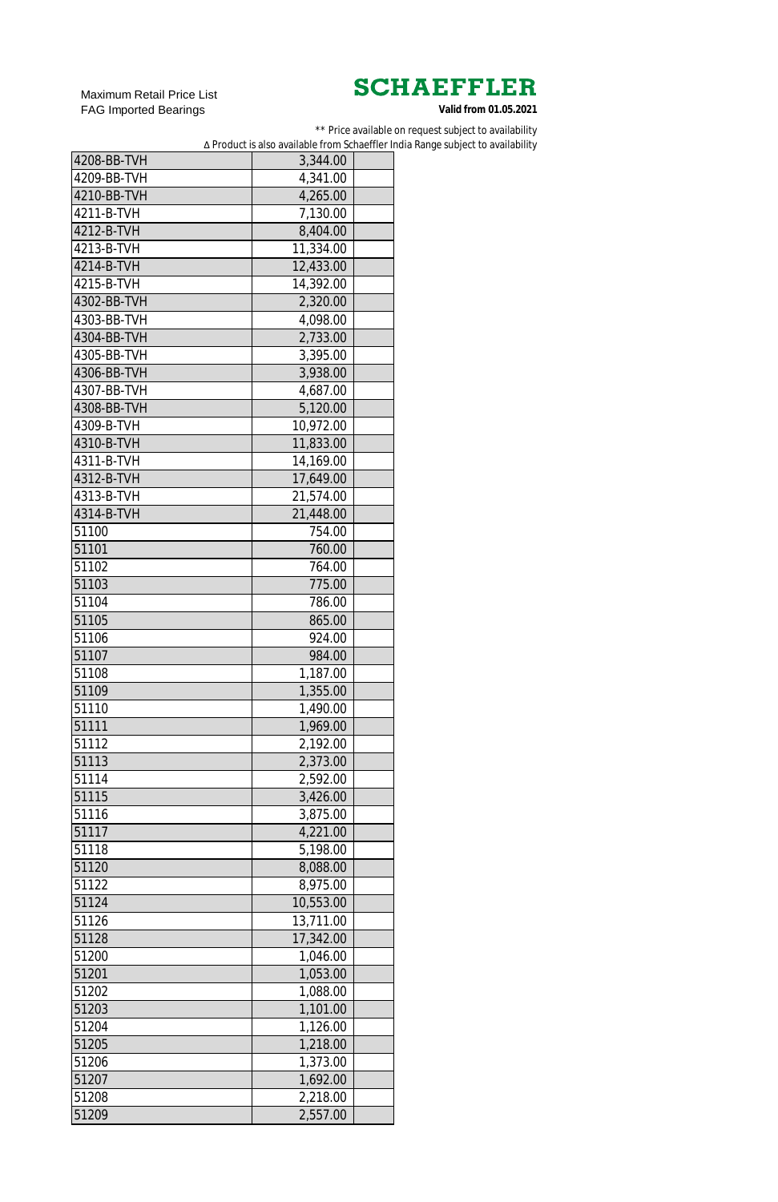Maximum Retail Price List
FAG Imported Bearings

**SCHAEFFLER**

**Valid from 01.05.2021**

** Price available on request subject to availability
∆ Product is also available from Schaeffler India Range subject to availability

| | | |
|---|---|---|
| 4208-BB-TVH | 3,344.00 | |
| 4209-BB-TVH | 4,341.00 | |
| 4210-BB-TVH | 4,265.00 | |
| 4211-B-TVH | 7,130.00 | |
| 4212-B-TVH | 8,404.00 | |
| 4213-B-TVH | 11,334.00 | |
| 4214-B-TVH | 12,433.00 | |
| 4215-B-TVH | 14,392.00 | |
| 4302-BB-TVH | 2,320.00 | |
| 4303-BB-TVH | 4,098.00 | |
| 4304-BB-TVH | 2,733.00 | |
| 4305-BB-TVH | 3,395.00 | |
| 4306-BB-TVH | 3,938.00 | |
| 4307-BB-TVH | 4,687.00 | |
| 4308-BB-TVH | 5,120.00 | |
| 4309-B-TVH | 10,972.00 | |
| 4310-B-TVH | 11,833.00 | |
| 4311-B-TVH | 14,169.00 | |
| 4312-B-TVH | 17,649.00 | |
| 4313-B-TVH | 21,574.00 | |
| 4314-B-TVH | 21,448.00 | |
| 51100 | 754.00 | |
| 51101 | 760.00 | |
| 51102 | 764.00 | |
| 51103 | 775.00 | |
| 51104 | 786.00 | |
| 51105 | 865.00 | |
| 51106 | 924.00 | |
| 51107 | 984.00 | |
| 51108 | 1,187.00 | |
| 51109 | 1,355.00 | |
| 51110 | 1,490.00 | |
| 51111 | 1,969.00 | |
| 51112 | 2,192.00 | |
| 51113 | 2,373.00 | |
| 51114 | 2,592.00 | |
| 51115 | 3,426.00 | |
| 51116 | 3,875.00 | |
| 51117 | 4,221.00 | |
| 51118 | 5,198.00 | |
| 51120 | 8,088.00 | |
| 51122 | 8,975.00 | |
| 51124 | 10,553.00 | |
| 51126 | 13,711.00 | |
| 51128 | 17,342.00 | |
| 51200 | 1,046.00 | |
| 51201 | 1,053.00 | |
| 51202 | 1,088.00 | |
| 51203 | 1,101.00 | |
| 51204 | 1,126.00 | |
| 51205 | 1,218.00 | |
| 51206 | 1,373.00 | |
| 51207 | 1,692.00 | |
| 51208 | 2,218.00 | |
| 51209 | 2,557.00 | |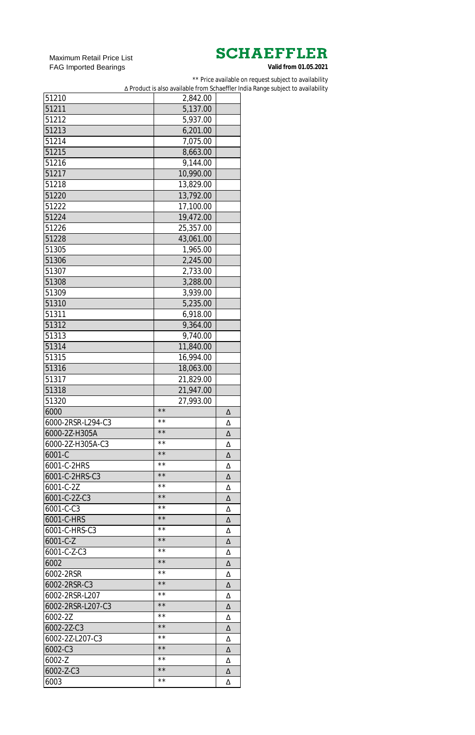Maximum Retail Price List
FAG Imported Bearings

**SCHAEFFLER**

**Valid from 01.05.2021**

** Price available on request subject to availability
Δ Product is also available from Schaeffler India Range subject to availability

| | | |
|---|---|---|
| 51210 | 2,842.00 | |
| 51211 | 5,137.00 | |
| 51212 | 5,937.00 | |
| 51213 | 6,201.00 | |
| 51214 | 7,075.00 | |
| 51215 | 8,663.00 | |
| 51216 | 9,144.00 | |
| 51217 | 10,990.00 | |
| 51218 | 13,829.00 | |
| 51220 | 13,792.00 | |
| 51222 | 17,100.00 | |
| 51224 | 19,472.00 | |
| 51226 | 25,357.00 | |
| 51228 | 43,061.00 | |
| 51305 | 1,965.00 | |
| 51306 | 2,245.00 | |
| 51307 | 2,733.00 | |
| 51308 | 3,288.00 | |
| 51309 | 3,939.00 | |
| 51310 | 5,235.00 | |
| 51311 | 6,918.00 | |
| 51312 | 9,364.00 | |
| 51313 | 9,740.00 | |
| 51314 | 11,840.00 | |
| 51315 | 16,994.00 | |
| 51316 | 18,063.00 | |
| 51317 | 21,829.00 | |
| 51318 | 21,947.00 | |
| 51320 | 27,993.00 | |
| 6000 | ** | Δ |
| 6000-2RSR-L294-C3 | ** | Δ |
| 6000-2Z-H305A | ** | Δ |
| 6000-2Z-H305A-C3 | ** | Δ |
| 6001-C | ** | Δ |
| 6001-C-2HRS | ** | Δ |
| 6001-C-2HRS-C3 | ** | Δ |
| 6001-C-2Z | ** | Δ |
| 6001-C-2Z-C3 | ** | Δ |
| 6001-C-C3 | ** | Δ |
| 6001-C-HRS | ** | Δ |
| 6001-C-HRS-C3 | ** | Δ |
| 6001-C-Z | ** | Δ |
| 6001-C-Z-C3 | ** | Δ |
| 6002 | ** | Δ |
| 6002-2RSR | ** | Δ |
| 6002-2RSR-C3 | ** | Δ |
| 6002-2RSR-L207 | ** | Δ |
| 6002-2RSR-L207-C3 | ** | Δ |
| 6002-2Z | ** | Δ |
| 6002-2Z-C3 | ** | Δ |
| 6002-2Z-L207-C3 | ** | Δ |
| 6002-C3 | ** | Δ |
| 6002-Z | ** | Δ |
| 6002-Z-C3 | ** | Δ |
| 6003 | ** | Δ |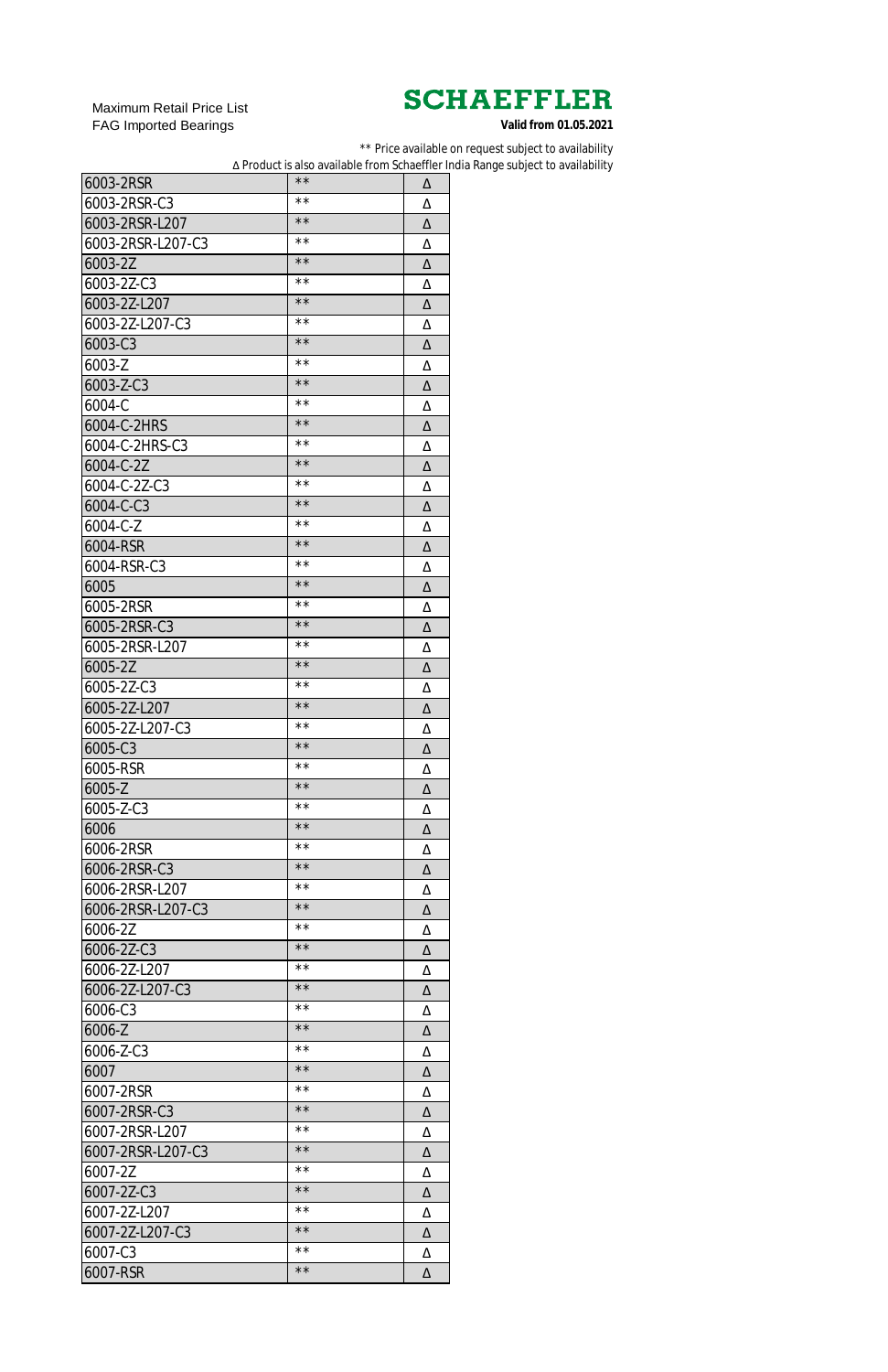Maximum Retail Price List
FAG Imported Bearings

**SCHAEFFLER**

**Valid from 01.05.2021**

** Price available on request subject to availability

Δ Product is also available from Schaeffler India Range subject to availability

| | | |
|---|---|---|
| 6003-2RSR | ** | Δ |
| 6003-2RSR-C3 | ** | Δ |
| 6003-2RSR-L207 | ** | Δ |
| 6003-2RSR-L207-C3 | ** | Δ |
| 6003-2Z | ** | Δ |
| 6003-2Z-C3 | ** | Δ |
| 6003-2Z-L207 | ** | Δ |
| 6003-2Z-L207-C3 | ** | Δ |
| 6003-C3 | ** | Δ |
| 6003-Z | ** | Δ |
| 6003-Z-C3 | ** | Δ |
| 6004-C | ** | Δ |
| 6004-C-2HRS | ** | Δ |
| 6004-C-2HRS-C3 | ** | Δ |
| 6004-C-2Z | ** | Δ |
| 6004-C-2Z-C3 | ** | Δ |
| 6004-C-C3 | ** | Δ |
| 6004-C-Z | ** | Δ |
| 6004-RSR | ** | Δ |
| 6004-RSR-C3 | ** | Δ |
| 6005 | ** | Δ |
| 6005-2RSR | ** | Δ |
| 6005-2RSR-C3 | ** | Δ |
| 6005-2RSR-L207 | ** | Δ |
| 6005-2Z | ** | Δ |
| 6005-2Z-C3 | ** | Δ |
| 6005-2Z-L207 | ** | Δ |
| 6005-2Z-L207-C3 | ** | Δ |
| 6005-C3 | ** | Δ |
| 6005-RSR | ** | Δ |
| 6005-Z | ** | Δ |
| 6005-Z-C3 | ** | Δ |
| 6006 | ** | Δ |
| 6006-2RSR | ** | Δ |
| 6006-2RSR-C3 | ** | Δ |
| 6006-2RSR-L207 | ** | Δ |
| 6006-2RSR-L207-C3 | ** | Δ |
| 6006-2Z | ** | Δ |
| 6006-2Z-C3 | ** | Δ |
| 6006-2Z-L207 | ** | Δ |
| 6006-2Z-L207-C3 | ** | Δ |
| 6006-C3 | ** | Δ |
| 6006-Z | ** | Δ |
| 6006-Z-C3 | ** | Δ |
| 6007 | ** | Δ |
| 6007-2RSR | ** | Δ |
| 6007-2RSR-C3 | ** | Δ |
| 6007-2RSR-L207 | ** | Δ |
| 6007-2RSR-L207-C3 | ** | Δ |
| 6007-2Z | ** | Δ |
| 6007-2Z-C3 | ** | Δ |
| 6007-2Z-L207 | ** | Δ |
| 6007-2Z-L207-C3 | ** | Δ |
| 6007-C3 | ** | Δ |
| 6007-RSR | ** | Δ |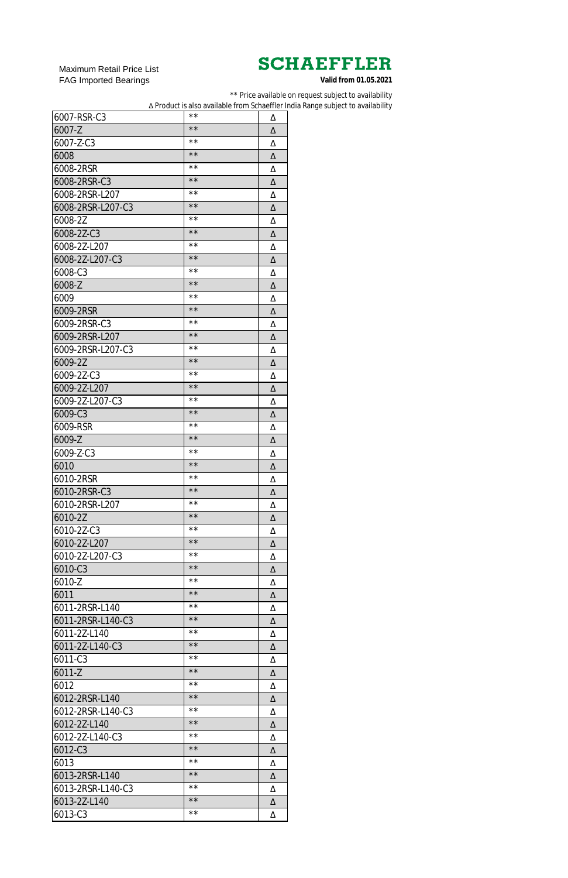Maximum Retail Price List
FAG Imported Bearings

**SCHAEFFLER**
**Valid from 01.05.2021**

** Price available on request subject to availability
Δ Product is also available from Schaeffler India Range subject to availability

| | | |
|---|---|---|
| 6007-RSR-C3 | ** | Δ |
| 6007-Z | ** | Δ |
| 6007-Z-C3 | ** | Δ |
| 6008 | ** | Δ |
| 6008-2RSR | ** | Δ |
| 6008-2RSR-C3 | ** | Δ |
| 6008-2RSR-L207 | ** | Δ |
| 6008-2RSR-L207-C3 | ** | Δ |
| 6008-2Z | ** | Δ |
| 6008-2Z-C3 | ** | Δ |
| 6008-2Z-L207 | ** | Δ |
| 6008-2Z-L207-C3 | ** | Δ |
| 6008-C3 | ** | Δ |
| 6008-Z | ** | Δ |
| 6009 | ** | Δ |
| 6009-2RSR | ** | Δ |
| 6009-2RSR-C3 | ** | Δ |
| 6009-2RSR-L207 | ** | Δ |
| 6009-2RSR-L207-C3 | ** | Δ |
| 6009-2Z | ** | Δ |
| 6009-2Z-C3 | ** | Δ |
| 6009-2Z-L207 | ** | Δ |
| 6009-2Z-L207-C3 | ** | Δ |
| 6009-C3 | ** | Δ |
| 6009-RSR | ** | Δ |
| 6009-Z | ** | Δ |
| 6009-Z-C3 | ** | Δ |
| 6010 | ** | Δ |
| 6010-2RSR | ** | Δ |
| 6010-2RSR-C3 | ** | Δ |
| 6010-2RSR-L207 | ** | Δ |
| 6010-2Z | ** | Δ |
| 6010-2Z-C3 | ** | Δ |
| 6010-2Z-L207 | ** | Δ |
| 6010-2Z-L207-C3 | ** | Δ |
| 6010-C3 | ** | Δ |
| 6010-Z | ** | Δ |
| 6011 | ** | Δ |
| 6011-2RSR-L140 | ** | Δ |
| 6011-2RSR-L140-C3 | ** | Δ |
| 6011-2Z-L140 | ** | Δ |
| 6011-2Z-L140-C3 | ** | Δ |
| 6011-C3 | ** | Δ |
| 6011-Z | ** | Δ |
| 6012 | ** | Δ |
| 6012-2RSR-L140 | ** | Δ |
| 6012-2RSR-L140-C3 | ** | Δ |
| 6012-2Z-L140 | ** | Δ |
| 6012-2Z-L140-C3 | ** | Δ |
| 6012-C3 | ** | Δ |
| 6013 | ** | Δ |
| 6013-2RSR-L140 | ** | Δ |
| 6013-2RSR-L140-C3 | ** | Δ |
| 6013-2Z-L140 | ** | Δ |
| 6013-C3 | ** | Δ |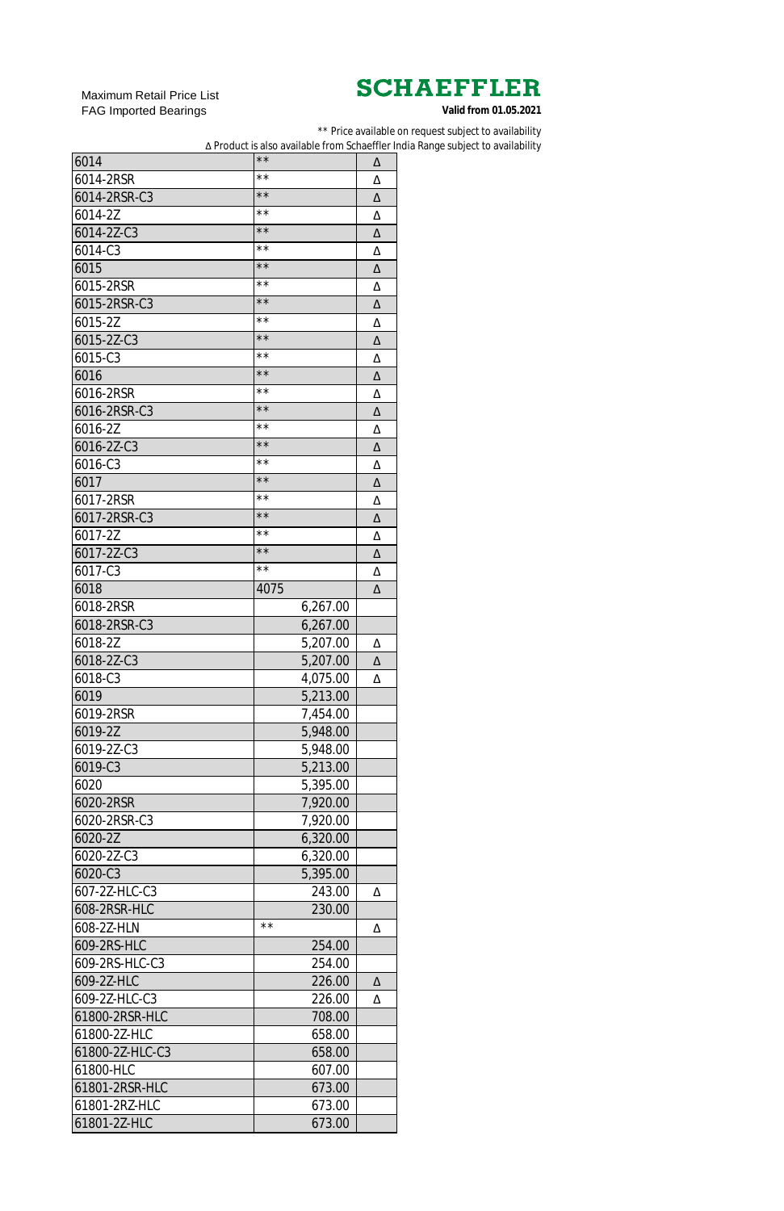Maximum Retail Price List
FAG Imported Bearings

**SCHAEFFLER**

**Valid from 01.05.2021**

** Price available on request subject to availability

Δ Product is also available from Schaeffler India Range subject to availability

| | | |
|---|---|---|
| 6014 | ** | Δ |
| 6014-2RSR | ** | Δ |
| 6014-2RSR-C3 | ** | Δ |
| 6014-2Z | ** | Δ |
| 6014-2Z-C3 | ** | Δ |
| 6014-C3 | ** | Δ |
| 6015 | ** | Δ |
| 6015-2RSR | ** | Δ |
| 6015-2RSR-C3 | ** | Δ |
| 6015-2Z | ** | Δ |
| 6015-2Z-C3 | ** | Δ |
| 6015-C3 | ** | Δ |
| 6016 | ** | Δ |
| 6016-2RSR | ** | Δ |
| 6016-2RSR-C3 | ** | Δ |
| 6016-2Z | ** | Δ |
| 6016-2Z-C3 | ** | Δ |
| 6016-C3 | ** | Δ |
| 6017 | ** | Δ |
| 6017-2RSR | ** | Δ |
| 6017-2RSR-C3 | ** | Δ |
| 6017-2Z | ** | Δ |
| 6017-2Z-C3 | ** | Δ |
| 6017-C3 | ** | Δ |
| 6018 | 4075 | Δ |
| 6018-2RSR | 6,267.00 | |
| 6018-2RSR-C3 | 6,267.00 | |
| 6018-2Z | 5,207.00 | Δ |
| 6018-2Z-C3 | 5,207.00 | Δ |
| 6018-C3 | 4,075.00 | Δ |
| 6019 | 5,213.00 | |
| 6019-2RSR | 7,454.00 | |
| 6019-2Z | 5,948.00 | |
| 6019-2Z-C3 | 5,948.00 | |
| 6019-C3 | 5,213.00 | |
| 6020 | 5,395.00 | |
| 6020-2RSR | 7,920.00 | |
| 6020-2RSR-C3 | 7,920.00 | |
| 6020-2Z | 6,320.00 | |
| 6020-2Z-C3 | 6,320.00 | |
| 6020-C3 | 5,395.00 | |
| 607-2Z-HLC-C3 | 243.00 | Δ |
| 608-2RSR-HLC | 230.00 | |
| 608-2Z-HLN | ** | Δ |
| 609-2RS-HLC | 254.00 | |
| 609-2RS-HLC-C3 | 254.00 | |
| 609-2Z-HLC | 226.00 | Δ |
| 609-2Z-HLC-C3 | 226.00 | Δ |
| 61800-2RSR-HLC | 708.00 | |
| 61800-2Z-HLC | 658.00 | |
| 61800-2Z-HLC-C3 | 658.00 | |
| 61800-HLC | 607.00 | |
| 61801-2RSR-HLC | 673.00 | |
| 61801-2RZ-HLC | 673.00 | |
| 61801-2Z-HLC | 673.00 | |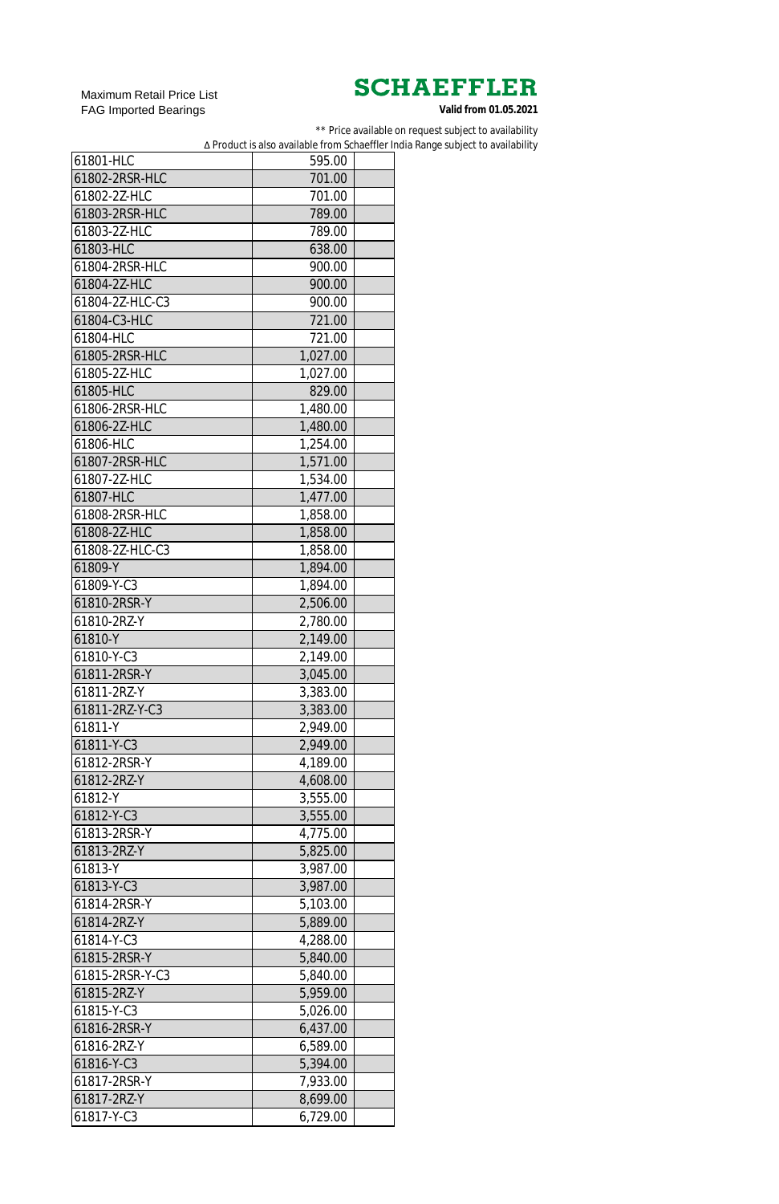Maximum Retail Price List
FAG Imported Bearings

**SCHAEFFLER**
**Valid from 01.05.2021**

** Price available on request subject to availability
∆ Product is also available from Schaeffler India Range subject to availability

| | | |
|---|---|---|
| 61801-HLC | 595.00 | |
| 61802-2RSR-HLC | 701.00 | |
| 61802-2Z-HLC | 701.00 | |
| 61803-2RSR-HLC | 789.00 | |
| 61803-2Z-HLC | 789.00 | |
| 61803-HLC | 638.00 | |
| 61804-2RSR-HLC | 900.00 | |
| 61804-2Z-HLC | 900.00 | |
| 61804-2Z-HLC-C3 | 900.00 | |
| 61804-C3-HLC | 721.00 | |
| 61804-HLC | 721.00 | |
| 61805-2RSR-HLC | 1,027.00 | |
| 61805-2Z-HLC | 1,027.00 | |
| 61805-HLC | 829.00 | |
| 61806-2RSR-HLC | 1,480.00 | |
| 61806-2Z-HLC | 1,480.00 | |
| 61806-HLC | 1,254.00 | |
| 61807-2RSR-HLC | 1,571.00 | |
| 61807-2Z-HLC | 1,534.00 | |
| 61807-HLC | 1,477.00 | |
| 61808-2RSR-HLC | 1,858.00 | |
| 61808-2Z-HLC | 1,858.00 | |
| 61808-2Z-HLC-C3 | 1,858.00 | |
| 61809-Y | 1,894.00 | |
| 61809-Y-C3 | 1,894.00 | |
| 61810-2RSR-Y | 2,506.00 | |
| 61810-2RZ-Y | 2,780.00 | |
| 61810-Y | 2,149.00 | |
| 61810-Y-C3 | 2,149.00 | |
| 61811-2RSR-Y | 3,045.00 | |
| 61811-2RZ-Y | 3,383.00 | |
| 61811-2RZ-Y-C3 | 3,383.00 | |
| 61811-Y | 2,949.00 | |
| 61811-Y-C3 | 2,949.00 | |
| 61812-2RSR-Y | 4,189.00 | |
| 61812-2RZ-Y | 4,608.00 | |
| 61812-Y | 3,555.00 | |
| 61812-Y-C3 | 3,555.00 | |
| 61813-2RSR-Y | 4,775.00 | |
| 61813-2RZ-Y | 5,825.00 | |
| 61813-Y | 3,987.00 | |
| 61813-Y-C3 | 3,987.00 | |
| 61814-2RSR-Y | 5,103.00 | |
| 61814-2RZ-Y | 5,889.00 | |
| 61814-Y-C3 | 4,288.00 | |
| 61815-2RSR-Y | 5,840.00 | |
| 61815-2RSR-Y-C3 | 5,840.00 | |
| 61815-2RZ-Y | 5,959.00 | |
| 61815-Y-C3 | 5,026.00 | |
| 61816-2RSR-Y | 6,437.00 | |
| 61816-2RZ-Y | 6,589.00 | |
| 61816-Y-C3 | 5,394.00 | |
| 61817-2RSR-Y | 7,933.00 | |
| 61817-2RZ-Y | 8,699.00 | |
| 61817-Y-C3 | 6,729.00 | |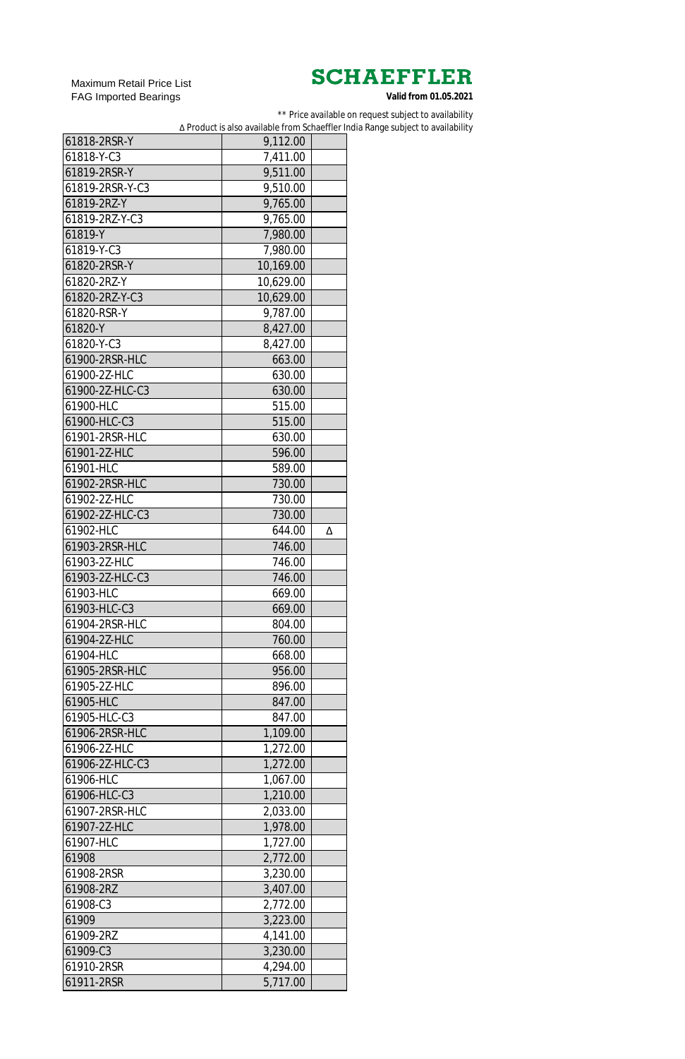Maximum Retail Price List
FAG Imported Bearings

**SCHAEFFLER**

**Valid from 01.05.2021**

** Price available on request subject to availability
∆ Product is also available from Schaeffler India Range subject to availability

| | | |
|---|---|---|
| 61818-2RSR-Y | 9,112.00 | |
| 61818-Y-C3 | 7,411.00 | |
| 61819-2RSR-Y | 9,511.00 | |
| 61819-2RSR-Y-C3 | 9,510.00 | |
| 61819-2RZ-Y | 9,765.00 | |
| 61819-2RZ-Y-C3 | 9,765.00 | |
| 61819-Y | 7,980.00 | |
| 61819-Y-C3 | 7,980.00 | |
| 61820-2RSR-Y | 10,169.00 | |
| 61820-2RZ-Y | 10,629.00 | |
| 61820-2RZ-Y-C3 | 10,629.00 | |
| 61820-RSR-Y | 9,787.00 | |
| 61820-Y | 8,427.00 | |
| 61820-Y-C3 | 8,427.00 | |
| 61900-2RSR-HLC | 663.00 | |
| 61900-2Z-HLC | 630.00 | |
| 61900-2Z-HLC-C3 | 630.00 | |
| 61900-HLC | 515.00 | |
| 61900-HLC-C3 | 515.00 | |
| 61901-2RSR-HLC | 630.00 | |
| 61901-2Z-HLC | 596.00 | |
| 61901-HLC | 589.00 | |
| 61902-2RSR-HLC | 730.00 | |
| 61902-2Z-HLC | 730.00 | |
| 61902-2Z-HLC-C3 | 730.00 | |
| 61902-HLC | 644.00 | ∆ |
| 61903-2RSR-HLC | 746.00 | |
| 61903-2Z-HLC | 746.00 | |
| 61903-2Z-HLC-C3 | 746.00 | |
| 61903-HLC | 669.00 | |
| 61903-HLC-C3 | 669.00 | |
| 61904-2RSR-HLC | 804.00 | |
| 61904-2Z-HLC | 760.00 | |
| 61904-HLC | 668.00 | |
| 61905-2RSR-HLC | 956.00 | |
| 61905-2Z-HLC | 896.00 | |
| 61905-HLC | 847.00 | |
| 61905-HLC-C3 | 847.00 | |
| 61906-2RSR-HLC | 1,109.00 | |
| 61906-2Z-HLC | 1,272.00 | |
| 61906-2Z-HLC-C3 | 1,272.00 | |
| 61906-HLC | 1,067.00 | |
| 61906-HLC-C3 | 1,210.00 | |
| 61907-2RSR-HLC | 2,033.00 | |
| 61907-2Z-HLC | 1,978.00 | |
| 61907-HLC | 1,727.00 | |
| 61908 | 2,772.00 | |
| 61908-2RSR | 3,230.00 | |
| 61908-2RZ | 3,407.00 | |
| 61908-C3 | 2,772.00 | |
| 61909 | 3,223.00 | |
| 61909-2RZ | 4,141.00 | |
| 61909-C3 | 3,230.00 | |
| 61910-2RSR | 4,294.00 | |
| 61911-2RSR | 5,717.00 | |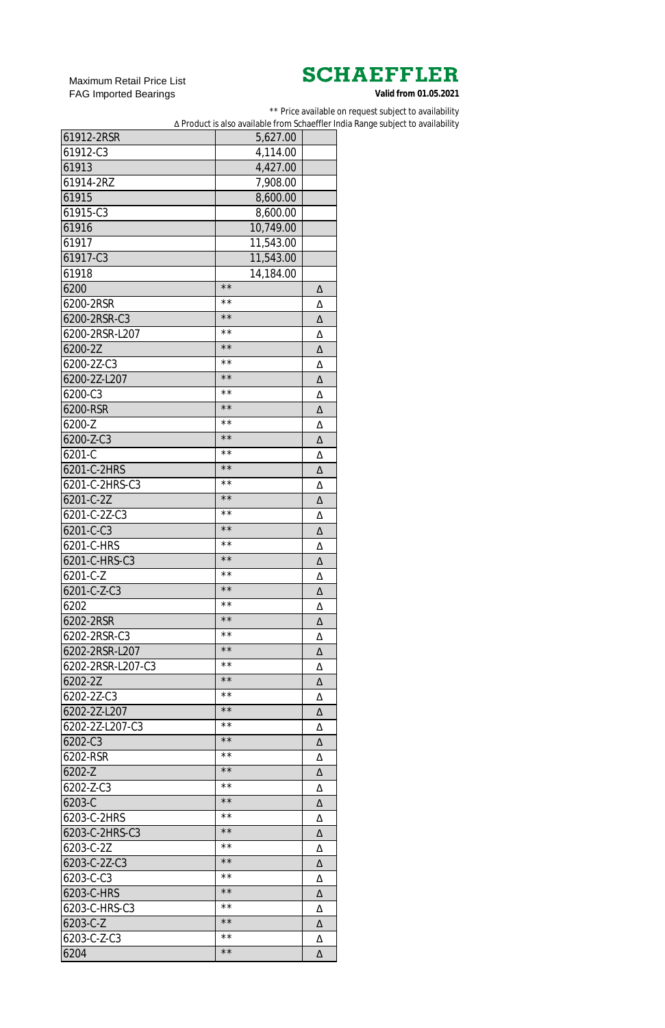Maximum Retail Price List
FAG Imported Bearings

**SCHAEFFLER**

**Valid from 01.05.2021**

** Price available on request subject to availability
Δ Product is also available from Schaeffler India Range subject to availability

| | | |
|---|---|---|
| 61912-2RSR | 5,627.00 | |
| 61912-C3 | 4,114.00 | |
| 61913 | 4,427.00 | |
| 61914-2RZ | 7,908.00 | |
| 61915 | 8,600.00 | |
| 61915-C3 | 8,600.00 | |
| 61916 | 10,749.00 | |
| 61917 | 11,543.00 | |
| 61917-C3 | 11,543.00 | |
| 61918 | 14,184.00 | |
| 6200 | ** | Δ |
| 6200-2RSR | ** | Δ |
| 6200-2RSR-C3 | ** | Δ |
| 6200-2RSR-L207 | ** | Δ |
| 6200-2Z | ** | Δ |
| 6200-2Z-C3 | ** | Δ |
| 6200-2Z-L207 | ** | Δ |
| 6200-C3 | ** | Δ |
| 6200-RSR | ** | Δ |
| 6200-Z | ** | Δ |
| 6200-Z-C3 | ** | Δ |
| 6201-C | ** | Δ |
| 6201-C-2HRS | ** | Δ |
| 6201-C-2HRS-C3 | ** | Δ |
| 6201-C-2Z | ** | Δ |
| 6201-C-2Z-C3 | ** | Δ |
| 6201-C-C3 | ** | Δ |
| 6201-C-HRS | ** | Δ |
| 6201-C-HRS-C3 | ** | Δ |
| 6201-C-Z | ** | Δ |
| 6201-C-Z-C3 | ** | Δ |
| 6202 | ** | Δ |
| 6202-2RSR | ** | Δ |
| 6202-2RSR-C3 | ** | Δ |
| 6202-2RSR-L207 | ** | Δ |
| 6202-2RSR-L207-C3 | ** | Δ |
| 6202-2Z | ** | Δ |
| 6202-2Z-C3 | ** | Δ |
| 6202-2Z-L207 | ** | Δ |
| 6202-2Z-L207-C3 | ** | Δ |
| 6202-C3 | ** | Δ |
| 6202-RSR | ** | Δ |
| 6202-Z | ** | Δ |
| 6202-Z-C3 | ** | Δ |
| 6203-C | ** | Δ |
| 6203-C-2HRS | ** | Δ |
| 6203-C-2HRS-C3 | ** | Δ |
| 6203-C-2Z | ** | Δ |
| 6203-C-2Z-C3 | ** | Δ |
| 6203-C-C3 | ** | Δ |
| 6203-C-HRS | ** | Δ |
| 6203-C-HRS-C3 | ** | Δ |
| 6203-C-Z | ** | Δ |
| 6203-C-Z-C3 | ** | Δ |
| 6204 | ** | Δ |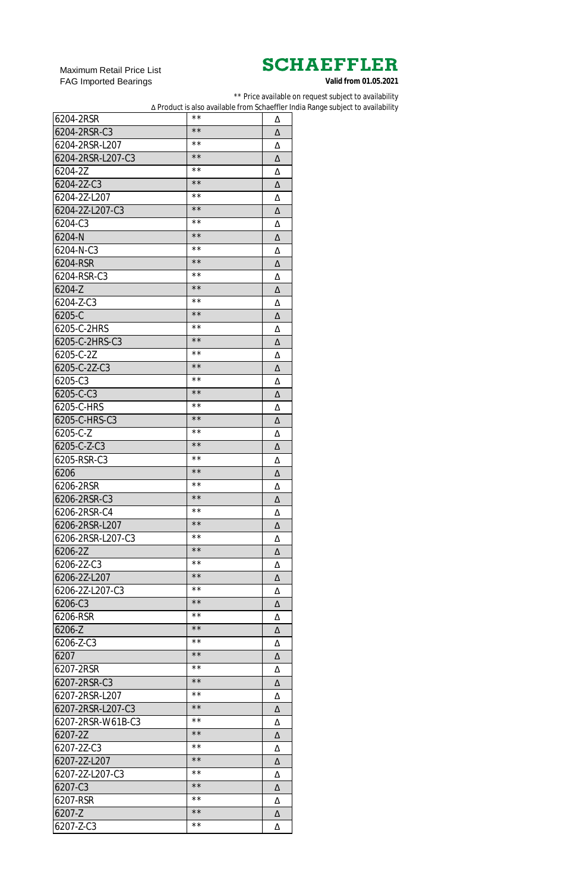Maximum Retail Price List
FAG Imported Bearings

**SCHAEFFLER**

**Valid from 01.05.2021**

** Price available on request subject to availability

Δ Product is also available from Schaeffler India Range subject to availability

| | | |
|---|---|---|
| 6204-2RSR | ** | Δ |
| 6204-2RSR-C3 | ** | Δ |
| 6204-2RSR-L207 | ** | Δ |
| 6204-2RSR-L207-C3 | ** | Δ |
| 6204-2Z | ** | Δ |
| 6204-2Z-C3 | ** | Δ |
| 6204-2Z-L207 | ** | Δ |
| 6204-2Z-L207-C3 | ** | Δ |
| 6204-C3 | ** | Δ |
| 6204-N | ** | Δ |
| 6204-N-C3 | ** | Δ |
| 6204-RSR | ** | Δ |
| 6204-RSR-C3 | ** | Δ |
| 6204-Z | ** | Δ |
| 6204-Z-C3 | ** | Δ |
| 6205-C | ** | Δ |
| 6205-C-2HRS | ** | Δ |
| 6205-C-2HRS-C3 | ** | Δ |
| 6205-C-2Z | ** | Δ |
| 6205-C-2Z-C3 | ** | Δ |
| 6205-C3 | ** | Δ |
| 6205-C-C3 | ** | Δ |
| 6205-C-HRS | ** | Δ |
| 6205-C-HRS-C3 | ** | Δ |
| 6205-C-Z | ** | Δ |
| 6205-C-Z-C3 | ** | Δ |
| 6205-RSR-C3 | ** | Δ |
| 6206 | ** | Δ |
| 6206-2RSR | ** | Δ |
| 6206-2RSR-C3 | ** | Δ |
| 6206-2RSR-C4 | ** | Δ |
| 6206-2RSR-L207 | ** | Δ |
| 6206-2RSR-L207-C3 | ** | Δ |
| 6206-2Z | ** | Δ |
| 6206-2Z-C3 | ** | Δ |
| 6206-2Z-L207 | ** | Δ |
| 6206-2Z-L207-C3 | ** | Δ |
| 6206-C3 | ** | Δ |
| 6206-RSR | ** | Δ |
| 6206-Z | ** | Δ |
| 6206-Z-C3 | ** | Δ |
| 6207 | ** | Δ |
| 6207-2RSR | ** | Δ |
| 6207-2RSR-C3 | ** | Δ |
| 6207-2RSR-L207 | ** | Δ |
| 6207-2RSR-L207-C3 | ** | Δ |
| 6207-2RSR-W61B-C3 | ** | Δ |
| 6207-2Z | ** | Δ |
| 6207-2Z-C3 | ** | Δ |
| 6207-2Z-L207 | ** | Δ |
| 6207-2Z-L207-C3 | ** | Δ |
| 6207-C3 | ** | Δ |
| 6207-RSR | ** | Δ |
| 6207-Z | ** | Δ |
| 6207-Z-C3 | ** | Δ |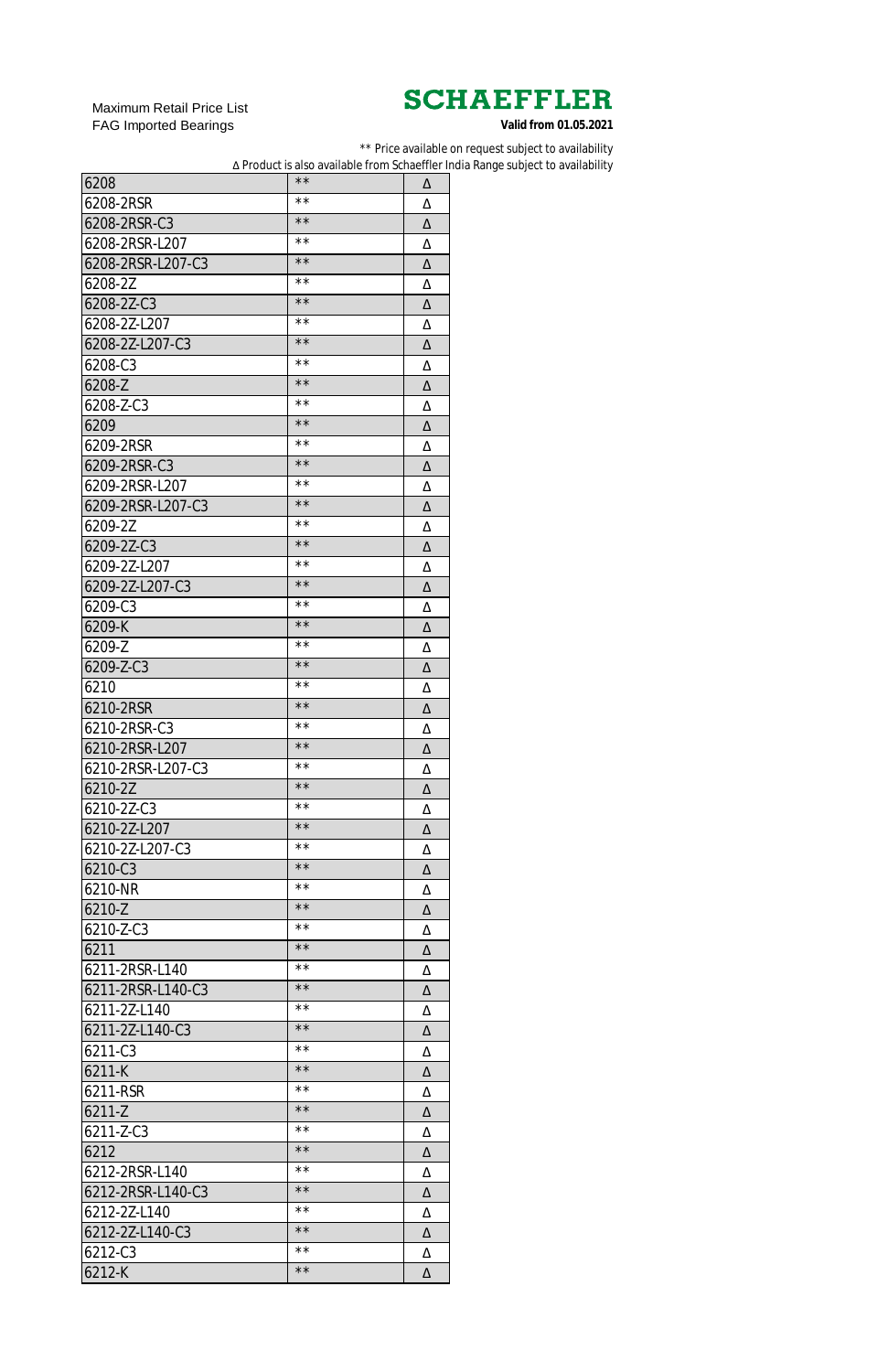Maximum Retail Price List
FAG Imported Bearings

**SCHAEFFLER**

**Valid from 01.05.2021**

** Price available on request subject to availability

Δ Product is also available from Schaeffler India Range subject to availability

| | | |
|---|---|---|
| 6208 | ** | Δ |
| 6208-2RSR | ** | Δ |
| 6208-2RSR-C3 | ** | Δ |
| 6208-2RSR-L207 | ** | Δ |
| 6208-2RSR-L207-C3 | ** | Δ |
| 6208-2Z | ** | Δ |
| 6208-2Z-C3 | ** | Δ |
| 6208-2Z-L207 | ** | Δ |
| 6208-2Z-L207-C3 | ** | Δ |
| 6208-C3 | ** | Δ |
| 6208-Z | ** | Δ |
| 6208-Z-C3 | ** | Δ |
| 6209 | ** | Δ |
| 6209-2RSR | ** | Δ |
| 6209-2RSR-C3 | ** | Δ |
| 6209-2RSR-L207 | ** | Δ |
| 6209-2RSR-L207-C3 | ** | Δ |
| 6209-2Z | ** | Δ |
| 6209-2Z-C3 | ** | Δ |
| 6209-2Z-L207 | ** | Δ |
| 6209-2Z-L207-C3 | ** | Δ |
| 6209-C3 | ** | Δ |
| 6209-K | ** | Δ |
| 6209-Z | ** | Δ |
| 6209-Z-C3 | ** | Δ |
| 6210 | ** | Δ |
| 6210-2RSR | ** | Δ |
| 6210-2RSR-C3 | ** | Δ |
| 6210-2RSR-L207 | ** | Δ |
| 6210-2RSR-L207-C3 | ** | Δ |
| 6210-2Z | ** | Δ |
| 6210-2Z-C3 | ** | Δ |
| 6210-2Z-L207 | ** | Δ |
| 6210-2Z-L207-C3 | ** | Δ |
| 6210-C3 | ** | Δ |
| 6210-NR | ** | Δ |
| 6210-Z | ** | Δ |
| 6210-Z-C3 | ** | Δ |
| 6211 | ** | Δ |
| 6211-2RSR-L140 | ** | Δ |
| 6211-2RSR-L140-C3 | ** | Δ |
| 6211-2Z-L140 | ** | Δ |
| 6211-2Z-L140-C3 | ** | Δ |
| 6211-C3 | ** | Δ |
| 6211-K | ** | Δ |
| 6211-RSR | ** | Δ |
| 6211-Z | ** | Δ |
| 6211-Z-C3 | ** | Δ |
| 6212 | ** | Δ |
| 6212-2RSR-L140 | ** | Δ |
| 6212-2RSR-L140-C3 | ** | Δ |
| 6212-2Z-L140 | ** | Δ |
| 6212-2Z-L140-C3 | ** | Δ |
| 6212-C3 | ** | Δ |
| 6212-K | ** | Δ |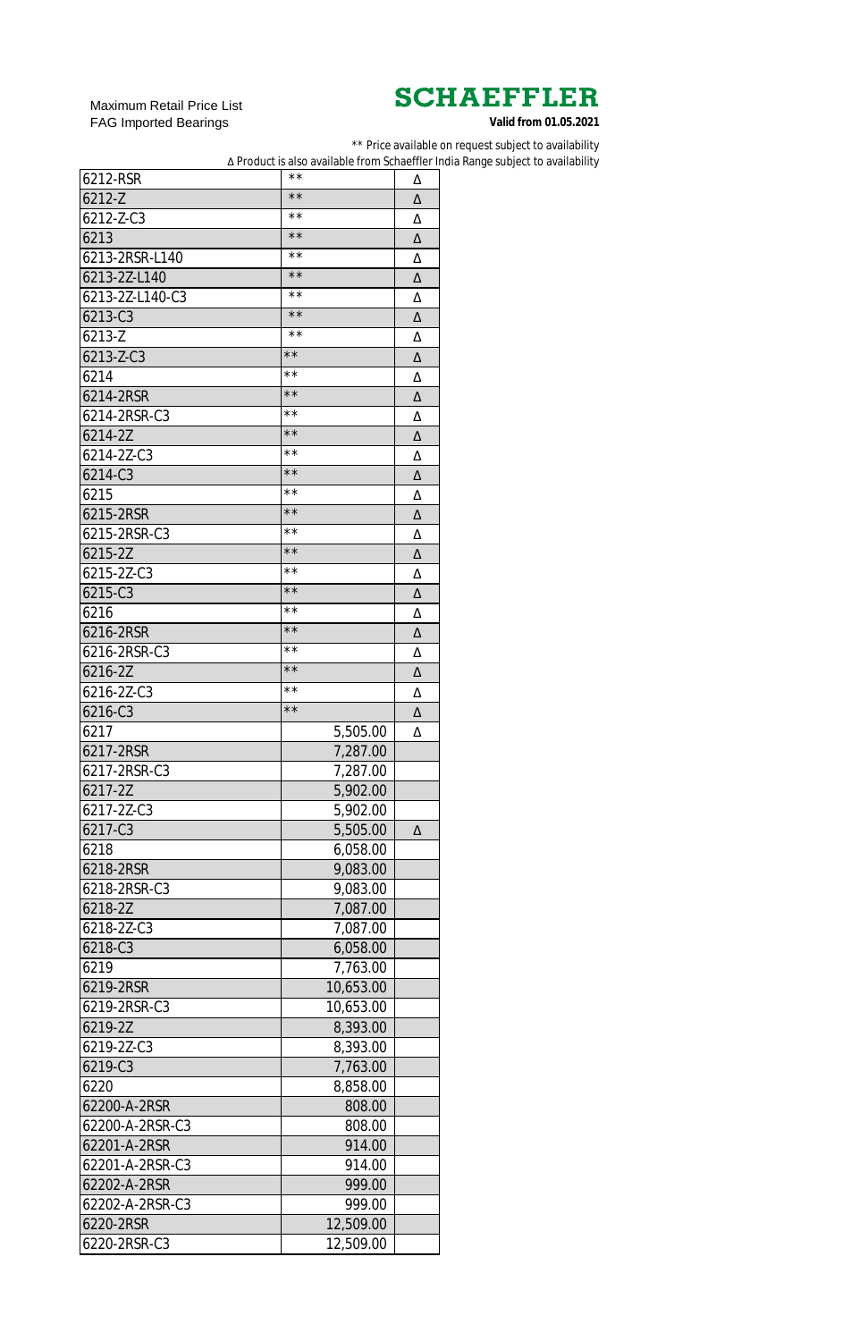Maximum Retail Price List
FAG Imported Bearings

**SCHAEFFLER**

**Valid from 01.05.2021**

** Price available on request subject to availability

Δ Product is also available from Schaeffler India Range subject to availability

| | | |
|---|---|---|
| 6212-RSR | ** | Δ |
| 6212-Z | ** | Δ |
| 6212-Z-C3 | ** | Δ |
| 6213 | ** | Δ |
| 6213-2RSR-L140 | ** | Δ |
| 6213-2Z-L140 | ** | Δ |
| 6213-2Z-L140-C3 | ** | Δ |
| 6213-C3 | ** | Δ |
| 6213-Z | ** | Δ |
| 6213-Z-C3 | ** | Δ |
| 6214 | ** | Δ |
| 6214-2RSR | ** | Δ |
| 6214-2RSR-C3 | ** | Δ |
| 6214-2Z | ** | Δ |
| 6214-2Z-C3 | ** | Δ |
| 6214-C3 | ** | Δ |
| 6215 | ** | Δ |
| 6215-2RSR | ** | Δ |
| 6215-2RSR-C3 | ** | Δ |
| 6215-2Z | ** | Δ |
| 6215-2Z-C3 | ** | Δ |
| 6215-C3 | ** | Δ |
| 6216 | ** | Δ |
| 6216-2RSR | ** | Δ |
| 6216-2RSR-C3 | ** | Δ |
| 6216-2Z | ** | Δ |
| 6216-2Z-C3 | ** | Δ |
| 6216-C3 | ** | Δ |
| 6217 | 5,505.00 | Δ |
| 6217-2RSR | 7,287.00 | |
| 6217-2RSR-C3 | 7,287.00 | |
| 6217-2Z | 5,902.00 | |
| 6217-2Z-C3 | 5,902.00 | |
| 6217-C3 | 5,505.00 | Δ |
| 6218 | 6,058.00 | |
| 6218-2RSR | 9,083.00 | |
| 6218-2RSR-C3 | 9,083.00 | |
| 6218-2Z | 7,087.00 | |
| 6218-2Z-C3 | 7,087.00 | |
| 6218-C3 | 6,058.00 | |
| 6219 | 7,763.00 | |
| 6219-2RSR | 10,653.00 | |
| 6219-2RSR-C3 | 10,653.00 | |
| 6219-2Z | 8,393.00 | |
| 6219-2Z-C3 | 8,393.00 | |
| 6219-C3 | 7,763.00 | |
| 6220 | 8,858.00 | |
| 62200-A-2RSR | 808.00 | |
| 62200-A-2RSR-C3 | 808.00 | |
| 62201-A-2RSR | 914.00 | |
| 62201-A-2RSR-C3 | 914.00 | |
| 62202-A-2RSR | 999.00 | |
| 62202-A-2RSR-C3 | 999.00 | |
| 6220-2RSR | 12,509.00 | |
| 6220-2RSR-C3 | 12,509.00 | |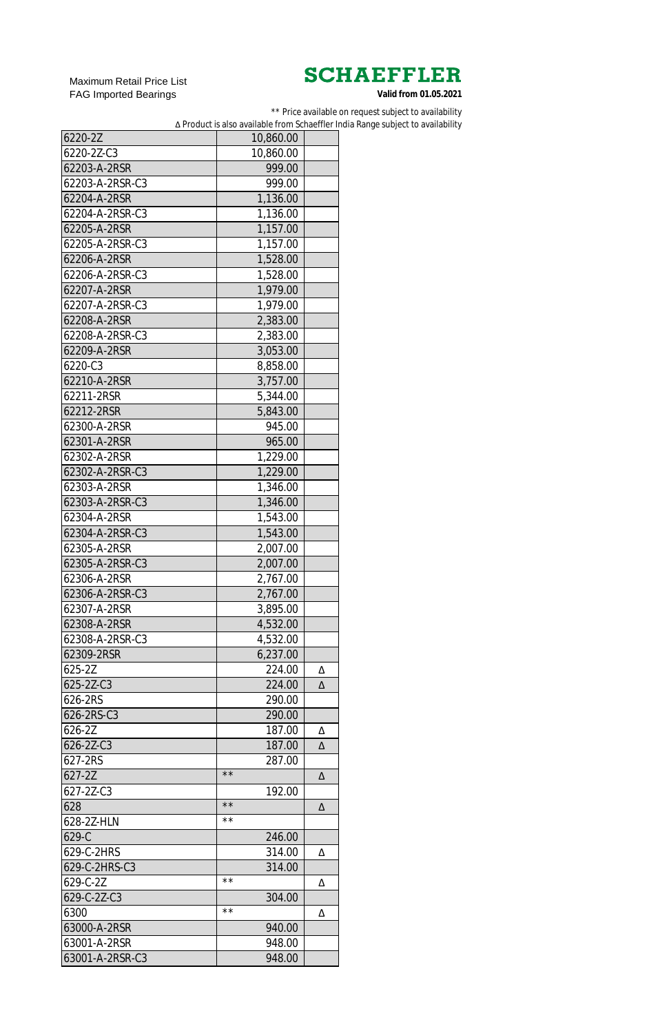Maximum Retail Price List
FAG Imported Bearings

**SCHAEFFLER**

**Valid from 01.05.2021**

** Price available on request subject to availability
Δ Product is also available from Schaeffler India Range subject to availability

| | | |
|---|---|---|
| 6220-2Z | 10,860.00 | |
| 6220-2Z-C3 | 10,860.00 | |
| 62203-A-2RSR | 999.00 | |
| 62203-A-2RSR-C3 | 999.00 | |
| 62204-A-2RSR | 1,136.00 | |
| 62204-A-2RSR-C3 | 1,136.00 | |
| 62205-A-2RSR | 1,157.00 | |
| 62205-A-2RSR-C3 | 1,157.00 | |
| 62206-A-2RSR | 1,528.00 | |
| 62206-A-2RSR-C3 | 1,528.00 | |
| 62207-A-2RSR | 1,979.00 | |
| 62207-A-2RSR-C3 | 1,979.00 | |
| 62208-A-2RSR | 2,383.00 | |
| 62208-A-2RSR-C3 | 2,383.00 | |
| 62209-A-2RSR | 3,053.00 | |
| 6220-C3 | 8,858.00 | |
| 62210-A-2RSR | 3,757.00 | |
| 62211-2RSR | 5,344.00 | |
| 62212-2RSR | 5,843.00 | |
| 62300-A-2RSR | 945.00 | |
| 62301-A-2RSR | 965.00 | |
| 62302-A-2RSR | 1,229.00 | |
| 62302-A-2RSR-C3 | 1,229.00 | |
| 62303-A-2RSR | 1,346.00 | |
| 62303-A-2RSR-C3 | 1,346.00 | |
| 62304-A-2RSR | 1,543.00 | |
| 62304-A-2RSR-C3 | 1,543.00 | |
| 62305-A-2RSR | 2,007.00 | |
| 62305-A-2RSR-C3 | 2,007.00 | |
| 62306-A-2RSR | 2,767.00 | |
| 62306-A-2RSR-C3 | 2,767.00 | |
| 62307-A-2RSR | 3,895.00 | |
| 62308-A-2RSR | 4,532.00 | |
| 62308-A-2RSR-C3 | 4,532.00 | |
| 62309-2RSR | 6,237.00 | |
| 625-2Z | 224.00 | Δ |
| 625-2Z-C3 | 224.00 | Δ |
| 626-2RS | 290.00 | |
| 626-2RS-C3 | 290.00 | |
| 626-2Z | 187.00 | Δ |
| 626-2Z-C3 | 187.00 | Δ |
| 627-2RS | 287.00 | |
| 627-2Z | ** | Δ |
| 627-2Z-C3 | 192.00 | |
| 628 | ** | Δ |
| 628-2Z-HLN | ** | |
| 629-C | 246.00 | |
| 629-C-2HRS | 314.00 | Δ |
| 629-C-2HRS-C3 | 314.00 | |
| 629-C-2Z | ** | Δ |
| 629-C-2Z-C3 | 304.00 | |
| 6300 | ** | Δ |
| 63000-A-2RSR | 940.00 | |
| 63001-A-2RSR | 948.00 | |
| 63001-A-2RSR-C3 | 948.00 | |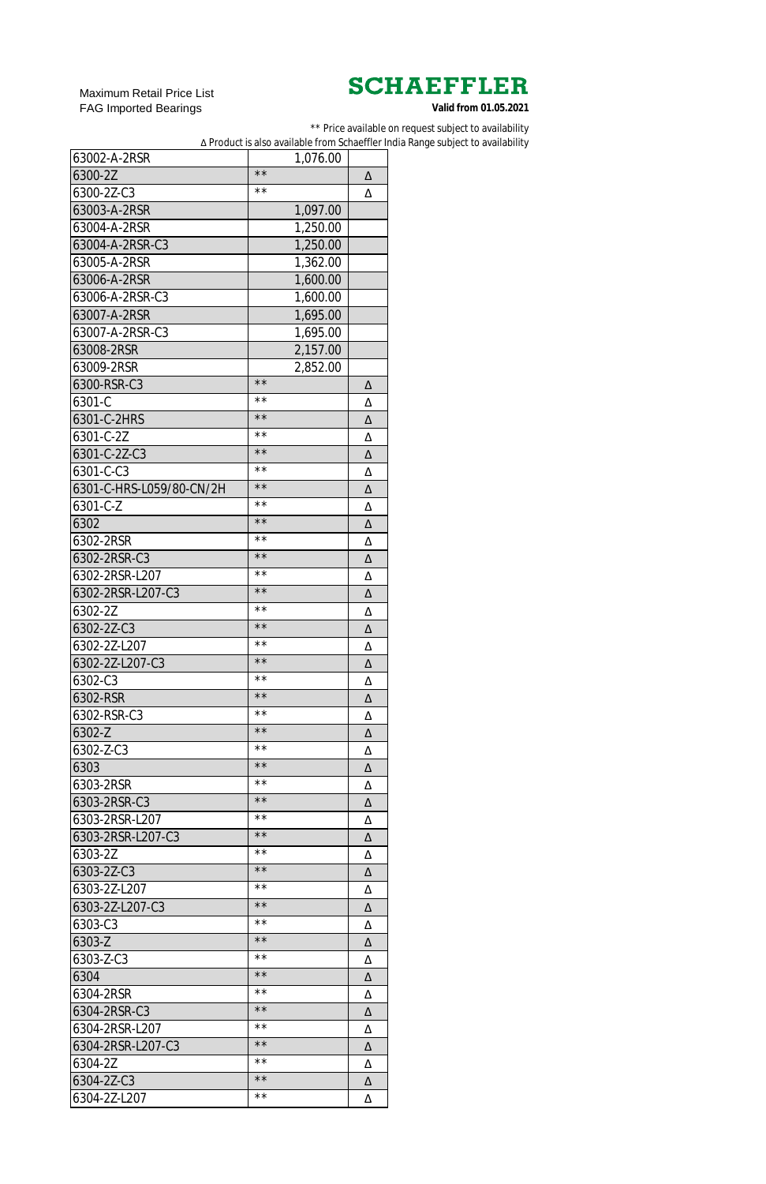Maximum Retail Price List
FAG Imported Bearings

**SCHAEFFLER**

**Valid from 01.05.2021**

** Price available on request subject to availability
Δ Product is also available from Schaeffler India Range subject to availability

| | | |
|---|---|---|
| 63002-A-2RSR | 1,076.00 | |
| 6300-2Z | ** | Δ |
| 6300-2Z-C3 | ** | Δ |
| 63003-A-2RSR | 1,097.00 | |
| 63004-A-2RSR | 1,250.00 | |
| 63004-A-2RSR-C3 | 1,250.00 | |
| 63005-A-2RSR | 1,362.00 | |
| 63006-A-2RSR | 1,600.00 | |
| 63006-A-2RSR-C3 | 1,600.00 | |
| 63007-A-2RSR | 1,695.00 | |
| 63007-A-2RSR-C3 | 1,695.00 | |
| 63008-2RSR | 2,157.00 | |
| 63009-2RSR | 2,852.00 | |
| 6300-RSR-C3 | ** | Δ |
| 6301-C | ** | Δ |
| 6301-C-2HRS | ** | Δ |
| 6301-C-2Z | ** | Δ |
| 6301-C-2Z-C3 | ** | Δ |
| 6301-C-C3 | ** | Δ |
| 6301-C-HRS-L059/80-CN/2H | ** | Δ |
| 6301-C-Z | ** | Δ |
| 6302 | ** | Δ |
| 6302-2RSR | ** | Δ |
| 6302-2RSR-C3 | ** | Δ |
| 6302-2RSR-L207 | ** | Δ |
| 6302-2RSR-L207-C3 | ** | Δ |
| 6302-2Z | ** | Δ |
| 6302-2Z-C3 | ** | Δ |
| 6302-2Z-L207 | ** | Δ |
| 6302-2Z-L207-C3 | ** | Δ |
| 6302-C3 | ** | Δ |
| 6302-RSR | ** | Δ |
| 6302-RSR-C3 | ** | Δ |
| 6302-Z | ** | Δ |
| 6302-Z-C3 | ** | Δ |
| 6303 | ** | Δ |
| 6303-2RSR | ** | Δ |
| 6303-2RSR-C3 | ** | Δ |
| 6303-2RSR-L207 | ** | Δ |
| 6303-2RSR-L207-C3 | ** | Δ |
| 6303-2Z | ** | Δ |
| 6303-2Z-C3 | ** | Δ |
| 6303-2Z-L207 | ** | Δ |
| 6303-2Z-L207-C3 | ** | Δ |
| 6303-C3 | ** | Δ |
| 6303-Z | ** | Δ |
| 6303-Z-C3 | ** | Δ |
| 6304 | ** | Δ |
| 6304-2RSR | ** | Δ |
| 6304-2RSR-C3 | ** | Δ |
| 6304-2RSR-L207 | ** | Δ |
| 6304-2RSR-L207-C3 | ** | Δ |
| 6304-2Z | ** | Δ |
| 6304-2Z-C3 | ** | Δ |
| 6304-2Z-L207 | ** | Δ |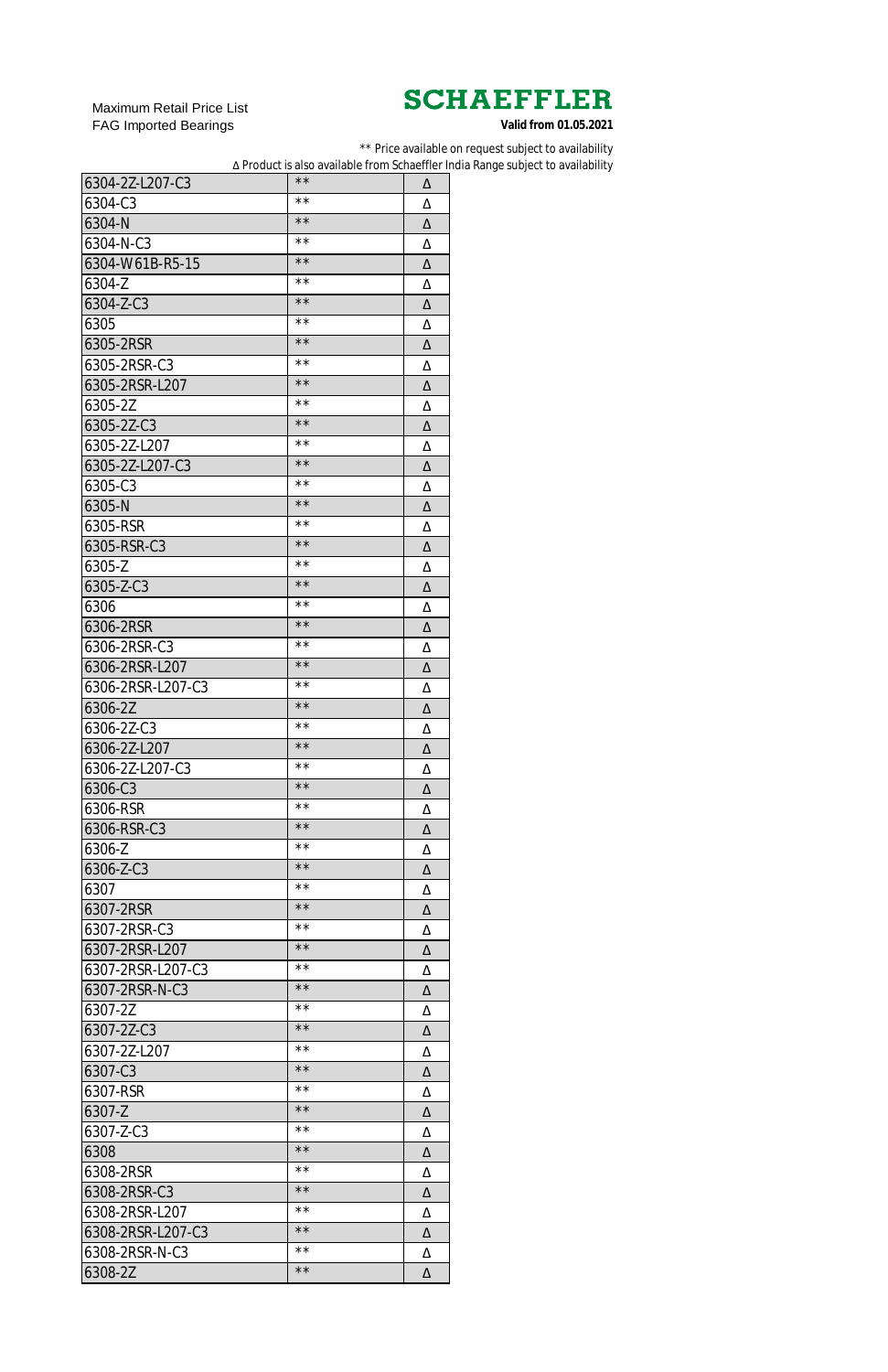Maximum Retail Price List
FAG Imported Bearings

**SCHAEFFLER**
**Valid from 01.05.2021**

** Price available on request subject to availability
Δ Product is also available from Schaeffler India Range subject to availability

| | | |
|---|---|---|
| 6304-2Z-L207-C3 | ** | Δ |
| 6304-C3 | ** | Δ |
| 6304-N | ** | Δ |
| 6304-N-C3 | ** | Δ |
| 6304-W61B-R5-15 | ** | Δ |
| 6304-Z | ** | Δ |
| 6304-Z-C3 | ** | Δ |
| 6305 | ** | Δ |
| 6305-2RSR | ** | Δ |
| 6305-2RSR-C3 | ** | Δ |
| 6305-2RSR-L207 | ** | Δ |
| 6305-2Z | ** | Δ |
| 6305-2Z-C3 | ** | Δ |
| 6305-2Z-L207 | ** | Δ |
| 6305-2Z-L207-C3 | ** | Δ |
| 6305-C3 | ** | Δ |
| 6305-N | ** | Δ |
| 6305-RSR | ** | Δ |
| 6305-RSR-C3 | ** | Δ |
| 6305-Z | ** | Δ |
| 6305-Z-C3 | ** | Δ |
| 6306 | ** | Δ |
| 6306-2RSR | ** | Δ |
| 6306-2RSR-C3 | ** | Δ |
| 6306-2RSR-L207 | ** | Δ |
| 6306-2RSR-L207-C3 | ** | Δ |
| 6306-2Z | ** | Δ |
| 6306-2Z-C3 | ** | Δ |
| 6306-2Z-L207 | ** | Δ |
| 6306-2Z-L207-C3 | ** | Δ |
| 6306-C3 | ** | Δ |
| 6306-RSR | ** | Δ |
| 6306-RSR-C3 | ** | Δ |
| 6306-Z | ** | Δ |
| 6306-Z-C3 | ** | Δ |
| 6307 | ** | Δ |
| 6307-2RSR | ** | Δ |
| 6307-2RSR-C3 | ** | Δ |
| 6307-2RSR-L207 | ** | Δ |
| 6307-2RSR-L207-C3 | ** | Δ |
| 6307-2RSR-N-C3 | ** | Δ |
| 6307-2Z | ** | Δ |
| 6307-2Z-C3 | ** | Δ |
| 6307-2Z-L207 | ** | Δ |
| 6307-C3 | ** | Δ |
| 6307-RSR | ** | Δ |
| 6307-Z | ** | Δ |
| 6307-Z-C3 | ** | Δ |
| 6308 | ** | Δ |
| 6308-2RSR | ** | Δ |
| 6308-2RSR-C3 | ** | Δ |
| 6308-2RSR-L207 | ** | Δ |
| 6308-2RSR-L207-C3 | ** | Δ |
| 6308-2RSR-N-C3 | ** | Δ |
| 6308-2Z | ** | Δ |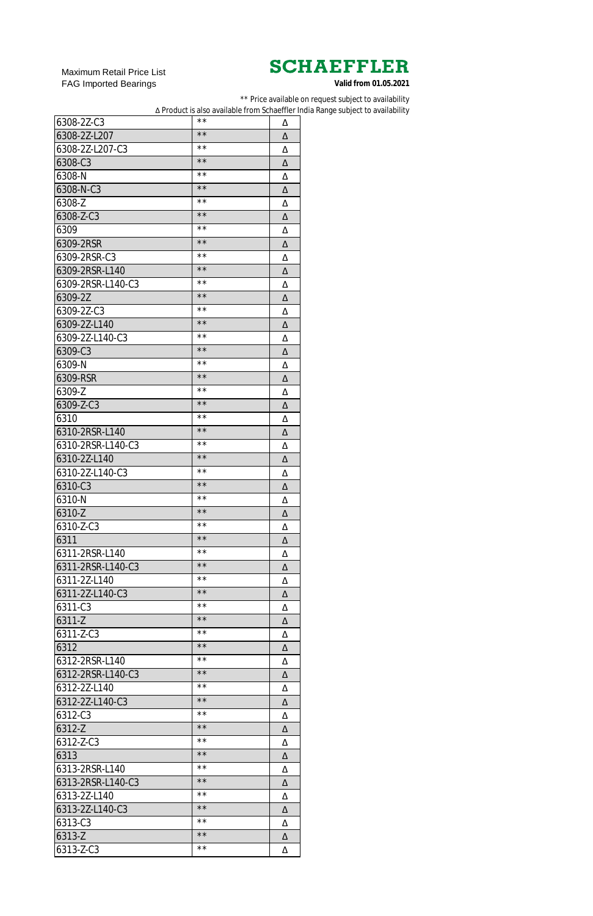Maximum Retail Price List
FAG Imported Bearings

**SCHAEFFLER**
**Valid from 01.05.2021**

** Price available on request subject to availability
Δ Product is also available from Schaeffler India Range subject to availability

| | | |
|---|---|---|
| 6308-2Z-C3 | ** | Δ |
| 6308-2Z-L207 | ** | Δ |
| 6308-2Z-L207-C3 | ** | Δ |
| 6308-C3 | ** | Δ |
| 6308-N | ** | Δ |
| 6308-N-C3 | ** | Δ |
| 6308-Z | ** | Δ |
| 6308-Z-C3 | ** | Δ |
| 6309 | ** | Δ |
| 6309-2RSR | ** | Δ |
| 6309-2RSR-C3 | ** | Δ |
| 6309-2RSR-L140 | ** | Δ |
| 6309-2RSR-L140-C3 | ** | Δ |
| 6309-2Z | ** | Δ |
| 6309-2Z-C3 | ** | Δ |
| 6309-2Z-L140 | ** | Δ |
| 6309-2Z-L140-C3 | ** | Δ |
| 6309-C3 | ** | Δ |
| 6309-N | ** | Δ |
| 6309-RSR | ** | Δ |
| 6309-Z | ** | Δ |
| 6309-Z-C3 | ** | Δ |
| 6310 | ** | Δ |
| 6310-2RSR-L140 | ** | Δ |
| 6310-2RSR-L140-C3 | ** | Δ |
| 6310-2Z-L140 | ** | Δ |
| 6310-2Z-L140-C3 | ** | Δ |
| 6310-C3 | ** | Δ |
| 6310-N | ** | Δ |
| 6310-Z | ** | Δ |
| 6310-Z-C3 | ** | Δ |
| 6311 | ** | Δ |
| 6311-2RSR-L140 | ** | Δ |
| 6311-2RSR-L140-C3 | ** | Δ |
| 6311-2Z-L140 | ** | Δ |
| 6311-2Z-L140-C3 | ** | Δ |
| 6311-C3 | ** | Δ |
| 6311-Z | ** | Δ |
| 6311-Z-C3 | ** | Δ |
| 6312 | ** | Δ |
| 6312-2RSR-L140 | ** | Δ |
| 6312-2RSR-L140-C3 | ** | Δ |
| 6312-2Z-L140 | ** | Δ |
| 6312-2Z-L140-C3 | ** | Δ |
| 6312-C3 | ** | Δ |
| 6312-Z | ** | Δ |
| 6312-Z-C3 | ** | Δ |
| 6313 | ** | Δ |
| 6313-2RSR-L140 | ** | Δ |
| 6313-2RSR-L140-C3 | ** | Δ |
| 6313-2Z-L140 | ** | Δ |
| 6313-2Z-L140-C3 | ** | Δ |
| 6313-C3 | ** | Δ |
| 6313-Z | ** | Δ |
| 6313-Z-C3 | ** | Δ |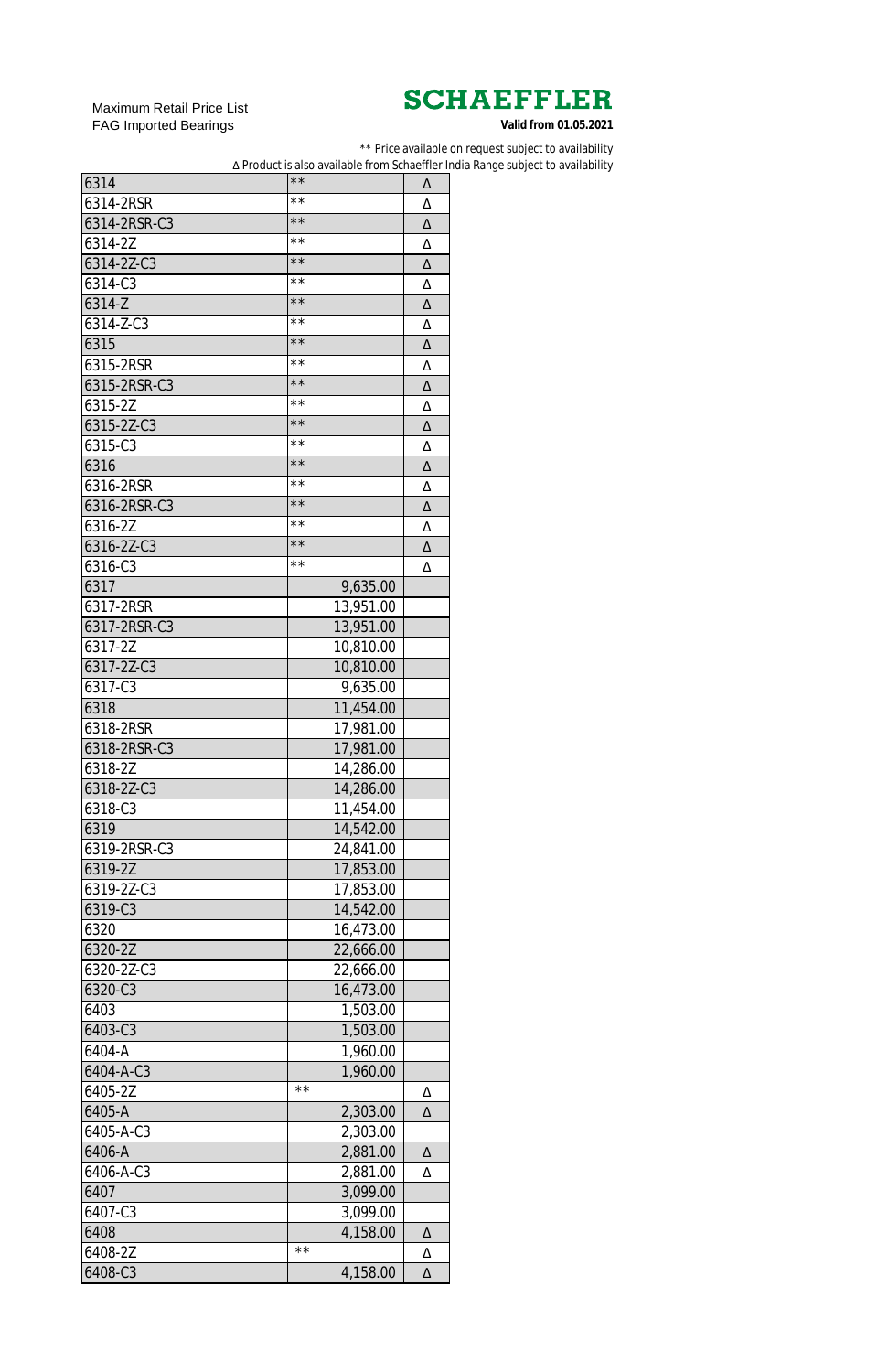Maximum Retail Price List
FAG Imported Bearings

**SCHAEFFLER**
**Valid from 01.05.2021**

** Price available on request subject to availability
∆ Product is also available from Schaeffler India Range subject to availability

| | | |
|---|---|---|
| 6314 | ** | ∆ |
| 6314-2RSR | ** | ∆ |
| 6314-2RSR-C3 | ** | ∆ |
| 6314-2Z | ** | ∆ |
| 6314-2Z-C3 | ** | ∆ |
| 6314-C3 | ** | ∆ |
| 6314-Z | ** | ∆ |
| 6314-Z-C3 | ** | ∆ |
| 6315 | ** | ∆ |
| 6315-2RSR | ** | ∆ |
| 6315-2RSR-C3 | ** | ∆ |
| 6315-2Z | ** | ∆ |
| 6315-2Z-C3 | ** | ∆ |
| 6315-C3 | ** | ∆ |
| 6316 | ** | ∆ |
| 6316-2RSR | ** | ∆ |
| 6316-2RSR-C3 | ** | ∆ |
| 6316-2Z | ** | ∆ |
| 6316-2Z-C3 | ** | ∆ |
| 6316-C3 | ** | ∆ |
| 6317 | 9,635.00 | |
| 6317-2RSR | 13,951.00 | |
| 6317-2RSR-C3 | 13,951.00 | |
| 6317-2Z | 10,810.00 | |
| 6317-2Z-C3 | 10,810.00 | |
| 6317-C3 | 9,635.00 | |
| 6318 | 11,454.00 | |
| 6318-2RSR | 17,981.00 | |
| 6318-2RSR-C3 | 17,981.00 | |
| 6318-2Z | 14,286.00 | |
| 6318-2Z-C3 | 14,286.00 | |
| 6318-C3 | 11,454.00 | |
| 6319 | 14,542.00 | |
| 6319-2RSR-C3 | 24,841.00 | |
| 6319-2Z | 17,853.00 | |
| 6319-2Z-C3 | 17,853.00 | |
| 6319-C3 | 14,542.00 | |
| 6320 | 16,473.00 | |
| 6320-2Z | 22,666.00 | |
| 6320-2Z-C3 | 22,666.00 | |
| 6320-C3 | 16,473.00 | |
| 6403 | 1,503.00 | |
| 6403-C3 | 1,503.00 | |
| 6404-A | 1,960.00 | |
| 6404-A-C3 | 1,960.00 | |
| 6405-2Z | ** | ∆ |
| 6405-A | 2,303.00 | ∆ |
| 6405-A-C3 | 2,303.00 | |
| 6406-A | 2,881.00 | ∆ |
| 6406-A-C3 | 2,881.00 | ∆ |
| 6407 | 3,099.00 | |
| 6407-C3 | 3,099.00 | |
| 6408 | 4,158.00 | ∆ |
| 6408-2Z | ** | ∆ |
| 6408-C3 | 4,158.00 | ∆ |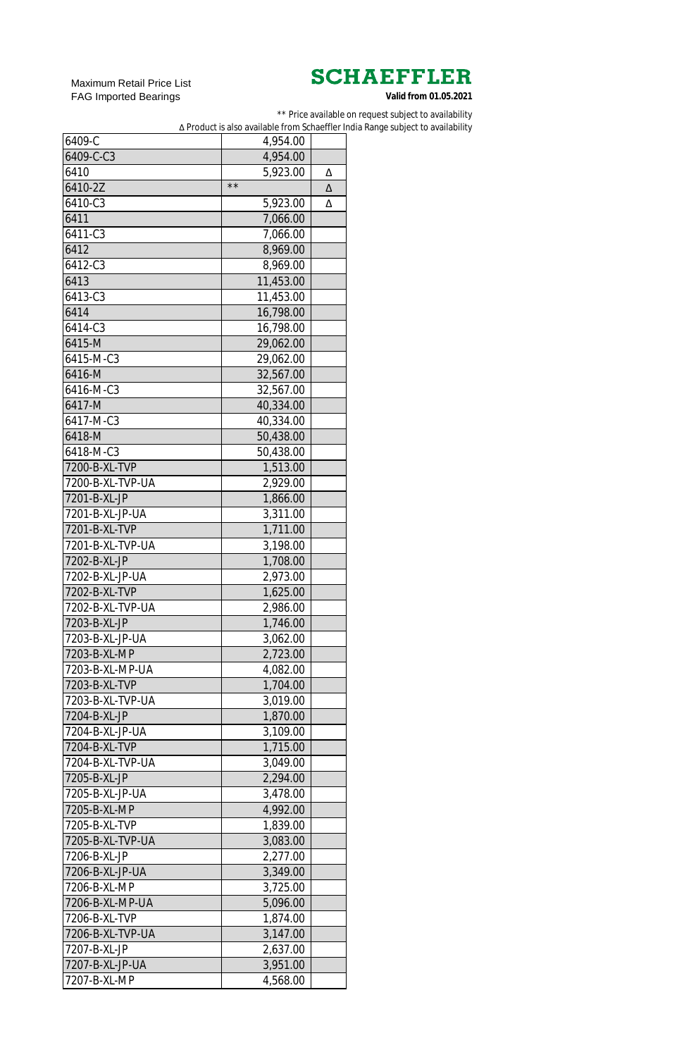Maximum Retail Price List
FAG Imported Bearings

**SCHAEFFLER**
**Valid from 01.05.2021**

** Price available on request subject to availability
Δ Product is also available from Schaeffler India Range subject to availability

| | | |
|---|---|---|
| 6409-C | 4,954.00 | |
| 6409-C-C3 | 4,954.00 | |
| 6410 | 5,923.00 | Δ |
| 6410-2Z | ** | Δ |
| 6410-C3 | 5,923.00 | Δ |
| 6411 | 7,066.00 | |
| 6411-C3 | 7,066.00 | |
| 6412 | 8,969.00 | |
| 6412-C3 | 8,969.00 | |
| 6413 | 11,453.00 | |
| 6413-C3 | 11,453.00 | |
| 6414 | 16,798.00 | |
| 6414-C3 | 16,798.00 | |
| 6415-M | 29,062.00 | |
| 6415-M-C3 | 29,062.00 | |
| 6416-M | 32,567.00 | |
| 6416-M-C3 | 32,567.00 | |
| 6417-M | 40,334.00 | |
| 6417-M-C3 | 40,334.00 | |
| 6418-M | 50,438.00 | |
| 6418-M-C3 | 50,438.00 | |
| 7200-B-XL-TVP | 1,513.00 | |
| 7200-B-XL-TVP-UA | 2,929.00 | |
| 7201-B-XL-JP | 1,866.00 | |
| 7201-B-XL-JP-UA | 3,311.00 | |
| 7201-B-XL-TVP | 1,711.00 | |
| 7201-B-XL-TVP-UA | 3,198.00 | |
| 7202-B-XL-JP | 1,708.00 | |
| 7202-B-XL-JP-UA | 2,973.00 | |
| 7202-B-XL-TVP | 1,625.00 | |
| 7202-B-XL-TVP-UA | 2,986.00 | |
| 7203-B-XL-JP | 1,746.00 | |
| 7203-B-XL-JP-UA | 3,062.00 | |
| 7203-B-XL-MP | 2,723.00 | |
| 7203-B-XL-MP-UA | 4,082.00 | |
| 7203-B-XL-TVP | 1,704.00 | |
| 7203-B-XL-TVP-UA | 3,019.00 | |
| 7204-B-XL-JP | 1,870.00 | |
| 7204-B-XL-JP-UA | 3,109.00 | |
| 7204-B-XL-TVP | 1,715.00 | |
| 7204-B-XL-TVP-UA | 3,049.00 | |
| 7205-B-XL-JP | 2,294.00 | |
| 7205-B-XL-JP-UA | 3,478.00 | |
| 7205-B-XL-MP | 4,992.00 | |
| 7205-B-XL-TVP | 1,839.00 | |
| 7205-B-XL-TVP-UA | 3,083.00 | |
| 7206-B-XL-JP | 2,277.00 | |
| 7206-B-XL-JP-UA | 3,349.00 | |
| 7206-B-XL-MP | 3,725.00 | |
| 7206-B-XL-MP-UA | 5,096.00 | |
| 7206-B-XL-TVP | 1,874.00 | |
| 7206-B-XL-TVP-UA | 3,147.00 | |
| 7207-B-XL-JP | 2,637.00 | |
| 7207-B-XL-JP-UA | 3,951.00 | |
| 7207-B-XL-MP | 4,568.00 | |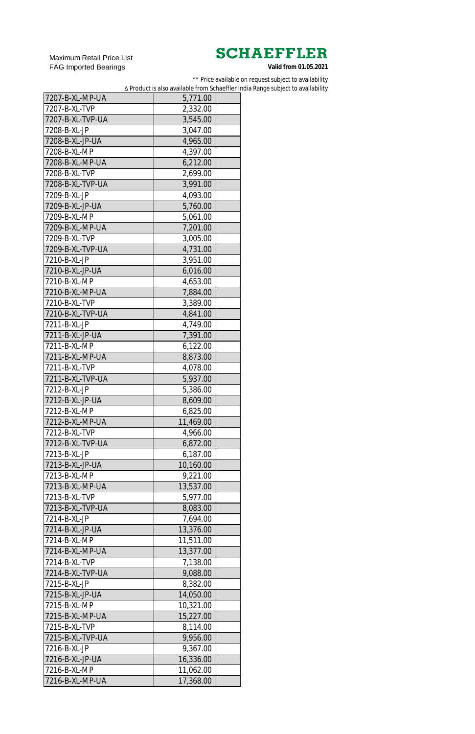Maximum Retail Price List
FAG Imported Bearings

**SCHAEFFLER**
**Valid from 01.05.2021**

** Price available on request subject to availability
∆ Product is also available from Schaeffler India Range subject to availability

| | | |
|---|---|---|
| 7207-B-XL-MP-UA | 5,771.00 | |
| 7207-B-XL-TVP | 2,332.00 | |
| 7207-B-XL-TVP-UA | 3,545.00 | |
| 7208-B-XL-JP | 3,047.00 | |
| 7208-B-XL-JP-UA | 4,965.00 | |
| 7208-B-XL-MP | 4,397.00 | |
| 7208-B-XL-MP-UA | 6,212.00 | |
| 7208-B-XL-TVP | 2,699.00 | |
| 7208-B-XL-TVP-UA | 3,991.00 | |
| 7209-B-XL-JP | 4,093.00 | |
| 7209-B-XL-JP-UA | 5,760.00 | |
| 7209-B-XL-MP | 5,061.00 | |
| 7209-B-XL-MP-UA | 7,201.00 | |
| 7209-B-XL-TVP | 3,005.00 | |
| 7209-B-XL-TVP-UA | 4,731.00 | |
| 7210-B-XL-JP | 3,951.00 | |
| 7210-B-XL-JP-UA | 6,016.00 | |
| 7210-B-XL-MP | 4,653.00 | |
| 7210-B-XL-MP-UA | 7,884.00 | |
| 7210-B-XL-TVP | 3,389.00 | |
| 7210-B-XL-TVP-UA | 4,841.00 | |
| 7211-B-XL-JP | 4,749.00 | |
| 7211-B-XL-JP-UA | 7,391.00 | |
| 7211-B-XL-MP | 6,122.00 | |
| 7211-B-XL-MP-UA | 8,873.00 | |
| 7211-B-XL-TVP | 4,078.00 | |
| 7211-B-XL-TVP-UA | 5,937.00 | |
| 7212-B-XL-JP | 5,386.00 | |
| 7212-B-XL-JP-UA | 8,609.00 | |
| 7212-B-XL-MP | 6,825.00 | |
| 7212-B-XL-MP-UA | 11,469.00 | |
| 7212-B-XL-TVP | 4,966.00 | |
| 7212-B-XL-TVP-UA | 6,872.00 | |
| 7213-B-XL-JP | 6,187.00 | |
| 7213-B-XL-JP-UA | 10,160.00 | |
| 7213-B-XL-MP | 9,221.00 | |
| 7213-B-XL-MP-UA | 13,537.00 | |
| 7213-B-XL-TVP | 5,977.00 | |
| 7213-B-XL-TVP-UA | 8,083.00 | |
| 7214-B-XL-JP | 7,694.00 | |
| 7214-B-XL-JP-UA | 13,376.00 | |
| 7214-B-XL-MP | 11,511.00 | |
| 7214-B-XL-MP-UA | 13,377.00 | |
| 7214-B-XL-TVP | 7,138.00 | |
| 7214-B-XL-TVP-UA | 9,088.00 | |
| 7215-B-XL-JP | 8,382.00 | |
| 7215-B-XL-JP-UA | 14,050.00 | |
| 7215-B-XL-MP | 10,321.00 | |
| 7215-B-XL-MP-UA | 15,227.00 | |
| 7215-B-XL-TVP | 8,114.00 | |
| 7215-B-XL-TVP-UA | 9,956.00 | |
| 7216-B-XL-JP | 9,367.00 | |
| 7216-B-XL-JP-UA | 16,336.00 | |
| 7216-B-XL-MP | 11,062.00 | |
| 7216-B-XL-MP-UA | 17,368.00 | |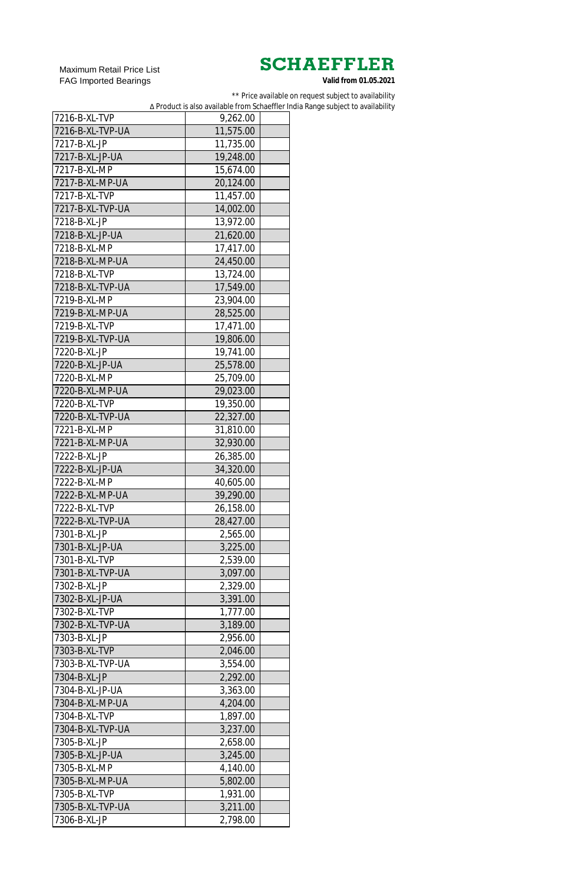Maximum Retail Price List
FAG Imported Bearings

**SCHAEFFLER**

**Valid from 01.05.2021**

** Price available on request subject to availability
∆ Product is also available from Schaeffler India Range subject to availability

| | | |
|---|---|---|
| 7216-B-XL-TVP | 9,262.00 | |
| 7216-B-XL-TVP-UA | 11,575.00 | |
| 7217-B-XL-JP | 11,735.00 | |
| 7217-B-XL-JP-UA | 19,248.00 | |
| 7217-B-XL-MP | 15,674.00 | |
| 7217-B-XL-MP-UA | 20,124.00 | |
| 7217-B-XL-TVP | 11,457.00 | |
| 7217-B-XL-TVP-UA | 14,002.00 | |
| 7218-B-XL-JP | 13,972.00 | |
| 7218-B-XL-JP-UA | 21,620.00 | |
| 7218-B-XL-MP | 17,417.00 | |
| 7218-B-XL-MP-UA | 24,450.00 | |
| 7218-B-XL-TVP | 13,724.00 | |
| 7218-B-XL-TVP-UA | 17,549.00 | |
| 7219-B-XL-MP | 23,904.00 | |
| 7219-B-XL-MP-UA | 28,525.00 | |
| 7219-B-XL-TVP | 17,471.00 | |
| 7219-B-XL-TVP-UA | 19,806.00 | |
| 7220-B-XL-JP | 19,741.00 | |
| 7220-B-XL-JP-UA | 25,578.00 | |
| 7220-B-XL-MP | 25,709.00 | |
| 7220-B-XL-MP-UA | 29,023.00 | |
| 7220-B-XL-TVP | 19,350.00 | |
| 7220-B-XL-TVP-UA | 22,327.00 | |
| 7221-B-XL-MP | 31,810.00 | |
| 7221-B-XL-MP-UA | 32,930.00 | |
| 7222-B-XL-JP | 26,385.00 | |
| 7222-B-XL-JP-UA | 34,320.00 | |
| 7222-B-XL-MP | 40,605.00 | |
| 7222-B-XL-MP-UA | 39,290.00 | |
| 7222-B-XL-TVP | 26,158.00 | |
| 7222-B-XL-TVP-UA | 28,427.00 | |
| 7301-B-XL-JP | 2,565.00 | |
| 7301-B-XL-JP-UA | 3,225.00 | |
| 7301-B-XL-TVP | 2,539.00 | |
| 7301-B-XL-TVP-UA | 3,097.00 | |
| 7302-B-XL-JP | 2,329.00 | |
| 7302-B-XL-JP-UA | 3,391.00 | |
| 7302-B-XL-TVP | 1,777.00 | |
| 7302-B-XL-TVP-UA | 3,189.00 | |
| 7303-B-XL-JP | 2,956.00 | |
| 7303-B-XL-TVP | 2,046.00 | |
| 7303-B-XL-TVP-UA | 3,554.00 | |
| 7304-B-XL-JP | 2,292.00 | |
| 7304-B-XL-JP-UA | 3,363.00 | |
| 7304-B-XL-MP-UA | 4,204.00 | |
| 7304-B-XL-TVP | 1,897.00 | |
| 7304-B-XL-TVP-UA | 3,237.00 | |
| 7305-B-XL-JP | 2,658.00 | |
| 7305-B-XL-JP-UA | 3,245.00 | |
| 7305-B-XL-MP | 4,140.00 | |
| 7305-B-XL-MP-UA | 5,802.00 | |
| 7305-B-XL-TVP | 1,931.00 | |
| 7305-B-XL-TVP-UA | 3,211.00 | |
| 7306-B-XL-JP | 2,798.00 | |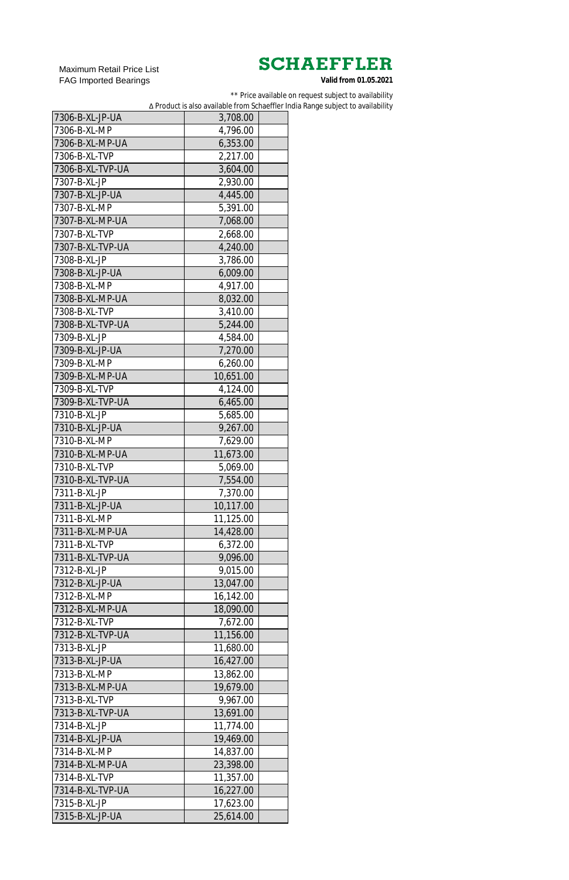Maximum Retail Price List
FAG Imported Bearings

**SCHAEFFLER**

**Valid from 01.05.2021**

** Price available on request subject to availability
∆ Product is also available from Schaeffler India Range subject to availability

| | | |
|---|---|---|
| 7306-B-XL-JP-UA | 3,708.00 | |
| 7306-B-XL-MP | 4,796.00 | |
| 7306-B-XL-MP-UA | 6,353.00 | |
| 7306-B-XL-TVP | 2,217.00 | |
| 7306-B-XL-TVP-UA | 3,604.00 | |
| 7307-B-XL-JP | 2,930.00 | |
| 7307-B-XL-JP-UA | 4,445.00 | |
| 7307-B-XL-MP | 5,391.00 | |
| 7307-B-XL-MP-UA | 7,068.00 | |
| 7307-B-XL-TVP | 2,668.00 | |
| 7307-B-XL-TVP-UA | 4,240.00 | |
| 7308-B-XL-JP | 3,786.00 | |
| 7308-B-XL-JP-UA | 6,009.00 | |
| 7308-B-XL-MP | 4,917.00 | |
| 7308-B-XL-MP-UA | 8,032.00 | |
| 7308-B-XL-TVP | 3,410.00 | |
| 7308-B-XL-TVP-UA | 5,244.00 | |
| 7309-B-XL-JP | 4,584.00 | |
| 7309-B-XL-JP-UA | 7,270.00 | |
| 7309-B-XL-MP | 6,260.00 | |
| 7309-B-XL-MP-UA | 10,651.00 | |
| 7309-B-XL-TVP | 4,124.00 | |
| 7309-B-XL-TVP-UA | 6,465.00 | |
| 7310-B-XL-JP | 5,685.00 | |
| 7310-B-XL-JP-UA | 9,267.00 | |
| 7310-B-XL-MP | 7,629.00 | |
| 7310-B-XL-MP-UA | 11,673.00 | |
| 7310-B-XL-TVP | 5,069.00 | |
| 7310-B-XL-TVP-UA | 7,554.00 | |
| 7311-B-XL-JP | 7,370.00 | |
| 7311-B-XL-JP-UA | 10,117.00 | |
| 7311-B-XL-MP | 11,125.00 | |
| 7311-B-XL-MP-UA | 14,428.00 | |
| 7311-B-XL-TVP | 6,372.00 | |
| 7311-B-XL-TVP-UA | 9,096.00 | |
| 7312-B-XL-JP | 9,015.00 | |
| 7312-B-XL-JP-UA | 13,047.00 | |
| 7312-B-XL-MP | 16,142.00 | |
| 7312-B-XL-MP-UA | 18,090.00 | |
| 7312-B-XL-TVP | 7,672.00 | |
| 7312-B-XL-TVP-UA | 11,156.00 | |
| 7313-B-XL-JP | 11,680.00 | |
| 7313-B-XL-JP-UA | 16,427.00 | |
| 7313-B-XL-MP | 13,862.00 | |
| 7313-B-XL-MP-UA | 19,679.00 | |
| 7313-B-XL-TVP | 9,967.00 | |
| 7313-B-XL-TVP-UA | 13,691.00 | |
| 7314-B-XL-JP | 11,774.00 | |
| 7314-B-XL-JP-UA | 19,469.00 | |
| 7314-B-XL-MP | 14,837.00 | |
| 7314-B-XL-MP-UA | 23,398.00 | |
| 7314-B-XL-TVP | 11,357.00 | |
| 7314-B-XL-TVP-UA | 16,227.00 | |
| 7315-B-XL-JP | 17,623.00 | |
| 7315-B-XL-JP-UA | 25,614.00 | |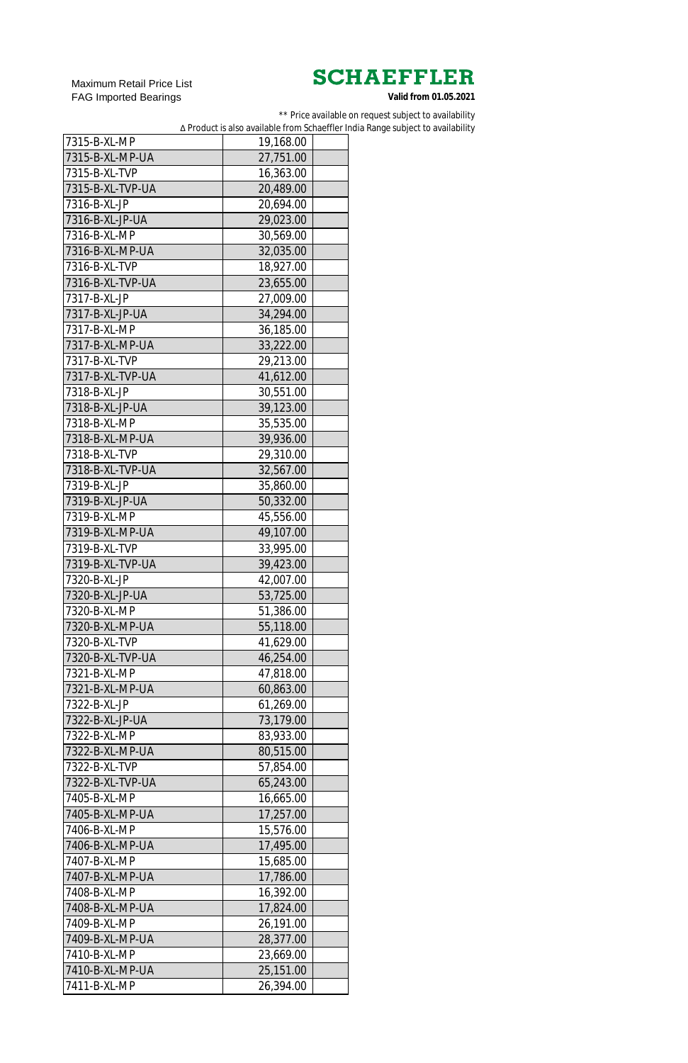Maximum Retail Price List
FAG Imported Bearings

**SCHAEFFLER**

**Valid from 01.05.2021**

** Price available on request subject to availability

Δ Product is also available from Schaeffler India Range subject to availability

| | | |
|---|---|---|
| 7315-B-XL-MP | 19,168.00 | |
| 7315-B-XL-MP-UA | 27,751.00 | |
| 7315-B-XL-TVP | 16,363.00 | |
| 7315-B-XL-TVP-UA | 20,489.00 | |
| 7316-B-XL-JP | 20,694.00 | |
| 7316-B-XL-JP-UA | 29,023.00 | |
| 7316-B-XL-MP | 30,569.00 | |
| 7316-B-XL-MP-UA | 32,035.00 | |
| 7316-B-XL-TVP | 18,927.00 | |
| 7316-B-XL-TVP-UA | 23,655.00 | |
| 7317-B-XL-JP | 27,009.00 | |
| 7317-B-XL-JP-UA | 34,294.00 | |
| 7317-B-XL-MP | 36,185.00 | |
| 7317-B-XL-MP-UA | 33,222.00 | |
| 7317-B-XL-TVP | 29,213.00 | |
| 7317-B-XL-TVP-UA | 41,612.00 | |
| 7318-B-XL-JP | 30,551.00 | |
| 7318-B-XL-JP-UA | 39,123.00 | |
| 7318-B-XL-MP | 35,535.00 | |
| 7318-B-XL-MP-UA | 39,936.00 | |
| 7318-B-XL-TVP | 29,310.00 | |
| 7318-B-XL-TVP-UA | 32,567.00 | |
| 7319-B-XL-JP | 35,860.00 | |
| 7319-B-XL-JP-UA | 50,332.00 | |
| 7319-B-XL-MP | 45,556.00 | |
| 7319-B-XL-MP-UA | 49,107.00 | |
| 7319-B-XL-TVP | 33,995.00 | |
| 7319-B-XL-TVP-UA | 39,423.00 | |
| 7320-B-XL-JP | 42,007.00 | |
| 7320-B-XL-JP-UA | 53,725.00 | |
| 7320-B-XL-MP | 51,386.00 | |
| 7320-B-XL-MP-UA | 55,118.00 | |
| 7320-B-XL-TVP | 41,629.00 | |
| 7320-B-XL-TVP-UA | 46,254.00 | |
| 7321-B-XL-MP | 47,818.00 | |
| 7321-B-XL-MP-UA | 60,863.00 | |
| 7322-B-XL-JP | 61,269.00 | |
| 7322-B-XL-JP-UA | 73,179.00 | |
| 7322-B-XL-MP | 83,933.00 | |
| 7322-B-XL-MP-UA | 80,515.00 | |
| 7322-B-XL-TVP | 57,854.00 | |
| 7322-B-XL-TVP-UA | 65,243.00 | |
| 7405-B-XL-MP | 16,665.00 | |
| 7405-B-XL-MP-UA | 17,257.00 | |
| 7406-B-XL-MP | 15,576.00 | |
| 7406-B-XL-MP-UA | 17,495.00 | |
| 7407-B-XL-MP | 15,685.00 | |
| 7407-B-XL-MP-UA | 17,786.00 | |
| 7408-B-XL-MP | 16,392.00 | |
| 7408-B-XL-MP-UA | 17,824.00 | |
| 7409-B-XL-MP | 26,191.00 | |
| 7409-B-XL-MP-UA | 28,377.00 | |
| 7410-B-XL-MP | 23,669.00 | |
| 7410-B-XL-MP-UA | 25,151.00 | |
| 7411-B-XL-MP | 26,394.00 | |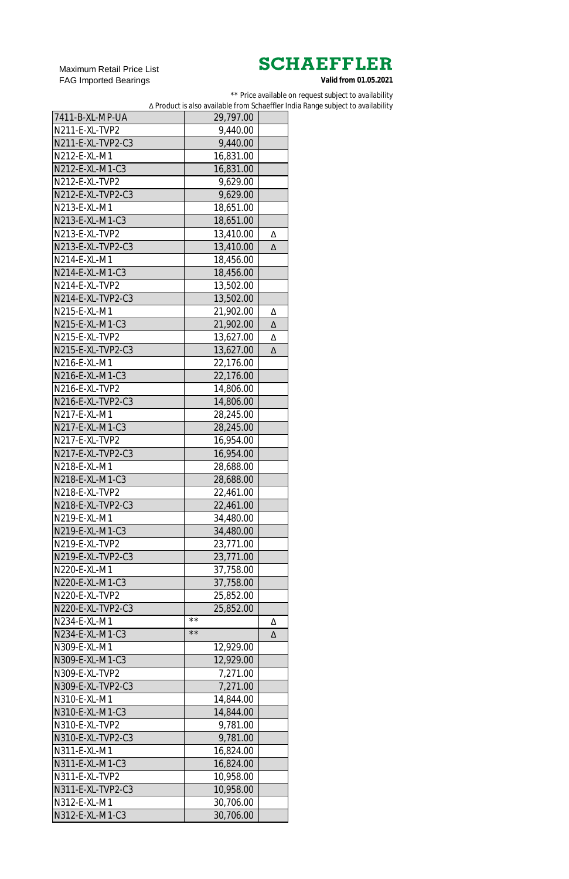Maximum Retail Price List
FAG Imported Bearings

**SCHAEFFLER**

**Valid from 01.05.2021**

** Price available on request subject to availability
∆ Product is also available from Schaeffler India Range subject to availability

| | | |
|---|---|---|
| 7411-B-XL-MP-UA | 29,797.00 | |
| N211-E-XL-TVP2 | 9,440.00 | |
| N211-E-XL-TVP2-C3 | 9,440.00 | |
| N212-E-XL-M1 | 16,831.00 | |
| N212-E-XL-M1-C3 | 16,831.00 | |
| N212-E-XL-TVP2 | 9,629.00 | |
| N212-E-XL-TVP2-C3 | 9,629.00 | |
| N213-E-XL-M1 | 18,651.00 | |
| N213-E-XL-M1-C3 | 18,651.00 | |
| N213-E-XL-TVP2 | 13,410.00 | ∆ |
| N213-E-XL-TVP2-C3 | 13,410.00 | ∆ |
| N214-E-XL-M1 | 18,456.00 | |
| N214-E-XL-M1-C3 | 18,456.00 | |
| N214-E-XL-TVP2 | 13,502.00 | |
| N214-E-XL-TVP2-C3 | 13,502.00 | |
| N215-E-XL-M1 | 21,902.00 | ∆ |
| N215-E-XL-M1-C3 | 21,902.00 | ∆ |
| N215-E-XL-TVP2 | 13,627.00 | ∆ |
| N215-E-XL-TVP2-C3 | 13,627.00 | ∆ |
| N216-E-XL-M1 | 22,176.00 | |
| N216-E-XL-M1-C3 | 22,176.00 | |
| N216-E-XL-TVP2 | 14,806.00 | |
| N216-E-XL-TVP2-C3 | 14,806.00 | |
| N217-E-XL-M1 | 28,245.00 | |
| N217-E-XL-M1-C3 | 28,245.00 | |
| N217-E-XL-TVP2 | 16,954.00 | |
| N217-E-XL-TVP2-C3 | 16,954.00 | |
| N218-E-XL-M1 | 28,688.00 | |
| N218-E-XL-M1-C3 | 28,688.00 | |
| N218-E-XL-TVP2 | 22,461.00 | |
| N218-E-XL-TVP2-C3 | 22,461.00 | |
| N219-E-XL-M1 | 34,480.00 | |
| N219-E-XL-M1-C3 | 34,480.00 | |
| N219-E-XL-TVP2 | 23,771.00 | |
| N219-E-XL-TVP2-C3 | 23,771.00 | |
| N220-E-XL-M1 | 37,758.00 | |
| N220-E-XL-M1-C3 | 37,758.00 | |
| N220-E-XL-TVP2 | 25,852.00 | |
| N220-E-XL-TVP2-C3 | 25,852.00 | |
| N234-E-XL-M1 | ** | ∆ |
| N234-E-XL-M1-C3 | ** | ∆ |
| N309-E-XL-M1 | 12,929.00 | |
| N309-E-XL-M1-C3 | 12,929.00 | |
| N309-E-XL-TVP2 | 7,271.00 | |
| N309-E-XL-TVP2-C3 | 7,271.00 | |
| N310-E-XL-M1 | 14,844.00 | |
| N310-E-XL-M1-C3 | 14,844.00 | |
| N310-E-XL-TVP2 | 9,781.00 | |
| N310-E-XL-TVP2-C3 | 9,781.00 | |
| N311-E-XL-M1 | 16,824.00 | |
| N311-E-XL-M1-C3 | 16,824.00 | |
| N311-E-XL-TVP2 | 10,958.00 | |
| N311-E-XL-TVP2-C3 | 10,958.00 | |
| N312-E-XL-M1 | 30,706.00 | |
| N312-E-XL-M1-C3 | 30,706.00 | |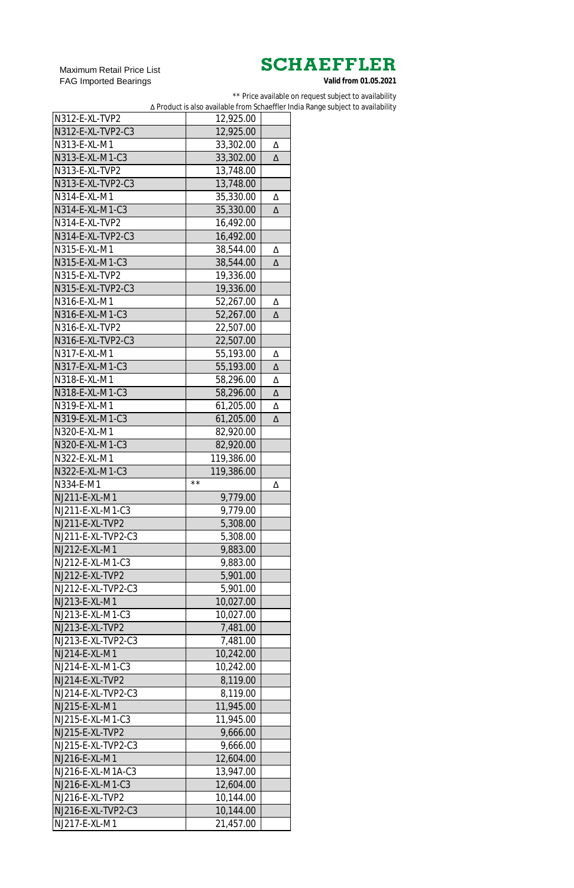Maximum Retail Price List
FAG Imported Bearings

**SCHAEFFLER**

**Valid from 01.05.2021**

** Price available on request subject to availability

Δ Product is also available from Schaeffler India Range subject to availability

| | | |
|---|---|---|
| N312-E-XL-TVP2 | 12,925.00 | |
| N312-E-XL-TVP2-C3 | 12,925.00 | |
| N313-E-XL-M1 | 33,302.00 | Δ |
| N313-E-XL-M1-C3 | 33,302.00 | Δ |
| N313-E-XL-TVP2 | 13,748.00 | |
| N313-E-XL-TVP2-C3 | 13,748.00 | |
| N314-E-XL-M1 | 35,330.00 | Δ |
| N314-E-XL-M1-C3 | 35,330.00 | Δ |
| N314-E-XL-TVP2 | 16,492.00 | |
| N314-E-XL-TVP2-C3 | 16,492.00 | |
| N315-E-XL-M1 | 38,544.00 | Δ |
| N315-E-XL-M1-C3 | 38,544.00 | Δ |
| N315-E-XL-TVP2 | 19,336.00 | |
| N315-E-XL-TVP2-C3 | 19,336.00 | |
| N316-E-XL-M1 | 52,267.00 | Δ |
| N316-E-XL-M1-C3 | 52,267.00 | Δ |
| N316-E-XL-TVP2 | 22,507.00 | |
| N316-E-XL-TVP2-C3 | 22,507.00 | |
| N317-E-XL-M1 | 55,193.00 | Δ |
| N317-E-XL-M1-C3 | 55,193.00 | Δ |
| N318-E-XL-M1 | 58,296.00 | Δ |
| N318-E-XL-M1-C3 | 58,296.00 | Δ |
| N319-E-XL-M1 | 61,205.00 | Δ |
| N319-E-XL-M1-C3 | 61,205.00 | Δ |
| N320-E-XL-M1 | 82,920.00 | |
| N320-E-XL-M1-C3 | 82,920.00 | |
| N322-E-XL-M1 | 119,386.00 | |
| N322-E-XL-M1-C3 | 119,386.00 | |
| N334-E-M1 | ** | Δ |
| NJ211-E-XL-M1 | 9,779.00 | |
| NJ211-E-XL-M1-C3 | 9,779.00 | |
| NJ211-E-XL-TVP2 | 5,308.00 | |
| NJ211-E-XL-TVP2-C3 | 5,308.00 | |
| NJ212-E-XL-M1 | 9,883.00 | |
| NJ212-E-XL-M1-C3 | 9,883.00 | |
| NJ212-E-XL-TVP2 | 5,901.00 | |
| NJ212-E-XL-TVP2-C3 | 5,901.00 | |
| NJ213-E-XL-M1 | 10,027.00 | |
| NJ213-E-XL-M1-C3 | 10,027.00 | |
| NJ213-E-XL-TVP2 | 7,481.00 | |
| NJ213-E-XL-TVP2-C3 | 7,481.00 | |
| NJ214-E-XL-M1 | 10,242.00 | |
| NJ214-E-XL-M1-C3 | 10,242.00 | |
| NJ214-E-XL-TVP2 | 8,119.00 | |
| NJ214-E-XL-TVP2-C3 | 8,119.00 | |
| NJ215-E-XL-M1 | 11,945.00 | |
| NJ215-E-XL-M1-C3 | 11,945.00 | |
| NJ215-E-XL-TVP2 | 9,666.00 | |
| NJ215-E-XL-TVP2-C3 | 9,666.00 | |
| NJ216-E-XL-M1 | 12,604.00 | |
| NJ216-E-XL-M1A-C3 | 13,947.00 | |
| NJ216-E-XL-M1-C3 | 12,604.00 | |
| NJ216-E-XL-TVP2 | 10,144.00 | |
| NJ216-E-XL-TVP2-C3 | 10,144.00 | |
| NJ217-E-XL-M1 | 21,457.00 | |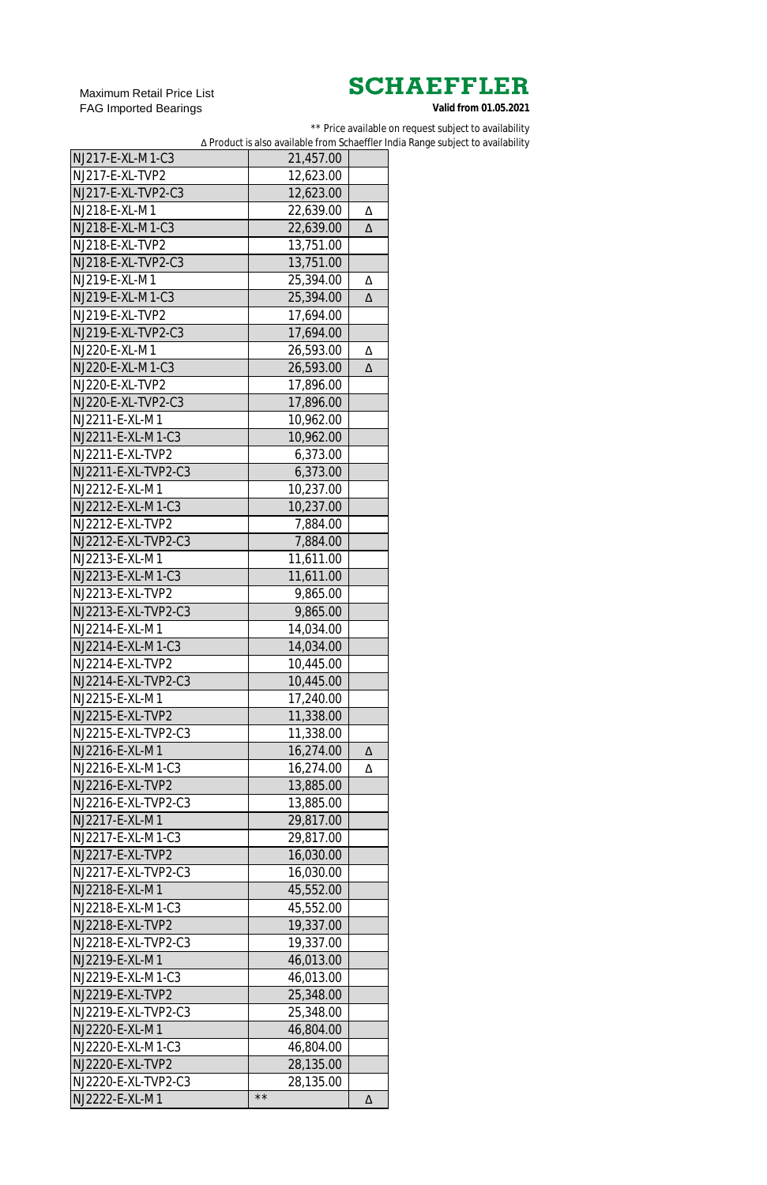Maximum Retail Price List
FAG Imported Bearings

**SCHAEFFLER**
**Valid from 01.05.2021**

** Price available on request subject to availability
Δ Product is also available from Schaeffler India Range subject to availability

| | | |
|---|---|---|
| NJ217-E-XL-M1-C3 | 21,457.00 | |
| NJ217-E-XL-TVP2 | 12,623.00 | |
| NJ217-E-XL-TVP2-C3 | 12,623.00 | |
| NJ218-E-XL-M1 | 22,639.00 | Δ |
| NJ218-E-XL-M1-C3 | 22,639.00 | Δ |
| NJ218-E-XL-TVP2 | 13,751.00 | |
| NJ218-E-XL-TVP2-C3 | 13,751.00 | |
| NJ219-E-XL-M1 | 25,394.00 | Δ |
| NJ219-E-XL-M1-C3 | 25,394.00 | Δ |
| NJ219-E-XL-TVP2 | 17,694.00 | |
| NJ219-E-XL-TVP2-C3 | 17,694.00 | |
| NJ220-E-XL-M1 | 26,593.00 | Δ |
| NJ220-E-XL-M1-C3 | 26,593.00 | Δ |
| NJ220-E-XL-TVP2 | 17,896.00 | |
| NJ220-E-XL-TVP2-C3 | 17,896.00 | |
| NJ2211-E-XL-M1 | 10,962.00 | |
| NJ2211-E-XL-M1-C3 | 10,962.00 | |
| NJ2211-E-XL-TVP2 | 6,373.00 | |
| NJ2211-E-XL-TVP2-C3 | 6,373.00 | |
| NJ2212-E-XL-M1 | 10,237.00 | |
| NJ2212-E-XL-M1-C3 | 10,237.00 | |
| NJ2212-E-XL-TVP2 | 7,884.00 | |
| NJ2212-E-XL-TVP2-C3 | 7,884.00 | |
| NJ2213-E-XL-M1 | 11,611.00 | |
| NJ2213-E-XL-M1-C3 | 11,611.00 | |
| NJ2213-E-XL-TVP2 | 9,865.00 | |
| NJ2213-E-XL-TVP2-C3 | 9,865.00 | |
| NJ2214-E-XL-M1 | 14,034.00 | |
| NJ2214-E-XL-M1-C3 | 14,034.00 | |
| NJ2214-E-XL-TVP2 | 10,445.00 | |
| NJ2214-E-XL-TVP2-C3 | 10,445.00 | |
| NJ2215-E-XL-M1 | 17,240.00 | |
| NJ2215-E-XL-TVP2 | 11,338.00 | |
| NJ2215-E-XL-TVP2-C3 | 11,338.00 | |
| NJ2216-E-XL-M1 | 16,274.00 | Δ |
| NJ2216-E-XL-M1-C3 | 16,274.00 | Δ |
| NJ2216-E-XL-TVP2 | 13,885.00 | |
| NJ2216-E-XL-TVP2-C3 | 13,885.00 | |
| NJ2217-E-XL-M1 | 29,817.00 | |
| NJ2217-E-XL-M1-C3 | 29,817.00 | |
| NJ2217-E-XL-TVP2 | 16,030.00 | |
| NJ2217-E-XL-TVP2-C3 | 16,030.00 | |
| NJ2218-E-XL-M1 | 45,552.00 | |
| NJ2218-E-XL-M1-C3 | 45,552.00 | |
| NJ2218-E-XL-TVP2 | 19,337.00 | |
| NJ2218-E-XL-TVP2-C3 | 19,337.00 | |
| NJ2219-E-XL-M1 | 46,013.00 | |
| NJ2219-E-XL-M1-C3 | 46,013.00 | |
| NJ2219-E-XL-TVP2 | 25,348.00 | |
| NJ2219-E-XL-TVP2-C3 | 25,348.00 | |
| NJ2220-E-XL-M1 | 46,804.00 | |
| NJ2220-E-XL-M1-C3 | 46,804.00 | |
| NJ2220-E-XL-TVP2 | 28,135.00 | |
| NJ2220-E-XL-TVP2-C3 | 28,135.00 | |
| NJ2222-E-XL-M1 | ** | Δ |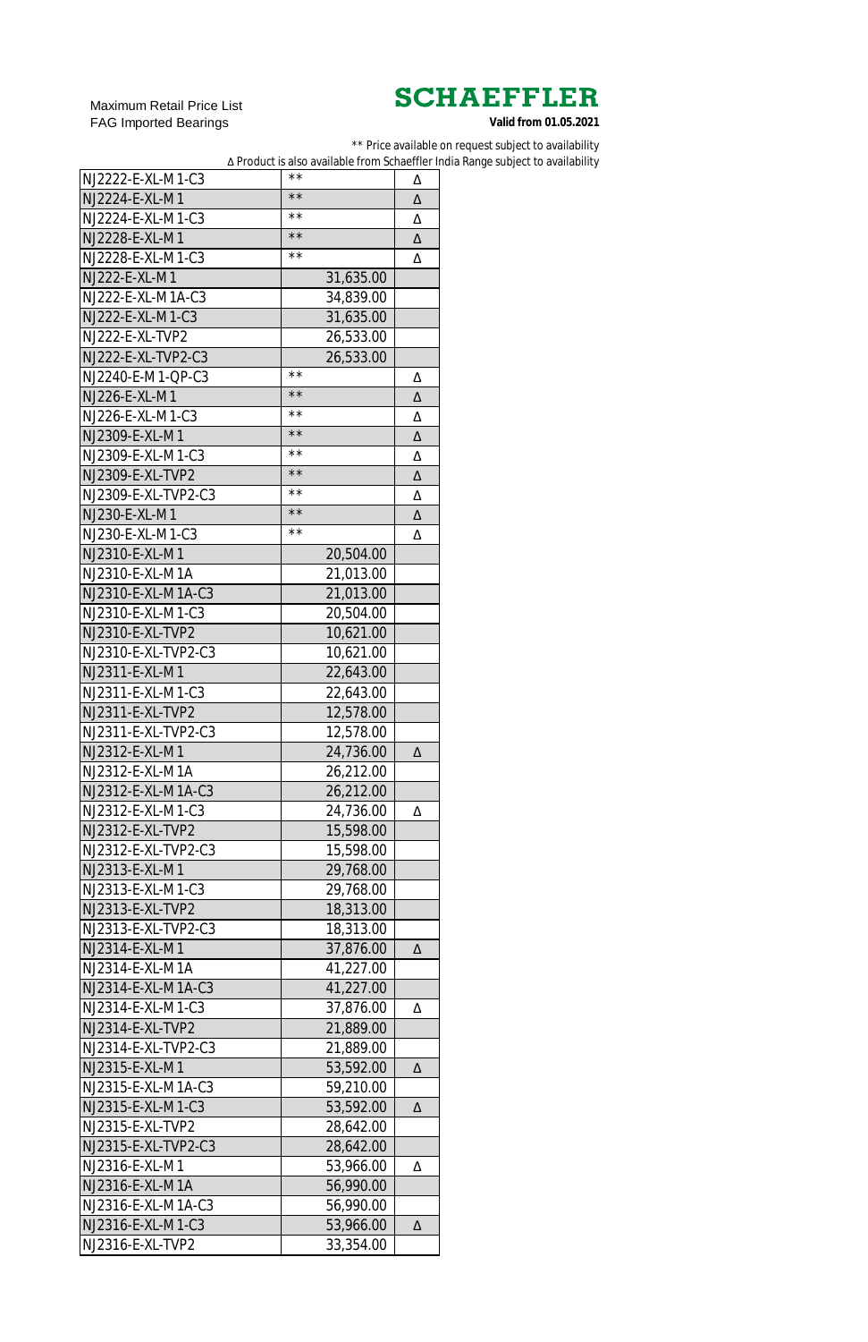Maximum Retail Price List
FAG Imported Bearings

**SCHAEFFLER**
**Valid from 01.05.2021**

** Price available on request subject to availability
∆ Product is also available from Schaeffler India Range subject to availability

| | | |
|---|---|---|
| NJ2222-E-XL-M1-C3 | ** | ∆ |
| NJ2224-E-XL-M1 | ** | ∆ |
| NJ2224-E-XL-M1-C3 | ** | ∆ |
| NJ2228-E-XL-M1 | ** | ∆ |
| NJ2228-E-XL-M1-C3 | ** | ∆ |
| NJ222-E-XL-M1 | 31,635.00 | |
| NJ222-E-XL-M1A-C3 | 34,839.00 | |
| NJ222-E-XL-M1-C3 | 31,635.00 | |
| NJ222-E-XL-TVP2 | 26,533.00 | |
| NJ222-E-XL-TVP2-C3 | 26,533.00 | |
| NJ2240-E-M1-QP-C3 | ** | ∆ |
| NJ226-E-XL-M1 | ** | ∆ |
| NJ226-E-XL-M1-C3 | ** | ∆ |
| NJ2309-E-XL-M1 | ** | ∆ |
| NJ2309-E-XL-M1-C3 | ** | ∆ |
| NJ2309-E-XL-TVP2 | ** | ∆ |
| NJ2309-E-XL-TVP2-C3 | ** | ∆ |
| NJ230-E-XL-M1 | ** | ∆ |
| NJ230-E-XL-M1-C3 | ** | ∆ |
| NJ2310-E-XL-M1 | 20,504.00 | |
| NJ2310-E-XL-M1A | 21,013.00 | |
| NJ2310-E-XL-M1A-C3 | 21,013.00 | |
| NJ2310-E-XL-M1-C3 | 20,504.00 | |
| NJ2310-E-XL-TVP2 | 10,621.00 | |
| NJ2310-E-XL-TVP2-C3 | 10,621.00 | |
| NJ2311-E-XL-M1 | 22,643.00 | |
| NJ2311-E-XL-M1-C3 | 22,643.00 | |
| NJ2311-E-XL-TVP2 | 12,578.00 | |
| NJ2311-E-XL-TVP2-C3 | 12,578.00 | |
| NJ2312-E-XL-M1 | 24,736.00 | ∆ |
| NJ2312-E-XL-M1A | 26,212.00 | |
| NJ2312-E-XL-M1A-C3 | 26,212.00 | |
| NJ2312-E-XL-M1-C3 | 24,736.00 | ∆ |
| NJ2312-E-XL-TVP2 | 15,598.00 | |
| NJ2312-E-XL-TVP2-C3 | 15,598.00 | |
| NJ2313-E-XL-M1 | 29,768.00 | |
| NJ2313-E-XL-M1-C3 | 29,768.00 | |
| NJ2313-E-XL-TVP2 | 18,313.00 | |
| NJ2313-E-XL-TVP2-C3 | 18,313.00 | |
| NJ2314-E-XL-M1 | 37,876.00 | ∆ |
| NJ2314-E-XL-M1A | 41,227.00 | |
| NJ2314-E-XL-M1A-C3 | 41,227.00 | |
| NJ2314-E-XL-M1-C3 | 37,876.00 | ∆ |
| NJ2314-E-XL-TVP2 | 21,889.00 | |
| NJ2314-E-XL-TVP2-C3 | 21,889.00 | |
| NJ2315-E-XL-M1 | 53,592.00 | ∆ |
| NJ2315-E-XL-M1A-C3 | 59,210.00 | |
| NJ2315-E-XL-M1-C3 | 53,592.00 | ∆ |
| NJ2315-E-XL-TVP2 | 28,642.00 | |
| NJ2315-E-XL-TVP2-C3 | 28,642.00 | |
| NJ2316-E-XL-M1 | 53,966.00 | ∆ |
| NJ2316-E-XL-M1A | 56,990.00 | |
| NJ2316-E-XL-M1A-C3 | 56,990.00 | |
| NJ2316-E-XL-M1-C3 | 53,966.00 | ∆ |
| NJ2316-E-XL-TVP2 | 33,354.00 | |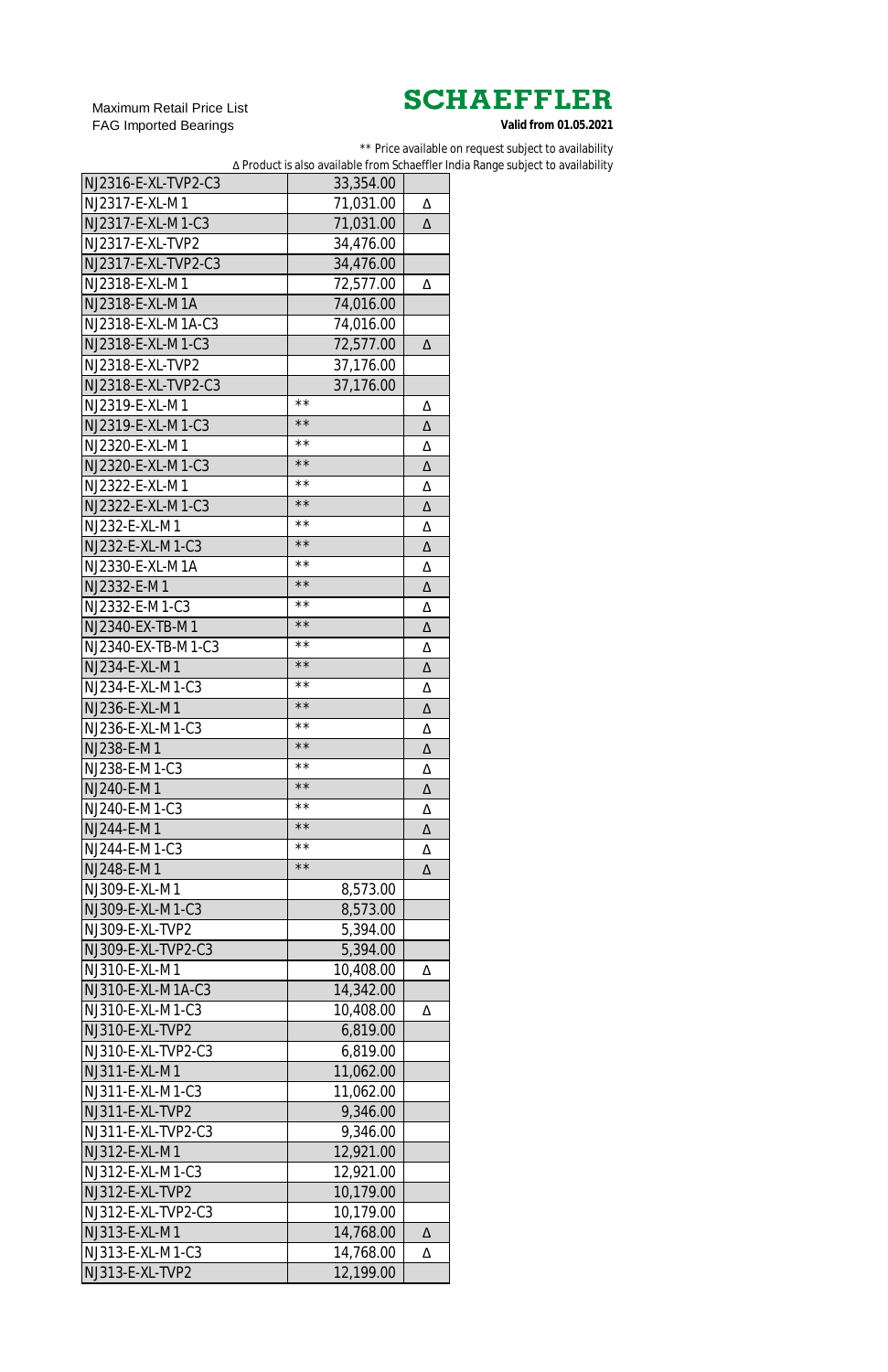Maximum Retail Price List
FAG Imported Bearings

**SCHAEFFLER**
**Valid from 01.05.2021**

** Price available on request subject to availability
Δ Product is also available from Schaeffler India Range subject to availability

| | | |
|---|---|---|
| NJ2316-E-XL-TVP2-C3 | 33,354.00 | |
| NJ2317-E-XL-M1 | 71,031.00 | Δ |
| NJ2317-E-XL-M1-C3 | 71,031.00 | Δ |
| NJ2317-E-XL-TVP2 | 34,476.00 | |
| NJ2317-E-XL-TVP2-C3 | 34,476.00 | |
| NJ2318-E-XL-M1 | 72,577.00 | Δ |
| NJ2318-E-XL-M1A | 74,016.00 | |
| NJ2318-E-XL-M1A-C3 | 74,016.00 | |
| NJ2318-E-XL-M1-C3 | 72,577.00 | Δ |
| NJ2318-E-XL-TVP2 | 37,176.00 | |
| NJ2318-E-XL-TVP2-C3 | 37,176.00 | |
| NJ2319-E-XL-M1 | ** | Δ |
| NJ2319-E-XL-M1-C3 | ** | Δ |
| NJ2320-E-XL-M1 | ** | Δ |
| NJ2320-E-XL-M1-C3 | ** | Δ |
| NJ2322-E-XL-M1 | ** | Δ |
| NJ2322-E-XL-M1-C3 | ** | Δ |
| NJ232-E-XL-M1 | ** | Δ |
| NJ232-E-XL-M1-C3 | ** | Δ |
| NJ2330-E-XL-M1A | ** | Δ |
| NJ2332-E-M1 | ** | Δ |
| NJ2332-E-M1-C3 | ** | Δ |
| NJ2340-EX-TB-M1 | ** | Δ |
| NJ2340-EX-TB-M1-C3 | ** | Δ |
| NJ234-E-XL-M1 | ** | Δ |
| NJ234-E-XL-M1-C3 | ** | Δ |
| NJ236-E-XL-M1 | ** | Δ |
| NJ236-E-XL-M1-C3 | ** | Δ |
| NJ238-E-M1 | ** | Δ |
| NJ238-E-M1-C3 | ** | Δ |
| NJ240-E-M1 | ** | Δ |
| NJ240-E-M1-C3 | ** | Δ |
| NJ244-E-M1 | ** | Δ |
| NJ244-E-M1-C3 | ** | Δ |
| NJ248-E-M1 | ** | Δ |
| NJ309-E-XL-M1 | 8,573.00 | |
| NJ309-E-XL-M1-C3 | 8,573.00 | |
| NJ309-E-XL-TVP2 | 5,394.00 | |
| NJ309-E-XL-TVP2-C3 | 5,394.00 | |
| NJ310-E-XL-M1 | 10,408.00 | Δ |
| NJ310-E-XL-M1A-C3 | 14,342.00 | |
| NJ310-E-XL-M1-C3 | 10,408.00 | Δ |
| NJ310-E-XL-TVP2 | 6,819.00 | |
| NJ310-E-XL-TVP2-C3 | 6,819.00 | |
| NJ311-E-XL-M1 | 11,062.00 | |
| NJ311-E-XL-M1-C3 | 11,062.00 | |
| NJ311-E-XL-TVP2 | 9,346.00 | |
| NJ311-E-XL-TVP2-C3 | 9,346.00 | |
| NJ312-E-XL-M1 | 12,921.00 | |
| NJ312-E-XL-M1-C3 | 12,921.00 | |
| NJ312-E-XL-TVP2 | 10,179.00 | |
| NJ312-E-XL-TVP2-C3 | 10,179.00 | |
| NJ313-E-XL-M1 | 14,768.00 | Δ |
| NJ313-E-XL-M1-C3 | 14,768.00 | Δ |
| NJ313-E-XL-TVP2 | 12,199.00 | |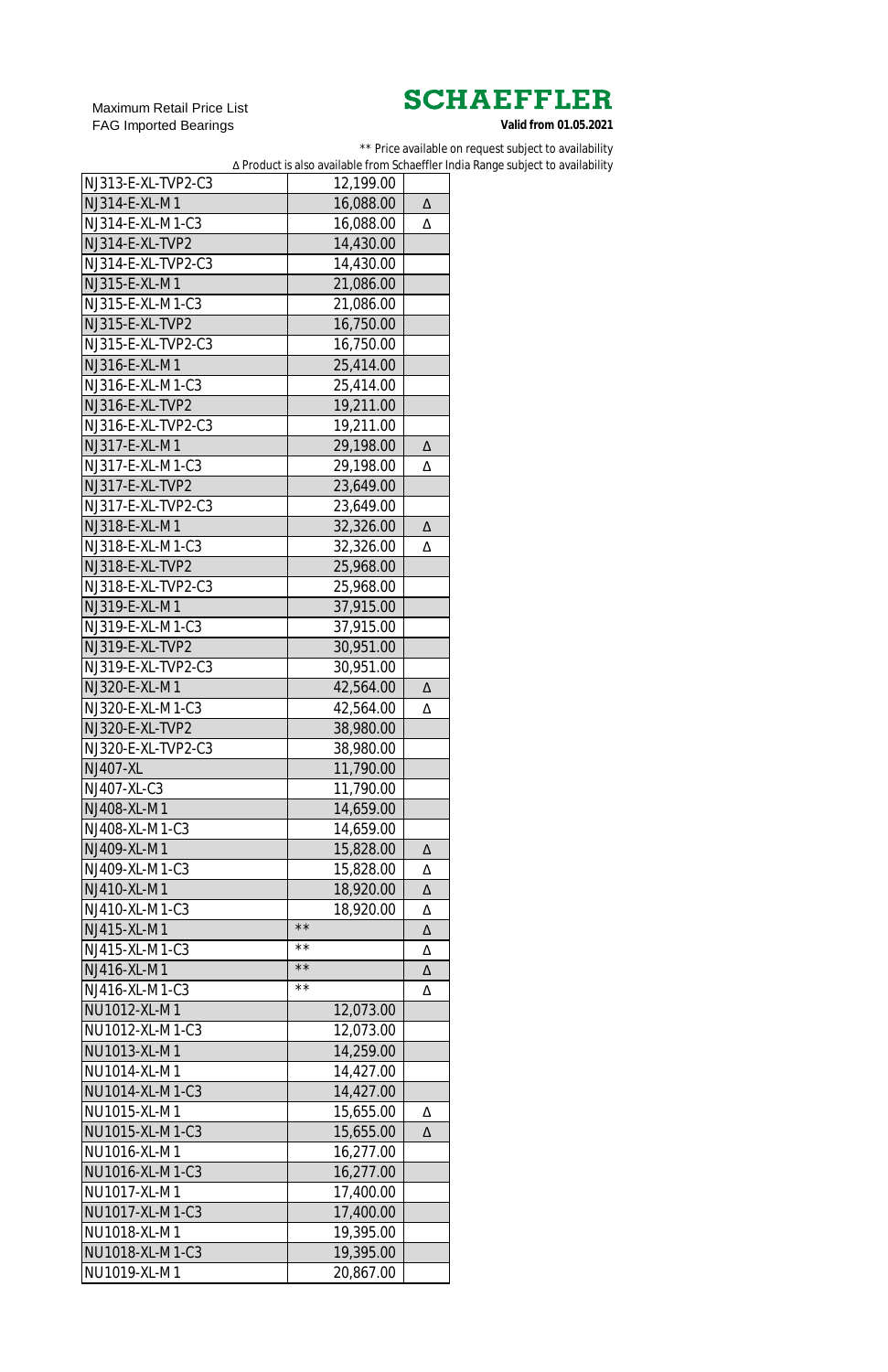Maximum Retail Price List
FAG Imported Bearings

**SCHAEFFLER**

**Valid from 01.05.2021**

** Price available on request subject to availability

Δ Product is also available from Schaeffler India Range subject to availability

| | | |
|---|---|---|
| NJ313-E-XL-TVP2-C3 | 12,199.00 | |
| NJ314-E-XL-M1 | 16,088.00 | Δ |
| NJ314-E-XL-M1-C3 | 16,088.00 | Δ |
| NJ314-E-XL-TVP2 | 14,430.00 | |
| NJ314-E-XL-TVP2-C3 | 14,430.00 | |
| NJ315-E-XL-M1 | 21,086.00 | |
| NJ315-E-XL-M1-C3 | 21,086.00 | |
| NJ315-E-XL-TVP2 | 16,750.00 | |
| NJ315-E-XL-TVP2-C3 | 16,750.00 | |
| NJ316-E-XL-M1 | 25,414.00 | |
| NJ316-E-XL-M1-C3 | 25,414.00 | |
| NJ316-E-XL-TVP2 | 19,211.00 | |
| NJ316-E-XL-TVP2-C3 | 19,211.00 | |
| NJ317-E-XL-M1 | 29,198.00 | Δ |
| NJ317-E-XL-M1-C3 | 29,198.00 | Δ |
| NJ317-E-XL-TVP2 | 23,649.00 | |
| NJ317-E-XL-TVP2-C3 | 23,649.00 | |
| NJ318-E-XL-M1 | 32,326.00 | Δ |
| NJ318-E-XL-M1-C3 | 32,326.00 | Δ |
| NJ318-E-XL-TVP2 | 25,968.00 | |
| NJ318-E-XL-TVP2-C3 | 25,968.00 | |
| NJ319-E-XL-M1 | 37,915.00 | |
| NJ319-E-XL-M1-C3 | 37,915.00 | |
| NJ319-E-XL-TVP2 | 30,951.00 | |
| NJ319-E-XL-TVP2-C3 | 30,951.00 | |
| NJ320-E-XL-M1 | 42,564.00 | Δ |
| NJ320-E-XL-M1-C3 | 42,564.00 | Δ |
| NJ320-E-XL-TVP2 | 38,980.00 | |
| NJ320-E-XL-TVP2-C3 | 38,980.00 | |
| NJ407-XL | 11,790.00 | |
| NJ407-XL-C3 | 11,790.00 | |
| NJ408-XL-M1 | 14,659.00 | |
| NJ408-XL-M1-C3 | 14,659.00 | |
| NJ409-XL-M1 | 15,828.00 | Δ |
| NJ409-XL-M1-C3 | 15,828.00 | Δ |
| NJ410-XL-M1 | 18,920.00 | Δ |
| NJ410-XL-M1-C3 | 18,920.00 | Δ |
| NJ415-XL-M1 | ** | Δ |
| NJ415-XL-M1-C3 | ** | Δ |
| NJ416-XL-M1 | ** | Δ |
| NJ416-XL-M1-C3 | ** | Δ |
| NU1012-XL-M1 | 12,073.00 | |
| NU1012-XL-M1-C3 | 12,073.00 | |
| NU1013-XL-M1 | 14,259.00 | |
| NU1014-XL-M1 | 14,427.00 | |
| NU1014-XL-M1-C3 | 14,427.00 | |
| NU1015-XL-M1 | 15,655.00 | Δ |
| NU1015-XL-M1-C3 | 15,655.00 | Δ |
| NU1016-XL-M1 | 16,277.00 | |
| NU1016-XL-M1-C3 | 16,277.00 | |
| NU1017-XL-M1 | 17,400.00 | |
| NU1017-XL-M1-C3 | 17,400.00 | |
| NU1018-XL-M1 | 19,395.00 | |
| NU1018-XL-M1-C3 | 19,395.00 | |
| NU1019-XL-M1 | 20,867.00 | |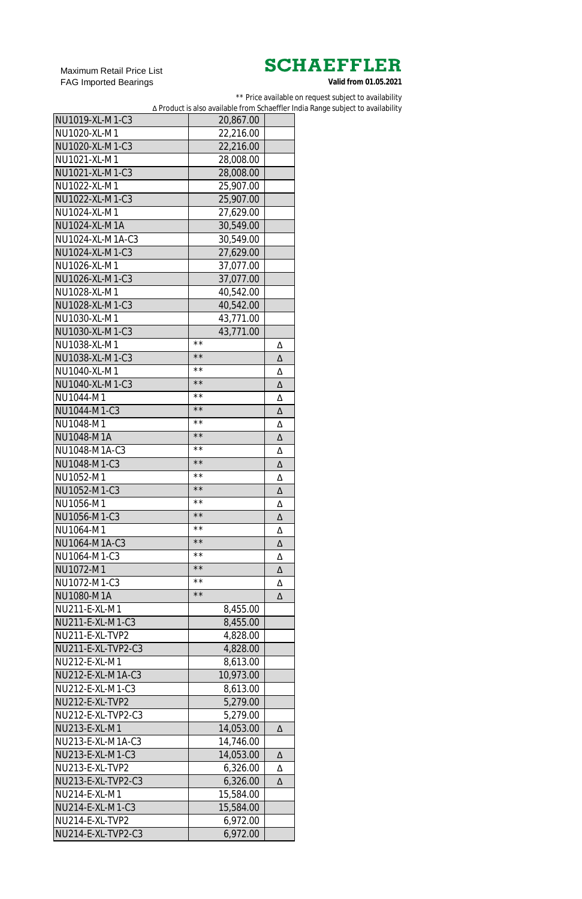Maximum Retail Price List
FAG Imported Bearings

**SCHAEFFLER**
**Valid from 01.05.2021**

** Price available on request subject to availability
Δ Product is also available from Schaeffler India Range subject to availability

| | | |
|---|---|---|
| NU1019-XL-M1-C3 | 20,867.00 | |
| NU1020-XL-M1 | 22,216.00 | |
| NU1020-XL-M1-C3 | 22,216.00 | |
| NU1021-XL-M1 | 28,008.00 | |
| NU1021-XL-M1-C3 | 28,008.00 | |
| NU1022-XL-M1 | 25,907.00 | |
| NU1022-XL-M1-C3 | 25,907.00 | |
| NU1024-XL-M1 | 27,629.00 | |
| NU1024-XL-M1A | 30,549.00 | |
| NU1024-XL-M1A-C3 | 30,549.00 | |
| NU1024-XL-M1-C3 | 27,629.00 | |
| NU1026-XL-M1 | 37,077.00 | |
| NU1026-XL-M1-C3 | 37,077.00 | |
| NU1028-XL-M1 | 40,542.00 | |
| NU1028-XL-M1-C3 | 40,542.00 | |
| NU1030-XL-M1 | 43,771.00 | |
| NU1030-XL-M1-C3 | 43,771.00 | |
| NU1038-XL-M1 | ** | Δ |
| NU1038-XL-M1-C3 | ** | Δ |
| NU1040-XL-M1 | ** | Δ |
| NU1040-XL-M1-C3 | ** | Δ |
| NU1044-M1 | ** | Δ |
| NU1044-M1-C3 | ** | Δ |
| NU1048-M1 | ** | Δ |
| NU1048-M1A | ** | Δ |
| NU1048-M1A-C3 | ** | Δ |
| NU1048-M1-C3 | ** | Δ |
| NU1052-M1 | ** | Δ |
| NU1052-M1-C3 | ** | Δ |
| NU1056-M1 | ** | Δ |
| NU1056-M1-C3 | ** | Δ |
| NU1064-M1 | ** | Δ |
| NU1064-M1A-C3 | ** | Δ |
| NU1064-M1-C3 | ** | Δ |
| NU1072-M1 | ** | Δ |
| NU1072-M1-C3 | ** | Δ |
| NU1080-M1A | ** | Δ |
| NU211-E-XL-M1 | 8,455.00 | |
| NU211-E-XL-M1-C3 | 8,455.00 | |
| NU211-E-XL-TVP2 | 4,828.00 | |
| NU211-E-XL-TVP2-C3 | 4,828.00 | |
| NU212-E-XL-M1 | 8,613.00 | |
| NU212-E-XL-M1A-C3 | 10,973.00 | |
| NU212-E-XL-M1-C3 | 8,613.00 | |
| NU212-E-XL-TVP2 | 5,279.00 | |
| NU212-E-XL-TVP2-C3 | 5,279.00 | |
| NU213-E-XL-M1 | 14,053.00 | Δ |
| NU213-E-XL-M1A-C3 | 14,746.00 | |
| NU213-E-XL-M1-C3 | 14,053.00 | Δ |
| NU213-E-XL-TVP2 | 6,326.00 | Δ |
| NU213-E-XL-TVP2-C3 | 6,326.00 | Δ |
| NU214-E-XL-M1 | 15,584.00 | |
| NU214-E-XL-M1-C3 | 15,584.00 | |
| NU214-E-XL-TVP2 | 6,972.00 | |
| NU214-E-XL-TVP2-C3 | 6,972.00 | |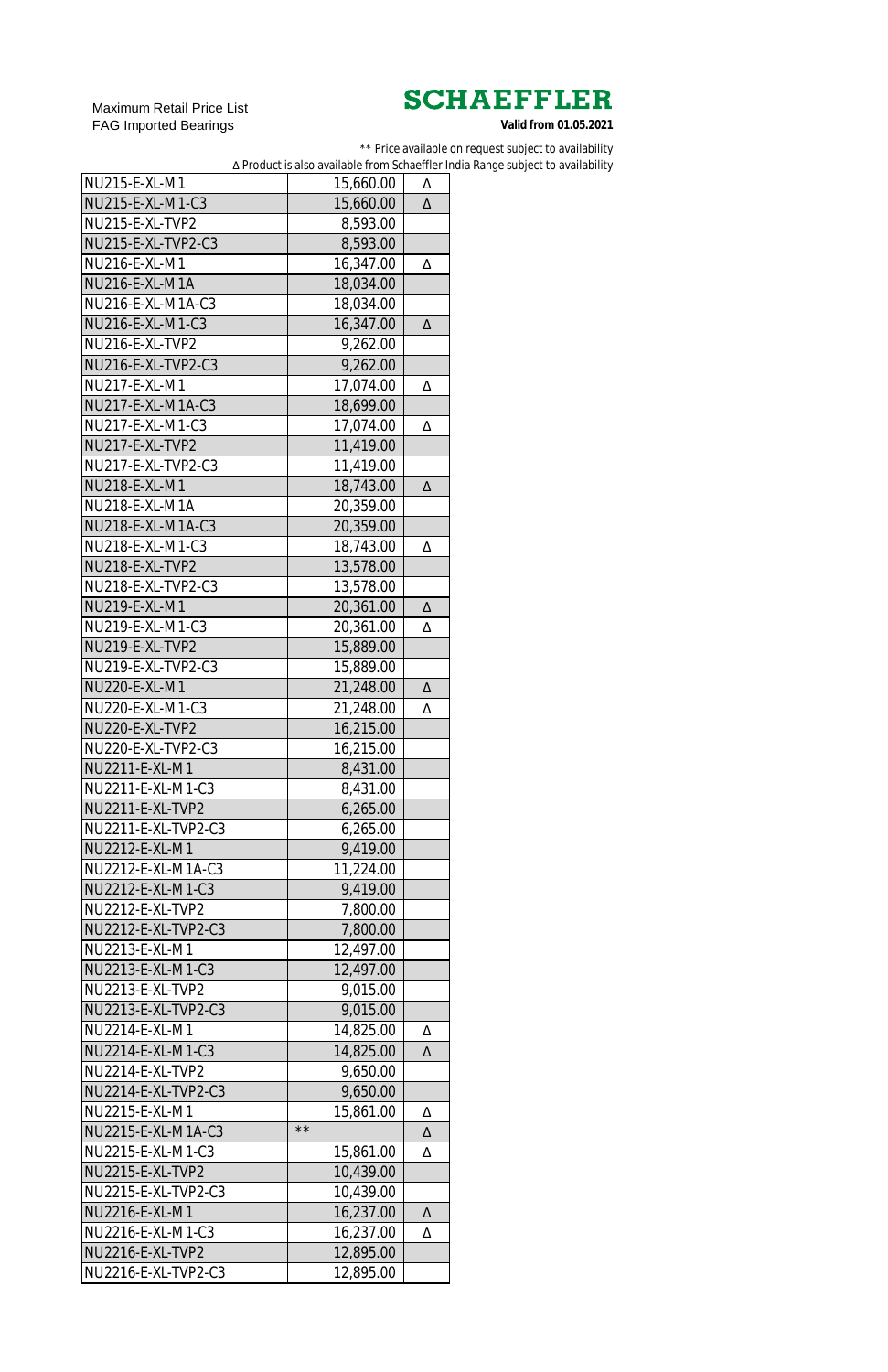Maximum Retail Price List
FAG Imported Bearings

**SCHAEFFLER**
**Valid from 01.05.2021**

** Price available on request subject to availability
Δ Product is also available from Schaeffler India Range subject to availability

| | | |
|---|---|---|
| NU215-E-XL-M1 | 15,660.00 | Δ |
| NU215-E-XL-M1-C3 | 15,660.00 | Δ |
| NU215-E-XL-TVP2 | 8,593.00 | |
| NU215-E-XL-TVP2-C3 | 8,593.00 | |
| NU216-E-XL-M1 | 16,347.00 | Δ |
| NU216-E-XL-M1A | 18,034.00 | |
| NU216-E-XL-M1A-C3 | 18,034.00 | |
| NU216-E-XL-M1-C3 | 16,347.00 | Δ |
| NU216-E-XL-TVP2 | 9,262.00 | |
| NU216-E-XL-TVP2-C3 | 9,262.00 | |
| NU217-E-XL-M1 | 17,074.00 | Δ |
| NU217-E-XL-M1A-C3 | 18,699.00 | |
| NU217-E-XL-M1-C3 | 17,074.00 | Δ |
| NU217-E-XL-TVP2 | 11,419.00 | |
| NU217-E-XL-TVP2-C3 | 11,419.00 | |
| NU218-E-XL-M1 | 18,743.00 | Δ |
| NU218-E-XL-M1A | 20,359.00 | |
| NU218-E-XL-M1A-C3 | 20,359.00 | |
| NU218-E-XL-M1-C3 | 18,743.00 | Δ |
| NU218-E-XL-TVP2 | 13,578.00 | |
| NU218-E-XL-TVP2-C3 | 13,578.00 | |
| NU219-E-XL-M1 | 20,361.00 | Δ |
| NU219-E-XL-M1-C3 | 20,361.00 | Δ |
| NU219-E-XL-TVP2 | 15,889.00 | |
| NU219-E-XL-TVP2-C3 | 15,889.00 | |
| NU220-E-XL-M1 | 21,248.00 | Δ |
| NU220-E-XL-M1-C3 | 21,248.00 | Δ |
| NU220-E-XL-TVP2 | 16,215.00 | |
| NU220-E-XL-TVP2-C3 | 16,215.00 | |
| NU2211-E-XL-M1 | 8,431.00 | |
| NU2211-E-XL-M1-C3 | 8,431.00 | |
| NU2211-E-XL-TVP2 | 6,265.00 | |
| NU2211-E-XL-TVP2-C3 | 6,265.00 | |
| NU2212-E-XL-M1 | 9,419.00 | |
| NU2212-E-XL-M1A-C3 | 11,224.00 | |
| NU2212-E-XL-M1-C3 | 9,419.00 | |
| NU2212-E-XL-TVP2 | 7,800.00 | |
| NU2212-E-XL-TVP2-C3 | 7,800.00 | |
| NU2213-E-XL-M1 | 12,497.00 | |
| NU2213-E-XL-M1-C3 | 12,497.00 | |
| NU2213-E-XL-TVP2 | 9,015.00 | |
| NU2213-E-XL-TVP2-C3 | 9,015.00 | |
| NU2214-E-XL-M1 | 14,825.00 | Δ |
| NU2214-E-XL-M1-C3 | 14,825.00 | Δ |
| NU2214-E-XL-TVP2 | 9,650.00 | |
| NU2214-E-XL-TVP2-C3 | 9,650.00 | |
| NU2215-E-XL-M1 | 15,861.00 | Δ |
| NU2215-E-XL-M1A-C3 | ** | Δ |
| NU2215-E-XL-M1-C3 | 15,861.00 | Δ |
| NU2215-E-XL-TVP2 | 10,439.00 | |
| NU2215-E-XL-TVP2-C3 | 10,439.00 | |
| NU2216-E-XL-M1 | 16,237.00 | Δ |
| NU2216-E-XL-M1-C3 | 16,237.00 | Δ |
| NU2216-E-XL-TVP2 | 12,895.00 | |
| NU2216-E-XL-TVP2-C3 | 12,895.00 | |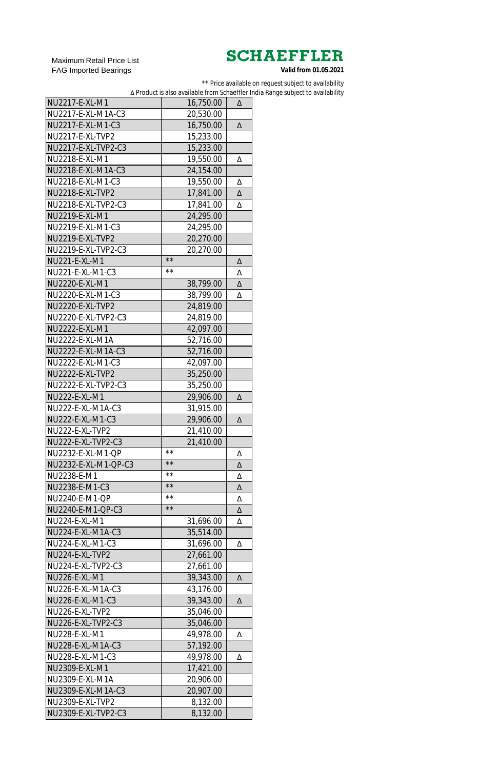Maximum Retail Price List
FAG Imported Bearings

**SCHAEFFLER**

**Valid from 01.05.2021**

** Price available on request subject to availability
Δ Product is also available from Schaeffler India Range subject to availability

| | | |
|---|---|---|
| NU2217-E-XL-M1 | 16,750.00 | Δ |
| NU2217-E-XL-M1A-C3 | 20,530.00 | |
| NU2217-E-XL-M1-C3 | 16,750.00 | Δ |
| NU2217-E-XL-TVP2 | 15,233.00 | |
| NU2217-E-XL-TVP2-C3 | 15,233.00 | |
| NU2218-E-XL-M1 | 19,550.00 | Δ |
| NU2218-E-XL-M1A-C3 | 24,154.00 | |
| NU2218-E-XL-M1-C3 | 19,550.00 | Δ |
| NU2218-E-XL-TVP2 | 17,841.00 | Δ |
| NU2218-E-XL-TVP2-C3 | 17,841.00 | Δ |
| NU2219-E-XL-M1 | 24,295.00 | |
| NU2219-E-XL-M1-C3 | 24,295.00 | |
| NU2219-E-XL-TVP2 | 20,270.00 | |
| NU2219-E-XL-TVP2-C3 | 20,270.00 | |
| NU221-E-XL-M1 | ** | Δ |
| NU221-E-XL-M1-C3 | ** | Δ |
| NU2220-E-XL-M1 | 38,799.00 | Δ |
| NU2220-E-XL-M1-C3 | 38,799.00 | Δ |
| NU2220-E-XL-TVP2 | 24,819.00 | |
| NU2220-E-XL-TVP2-C3 | 24,819.00 | |
| NU2222-E-XL-M1 | 42,097.00 | |
| NU2222-E-XL-M1A | 52,716.00 | |
| NU2222-E-XL-M1A-C3 | 52,716.00 | |
| NU2222-E-XL-M1-C3 | 42,097.00 | |
| NU2222-E-XL-TVP2 | 35,250.00 | |
| NU2222-E-XL-TVP2-C3 | 35,250.00 | |
| NU222-E-XL-M1 | 29,906.00 | Δ |
| NU222-E-XL-M1A-C3 | 31,915.00 | |
| NU222-E-XL-M1-C3 | 29,906.00 | Δ |
| NU222-E-XL-TVP2 | 21,410.00 | |
| NU222-E-XL-TVP2-C3 | 21,410.00 | |
| NU2232-E-XL-M1-QP | ** | Δ |
| NU2232-E-XL-M1-QP-C3 | ** | Δ |
| NU2238-E-M1 | ** | Δ |
| NU2238-E-M1-C3 | ** | Δ |
| NU2240-E-M1-QP | ** | Δ |
| NU2240-E-M1-QP-C3 | ** | Δ |
| NU224-E-XL-M1 | 31,696.00 | Δ |
| NU224-E-XL-M1A-C3 | 35,514.00 | |
| NU224-E-XL-M1-C3 | 31,696.00 | Δ |
| NU224-E-XL-TVP2 | 27,661.00 | |
| NU224-E-XL-TVP2-C3 | 27,661.00 | |
| NU226-E-XL-M1 | 39,343.00 | Δ |
| NU226-E-XL-M1A-C3 | 43,176.00 | |
| NU226-E-XL-M1-C3 | 39,343.00 | Δ |
| NU226-E-XL-TVP2 | 35,046.00 | |
| NU226-E-XL-TVP2-C3 | 35,046.00 | |
| NU228-E-XL-M1 | 49,978.00 | Δ |
| NU228-E-XL-M1A-C3 | 57,192.00 | |
| NU228-E-XL-M1-C3 | 49,978.00 | Δ |
| NU2309-E-XL-M1 | 17,421.00 | |
| NU2309-E-XL-M1A | 20,906.00 | |
| NU2309-E-XL-M1A-C3 | 20,907.00 | |
| NU2309-E-XL-TVP2 | 8,132.00 | |
| NU2309-E-XL-TVP2-C3 | 8,132.00 | |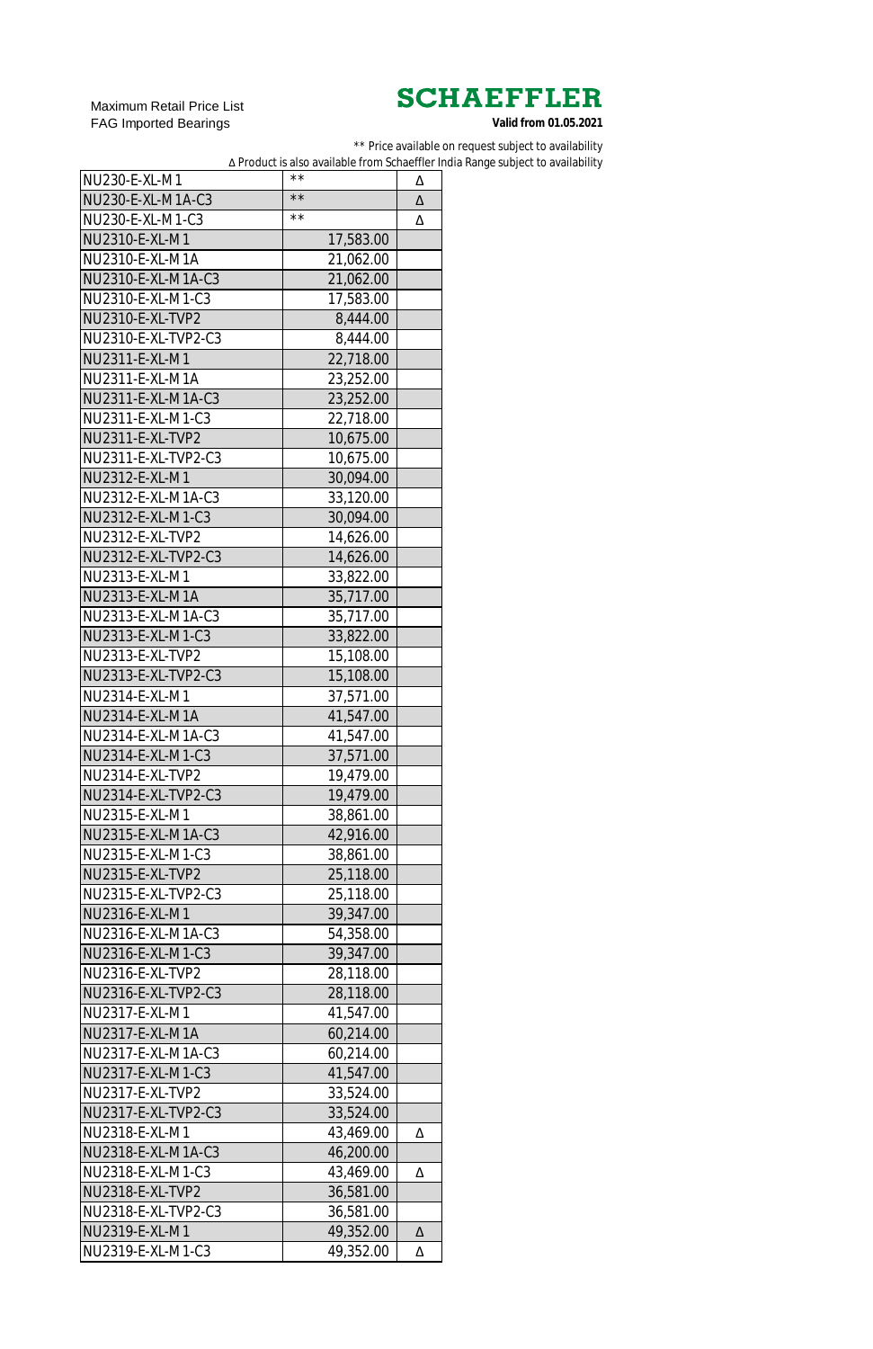Maximum Retail Price List
FAG Imported Bearings

**SCHAEFFLER**

**Valid from 01.05.2021**

** Price available on request subject to availability

∆ Product is also available from Schaeffler India Range subject to availability

| | | |
|---|---|---|
| NU230-E-XL-M1 | ** | ∆ |
| NU230-E-XL-M1A-C3 | ** | ∆ |
| NU230-E-XL-M1-C3 | ** | ∆ |
| NU2310-E-XL-M1 | 17,583.00 | |
| NU2310-E-XL-M1A | 21,062.00 | |
| NU2310-E-XL-M1A-C3 | 21,062.00 | |
| NU2310-E-XL-M1-C3 | 17,583.00 | |
| NU2310-E-XL-TVP2 | 8,444.00 | |
| NU2310-E-XL-TVP2-C3 | 8,444.00 | |
| NU2311-E-XL-M1 | 22,718.00 | |
| NU2311-E-XL-M1A | 23,252.00 | |
| NU2311-E-XL-M1A-C3 | 23,252.00 | |
| NU2311-E-XL-M1-C3 | 22,718.00 | |
| NU2311-E-XL-TVP2 | 10,675.00 | |
| NU2311-E-XL-TVP2-C3 | 10,675.00 | |
| NU2312-E-XL-M1 | 30,094.00 | |
| NU2312-E-XL-M1A-C3 | 33,120.00 | |
| NU2312-E-XL-M1-C3 | 30,094.00 | |
| NU2312-E-XL-TVP2 | 14,626.00 | |
| NU2312-E-XL-TVP2-C3 | 14,626.00 | |
| NU2313-E-XL-M1 | 33,822.00 | |
| NU2313-E-XL-M1A | 35,717.00 | |
| NU2313-E-XL-M1A-C3 | 35,717.00 | |
| NU2313-E-XL-M1-C3 | 33,822.00 | |
| NU2313-E-XL-TVP2 | 15,108.00 | |
| NU2313-E-XL-TVP2-C3 | 15,108.00 | |
| NU2314-E-XL-M1 | 37,571.00 | |
| NU2314-E-XL-M1A | 41,547.00 | |
| NU2314-E-XL-M1A-C3 | 41,547.00 | |
| NU2314-E-XL-M1-C3 | 37,571.00 | |
| NU2314-E-XL-TVP2 | 19,479.00 | |
| NU2314-E-XL-TVP2-C3 | 19,479.00 | |
| NU2315-E-XL-M1 | 38,861.00 | |
| NU2315-E-XL-M1A-C3 | 42,916.00 | |
| NU2315-E-XL-M1-C3 | 38,861.00 | |
| NU2315-E-XL-TVP2 | 25,118.00 | |
| NU2315-E-XL-TVP2-C3 | 25,118.00 | |
| NU2316-E-XL-M1 | 39,347.00 | |
| NU2316-E-XL-M1A-C3 | 54,358.00 | |
| NU2316-E-XL-M1-C3 | 39,347.00 | |
| NU2316-E-XL-TVP2 | 28,118.00 | |
| NU2316-E-XL-TVP2-C3 | 28,118.00 | |
| NU2317-E-XL-M1 | 41,547.00 | |
| NU2317-E-XL-M1A | 60,214.00 | |
| NU2317-E-XL-M1A-C3 | 60,214.00 | |
| NU2317-E-XL-M1-C3 | 41,547.00 | |
| NU2317-E-XL-TVP2 | 33,524.00 | |
| NU2317-E-XL-TVP2-C3 | 33,524.00 | |
| NU2318-E-XL-M1 | 43,469.00 | ∆ |
| NU2318-E-XL-M1A-C3 | 46,200.00 | |
| NU2318-E-XL-M1-C3 | 43,469.00 | ∆ |
| NU2318-E-XL-TVP2 | 36,581.00 | |
| NU2318-E-XL-TVP2-C3 | 36,581.00 | |
| NU2319-E-XL-M1 | 49,352.00 | ∆ |
| NU2319-E-XL-M1-C3 | 49,352.00 | ∆ |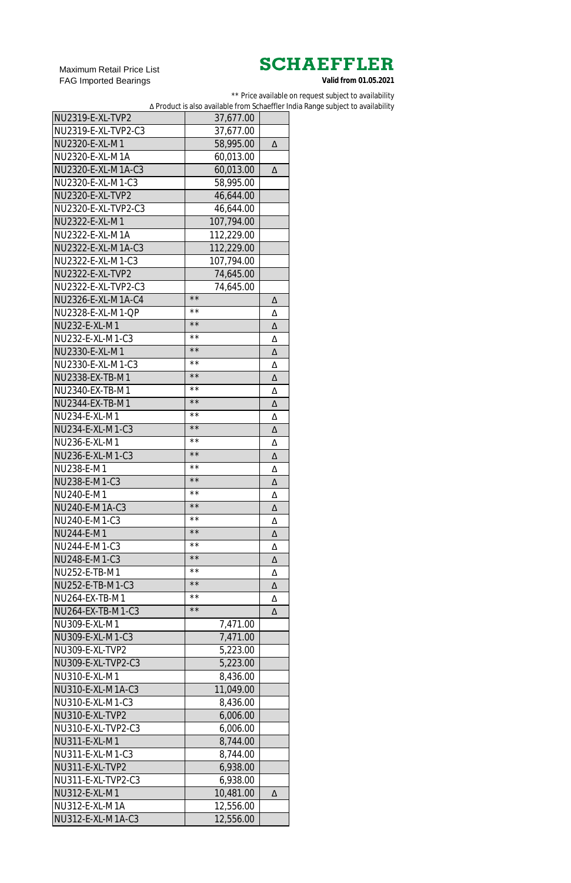Maximum Retail Price List
FAG Imported Bearings

**SCHAEFFLER**
**Valid from 01.05.2021**

** Price available on request subject to availability
Δ Product is also available from Schaeffler India Range subject to availability

| | | |
|---|---|---|
| NU2319-E-XL-TVP2 | 37,677.00 | |
| NU2319-E-XL-TVP2-C3 | 37,677.00 | |
| NU2320-E-XL-M1 | 58,995.00 | Δ |
| NU2320-E-XL-M1A | 60,013.00 | |
| NU2320-E-XL-M1A-C3 | 60,013.00 | Δ |
| NU2320-E-XL-M1-C3 | 58,995.00 | |
| NU2320-E-XL-TVP2 | 46,644.00 | |
| NU2320-E-XL-TVP2-C3 | 46,644.00 | |
| NU2322-E-XL-M1 | 107,794.00 | |
| NU2322-E-XL-M1A | 112,229.00 | |
| NU2322-E-XL-M1A-C3 | 112,229.00 | |
| NU2322-E-XL-M1-C3 | 107,794.00 | |
| NU2322-E-XL-TVP2 | 74,645.00 | |
| NU2322-E-XL-TVP2-C3 | 74,645.00 | |
| NU2326-E-XL-M1A-C4 | ** | Δ |
| NU2328-E-XL-M1-QP | ** | Δ |
| NU232-E-XL-M1 | ** | Δ |
| NU232-E-XL-M1-C3 | ** | Δ |
| NU2330-E-XL-M1 | ** | Δ |
| NU2330-E-XL-M1-C3 | ** | Δ |
| NU2338-EX-TB-M1 | ** | Δ |
| NU2340-EX-TB-M1 | ** | Δ |
| NU2344-EX-TB-M1 | ** | Δ |
| NU234-E-XL-M1 | ** | Δ |
| NU234-E-XL-M1-C3 | ** | Δ |
| NU236-E-XL-M1 | ** | Δ |
| NU236-E-XL-M1-C3 | ** | Δ |
| NU238-E-M1 | ** | Δ |
| NU238-E-M1-C3 | ** | Δ |
| NU240-E-M1 | ** | Δ |
| NU240-E-M1A-C3 | ** | Δ |
| NU240-E-M1-C3 | ** | Δ |
| NU244-E-M1 | ** | Δ |
| NU244-E-M1-C3 | ** | Δ |
| NU248-E-M1-C3 | ** | Δ |
| NU252-E-TB-M1 | ** | Δ |
| NU252-E-TB-M1-C3 | ** | Δ |
| NU264-EX-TB-M1 | ** | Δ |
| NU264-EX-TB-M1-C3 | ** | Δ |
| NU309-E-XL-M1 | 7,471.00 | |
| NU309-E-XL-M1-C3 | 7,471.00 | |
| NU309-E-XL-TVP2 | 5,223.00 | |
| NU309-E-XL-TVP2-C3 | 5,223.00 | |
| NU310-E-XL-M1 | 8,436.00 | |
| NU310-E-XL-M1A-C3 | 11,049.00 | |
| NU310-E-XL-M1-C3 | 8,436.00 | |
| NU310-E-XL-TVP2 | 6,006.00 | |
| NU310-E-XL-TVP2-C3 | 6,006.00 | |
| NU311-E-XL-M1 | 8,744.00 | |
| NU311-E-XL-M1-C3 | 8,744.00 | |
| NU311-E-XL-TVP2 | 6,938.00 | |
| NU311-E-XL-TVP2-C3 | 6,938.00 | |
| NU312-E-XL-M1 | 10,481.00 | Δ |
| NU312-E-XL-M1A | 12,556.00 | |
| NU312-E-XL-M1A-C3 | 12,556.00 | |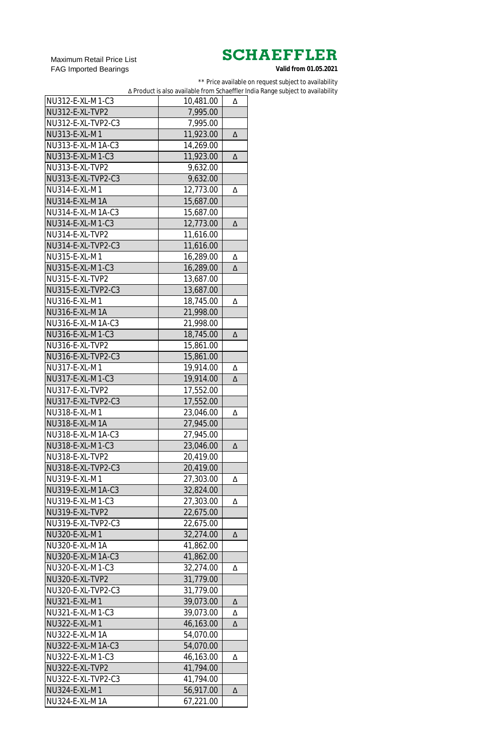Maximum Retail Price List
FAG Imported Bearings

**SCHAEFFLER**

**Valid from 01.05.2021**

** Price available on request subject to availability

Δ Product is also available from Schaeffler India Range subject to availability

| | | |
|---|---|---|
| NU312-E-XL-M1-C3 | 10,481.00 | Δ |
| NU312-E-XL-TVP2 | 7,995.00 | |
| NU312-E-XL-TVP2-C3 | 7,995.00 | |
| NU313-E-XL-M1 | 11,923.00 | Δ |
| NU313-E-XL-M1A-C3 | 14,269.00 | |
| NU313-E-XL-M1-C3 | 11,923.00 | Δ |
| NU313-E-XL-TVP2 | 9,632.00 | |
| NU313-E-XL-TVP2-C3 | 9,632.00 | |
| NU314-E-XL-M1 | 12,773.00 | Δ |
| NU314-E-XL-M1A | 15,687.00 | |
| NU314-E-XL-M1A-C3 | 15,687.00 | |
| NU314-E-XL-M1-C3 | 12,773.00 | Δ |
| NU314-E-XL-TVP2 | 11,616.00 | |
| NU314-E-XL-TVP2-C3 | 11,616.00 | |
| NU315-E-XL-M1 | 16,289.00 | Δ |
| NU315-E-XL-M1-C3 | 16,289.00 | Δ |
| NU315-E-XL-TVP2 | 13,687.00 | |
| NU315-E-XL-TVP2-C3 | 13,687.00 | |
| NU316-E-XL-M1 | 18,745.00 | Δ |
| NU316-E-XL-M1A | 21,998.00 | |
| NU316-E-XL-M1A-C3 | 21,998.00 | |
| NU316-E-XL-M1-C3 | 18,745.00 | Δ |
| NU316-E-XL-TVP2 | 15,861.00 | |
| NU316-E-XL-TVP2-C3 | 15,861.00 | |
| NU317-E-XL-M1 | 19,914.00 | Δ |
| NU317-E-XL-M1-C3 | 19,914.00 | Δ |
| NU317-E-XL-TVP2 | 17,552.00 | |
| NU317-E-XL-TVP2-C3 | 17,552.00 | |
| NU318-E-XL-M1 | 23,046.00 | Δ |
| NU318-E-XL-M1A | 27,945.00 | |
| NU318-E-XL-M1A-C3 | 27,945.00 | |
| NU318-E-XL-M1-C3 | 23,046.00 | Δ |
| NU318-E-XL-TVP2 | 20,419.00 | |
| NU318-E-XL-TVP2-C3 | 20,419.00 | |
| NU319-E-XL-M1 | 27,303.00 | Δ |
| NU319-E-XL-M1A-C3 | 32,824.00 | |
| NU319-E-XL-M1-C3 | 27,303.00 | Δ |
| NU319-E-XL-TVP2 | 22,675.00 | |
| NU319-E-XL-TVP2-C3 | 22,675.00 | |
| NU320-E-XL-M1 | 32,274.00 | Δ |
| NU320-E-XL-M1A | 41,862.00 | |
| NU320-E-XL-M1A-C3 | 41,862.00 | |
| NU320-E-XL-M1-C3 | 32,274.00 | Δ |
| NU320-E-XL-TVP2 | 31,779.00 | |
| NU320-E-XL-TVP2-C3 | 31,779.00 | |
| NU321-E-XL-M1 | 39,073.00 | Δ |
| NU321-E-XL-M1-C3 | 39,073.00 | Δ |
| NU322-E-XL-M1 | 46,163.00 | Δ |
| NU322-E-XL-M1A | 54,070.00 | |
| NU322-E-XL-M1A-C3 | 54,070.00 | |
| NU322-E-XL-M1-C3 | 46,163.00 | Δ |
| NU322-E-XL-TVP2 | 41,794.00 | |
| NU322-E-XL-TVP2-C3 | 41,794.00 | |
| NU324-E-XL-M1 | 56,917.00 | Δ |
| NU324-E-XL-M1A | 67,221.00 | |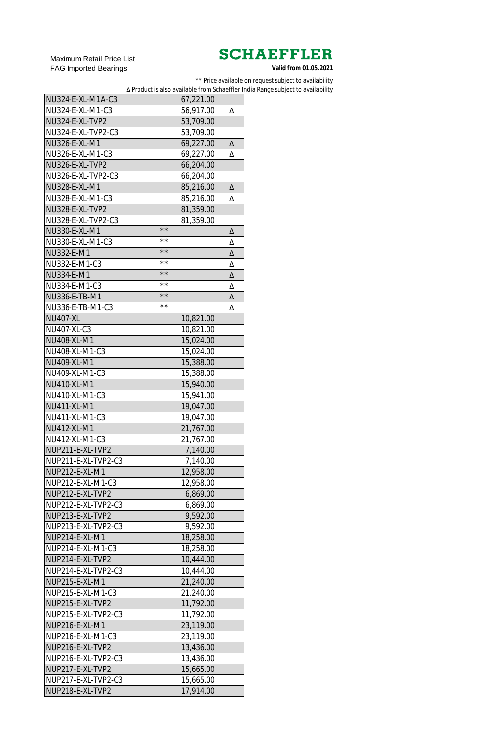Maximum Retail Price List
FAG Imported Bearings

**SCHAEFFLER**

**Valid from 01.05.2021**

** Price available on request subject to availability
Δ Product is also available from Schaeffler India Range subject to availability

| | | |
|---|---|---|
| NU324-E-XL-M1A-C3 | 67,221.00 | |
| NU324-E-XL-M1-C3 | 56,917.00 | Δ |
| NU324-E-XL-TVP2 | 53,709.00 | |
| NU324-E-XL-TVP2-C3 | 53,709.00 | |
| NU326-E-XL-M1 | 69,227.00 | Δ |
| NU326-E-XL-M1-C3 | 69,227.00 | Δ |
| NU326-E-XL-TVP2 | 66,204.00 | |
| NU326-E-XL-TVP2-C3 | 66,204.00 | |
| NU328-E-XL-M1 | 85,216.00 | Δ |
| NU328-E-XL-M1-C3 | 85,216.00 | Δ |
| NU328-E-XL-TVP2 | 81,359.00 | |
| NU328-E-XL-TVP2-C3 | 81,359.00 | |
| NU330-E-XL-M1 | ** | Δ |
| NU330-E-XL-M1-C3 | ** | Δ |
| NU332-E-M1 | ** | Δ |
| NU332-E-M1-C3 | ** | Δ |
| NU334-E-M1 | ** | Δ |
| NU334-E-M1-C3 | ** | Δ |
| NU336-E-TB-M1 | ** | Δ |
| NU336-E-TB-M1-C3 | ** | Δ |
| NU407-XL | 10,821.00 | |
| NU407-XL-C3 | 10,821.00 | |
| NU408-XL-M1 | 15,024.00 | |
| NU408-XL-M1-C3 | 15,024.00 | |
| NU409-XL-M1 | 15,388.00 | |
| NU409-XL-M1-C3 | 15,388.00 | |
| NU410-XL-M1 | 15,940.00 | |
| NU410-XL-M1-C3 | 15,941.00 | |
| NU411-XL-M1 | 19,047.00 | |
| NU411-XL-M1-C3 | 19,047.00 | |
| NU412-XL-M1 | 21,767.00 | |
| NU412-XL-M1-C3 | 21,767.00 | |
| NUP211-E-XL-TVP2 | 7,140.00 | |
| NUP211-E-XL-TVP2-C3 | 7,140.00 | |
| NUP212-E-XL-M1 | 12,958.00 | |
| NUP212-E-XL-M1-C3 | 12,958.00 | |
| NUP212-E-XL-TVP2 | 6,869.00 | |
| NUP212-E-XL-TVP2-C3 | 6,869.00 | |
| NUP213-E-XL-TVP2 | 9,592.00 | |
| NUP213-E-XL-TVP2-C3 | 9,592.00 | |
| NUP214-E-XL-M1 | 18,258.00 | |
| NUP214-E-XL-M1-C3 | 18,258.00 | |
| NUP214-E-XL-TVP2 | 10,444.00 | |
| NUP214-E-XL-TVP2-C3 | 10,444.00 | |
| NUP215-E-XL-M1 | 21,240.00 | |
| NUP215-E-XL-M1-C3 | 21,240.00 | |
| NUP215-E-XL-TVP2 | 11,792.00 | |
| NUP215-E-XL-TVP2-C3 | 11,792.00 | |
| NUP216-E-XL-M1 | 23,119.00 | |
| NUP216-E-XL-M1-C3 | 23,119.00 | |
| NUP216-E-XL-TVP2 | 13,436.00 | |
| NUP216-E-XL-TVP2-C3 | 13,436.00 | |
| NUP217-E-XL-TVP2 | 15,665.00 | |
| NUP217-E-XL-TVP2-C3 | 15,665.00 | |
| NUP218-E-XL-TVP2 | 17,914.00 | |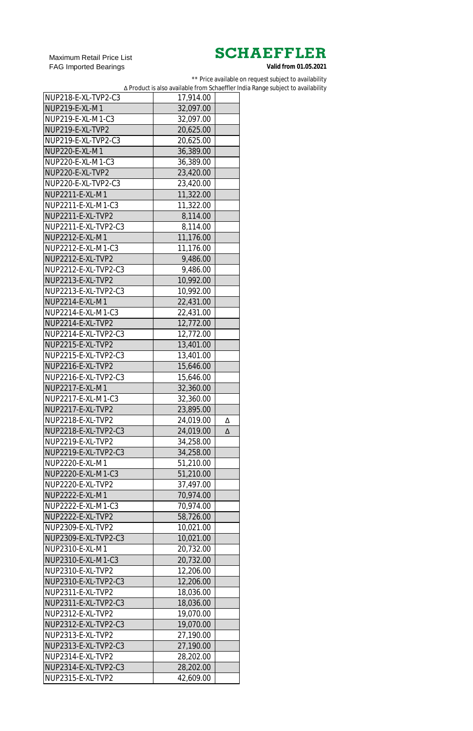Maximum Retail Price List
FAG Imported Bearings

**SCHAEFFLER**
**Valid from 01.05.2021**

** Price available on request subject to availability
∆ Product is also available from Schaeffler India Range subject to availability

| | | |
|---|---|---|
| NUP218-E-XL-TVP2-C3 | 17,914.00 | |
| NUP219-E-XL-M1 | 32,097.00 | |
| NUP219-E-XL-M1-C3 | 32,097.00 | |
| NUP219-E-XL-TVP2 | 20,625.00 | |
| NUP219-E-XL-TVP2-C3 | 20,625.00 | |
| NUP220-E-XL-M1 | 36,389.00 | |
| NUP220-E-XL-M1-C3 | 36,389.00 | |
| NUP220-E-XL-TVP2 | 23,420.00 | |
| NUP220-E-XL-TVP2-C3 | 23,420.00 | |
| NUP2211-E-XL-M1 | 11,322.00 | |
| NUP2211-E-XL-M1-C3 | 11,322.00 | |
| NUP2211-E-XL-TVP2 | 8,114.00 | |
| NUP2211-E-XL-TVP2-C3 | 8,114.00 | |
| NUP2212-E-XL-M1 | 11,176.00 | |
| NUP2212-E-XL-M1-C3 | 11,176.00 | |
| NUP2212-E-XL-TVP2 | 9,486.00 | |
| NUP2212-E-XL-TVP2-C3 | 9,486.00 | |
| NUP2213-E-XL-TVP2 | 10,992.00 | |
| NUP2213-E-XL-TVP2-C3 | 10,992.00 | |
| NUP2214-E-XL-M1 | 22,431.00 | |
| NUP2214-E-XL-M1-C3 | 22,431.00 | |
| NUP2214-E-XL-TVP2 | 12,772.00 | |
| NUP2214-E-XL-TVP2-C3 | 12,772.00 | |
| NUP2215-E-XL-TVP2 | 13,401.00 | |
| NUP2215-E-XL-TVP2-C3 | 13,401.00 | |
| NUP2216-E-XL-TVP2 | 15,646.00 | |
| NUP2216-E-XL-TVP2-C3 | 15,646.00 | |
| NUP2217-E-XL-M1 | 32,360.00 | |
| NUP2217-E-XL-M1-C3 | 32,360.00 | |
| NUP2217-E-XL-TVP2 | 23,895.00 | |
| NUP2218-E-XL-TVP2 | 24,019.00 | ∆ |
| NUP2218-E-XL-TVP2-C3 | 24,019.00 | ∆ |
| NUP2219-E-XL-TVP2 | 34,258.00 | |
| NUP2219-E-XL-TVP2-C3 | 34,258.00 | |
| NUP2220-E-XL-M1 | 51,210.00 | |
| NUP2220-E-XL-M1-C3 | 51,210.00 | |
| NUP2220-E-XL-TVP2 | 37,497.00 | |
| NUP2222-E-XL-M1 | 70,974.00 | |
| NUP2222-E-XL-M1-C3 | 70,974.00 | |
| NUP2222-E-XL-TVP2 | 58,726.00 | |
| NUP2309-E-XL-TVP2 | 10,021.00 | |
| NUP2309-E-XL-TVP2-C3 | 10,021.00 | |
| NUP2310-E-XL-M1 | 20,732.00 | |
| NUP2310-E-XL-M1-C3 | 20,732.00 | |
| NUP2310-E-XL-TVP2 | 12,206.00 | |
| NUP2310-E-XL-TVP2-C3 | 12,206.00 | |
| NUP2311-E-XL-TVP2 | 18,036.00 | |
| NUP2311-E-XL-TVP2-C3 | 18,036.00 | |
| NUP2312-E-XL-TVP2 | 19,070.00 | |
| NUP2312-E-XL-TVP2-C3 | 19,070.00 | |
| NUP2313-E-XL-TVP2 | 27,190.00 | |
| NUP2313-E-XL-TVP2-C3 | 27,190.00 | |
| NUP2314-E-XL-TVP2 | 28,202.00 | |
| NUP2314-E-XL-TVP2-C3 | 28,202.00 | |
| NUP2315-E-XL-TVP2 | 42,609.00 | |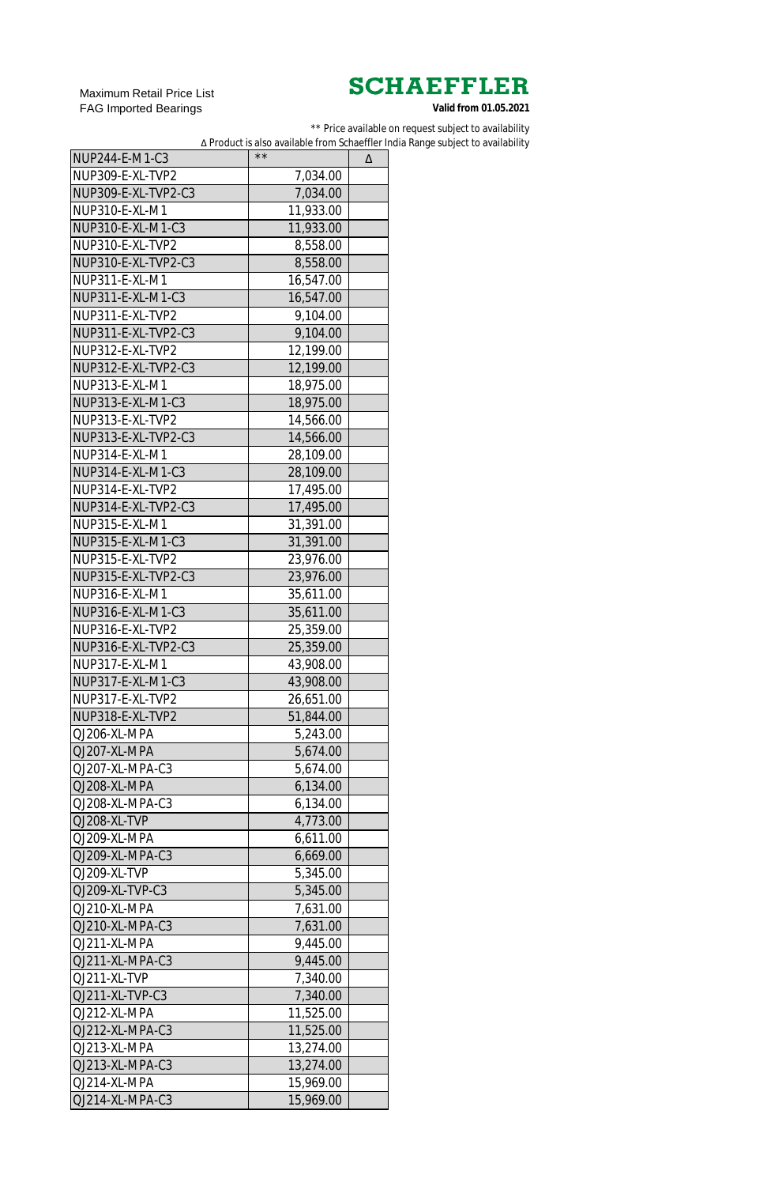Maximum Retail Price List
FAG Imported Bearings

**SCHAEFFLER**

**Valid from 01.05.2021**

** Price available on request subject to availability

∆ Product is also available from Schaeffler India Range subject to availability

| NUP244-E-M1-C3 | ** | ∆ |
|---|---|---|
| NUP309-E-XL-TVP2 | 7,034.00 | |
| NUP309-E-XL-TVP2-C3 | 7,034.00 | |
| NUP310-E-XL-M1 | 11,933.00 | |
| NUP310-E-XL-M1-C3 | 11,933.00 | |
| NUP310-E-XL-TVP2 | 8,558.00 | |
| NUP310-E-XL-TVP2-C3 | 8,558.00 | |
| NUP311-E-XL-M1 | 16,547.00 | |
| NUP311-E-XL-M1-C3 | 16,547.00 | |
| NUP311-E-XL-TVP2 | 9,104.00 | |
| NUP311-E-XL-TVP2-C3 | 9,104.00 | |
| NUP312-E-XL-TVP2 | 12,199.00 | |
| NUP312-E-XL-TVP2-C3 | 12,199.00 | |
| NUP313-E-XL-M1 | 18,975.00 | |
| NUP313-E-XL-M1-C3 | 18,975.00 | |
| NUP313-E-XL-TVP2 | 14,566.00 | |
| NUP313-E-XL-TVP2-C3 | 14,566.00 | |
| NUP314-E-XL-M1 | 28,109.00 | |
| NUP314-E-XL-M1-C3 | 28,109.00 | |
| NUP314-E-XL-TVP2 | 17,495.00 | |
| NUP314-E-XL-TVP2-C3 | 17,495.00 | |
| NUP315-E-XL-M1 | 31,391.00 | |
| NUP315-E-XL-M1-C3 | 31,391.00 | |
| NUP315-E-XL-TVP2 | 23,976.00 | |
| NUP315-E-XL-TVP2-C3 | 23,976.00 | |
| NUP316-E-XL-M1 | 35,611.00 | |
| NUP316-E-XL-M1-C3 | 35,611.00 | |
| NUP316-E-XL-TVP2 | 25,359.00 | |
| NUP316-E-XL-TVP2-C3 | 25,359.00 | |
| NUP317-E-XL-M1 | 43,908.00 | |
| NUP317-E-XL-M1-C3 | 43,908.00 | |
| NUP317-E-XL-TVP2 | 26,651.00 | |
| NUP318-E-XL-TVP2 | 51,844.00 | |
| QJ206-XL-MPA | 5,243.00 | |
| QJ207-XL-MPA | 5,674.00 | |
| QJ207-XL-MPA-C3 | 5,674.00 | |
| QJ208-XL-MPA | 6,134.00 | |
| QJ208-XL-MPA-C3 | 6,134.00 | |
| QJ208-XL-TVP | 4,773.00 | |
| QJ209-XL-MPA | 6,611.00 | |
| QJ209-XL-MPA-C3 | 6,669.00 | |
| QJ209-XL-TVP | 5,345.00 | |
| QJ209-XL-TVP-C3 | 5,345.00 | |
| QJ210-XL-MPA | 7,631.00 | |
| QJ210-XL-MPA-C3 | 7,631.00 | |
| QJ211-XL-MPA | 9,445.00 | |
| QJ211-XL-MPA-C3 | 9,445.00 | |
| QJ211-XL-TVP | 7,340.00 | |
| QJ211-XL-TVP-C3 | 7,340.00 | |
| QJ212-XL-MPA | 11,525.00 | |
| QJ212-XL-MPA-C3 | 11,525.00 | |
| QJ213-XL-MPA | 13,274.00 | |
| QJ213-XL-MPA-C3 | 13,274.00 | |
| QJ214-XL-MPA | 15,969.00 | |
| QJ214-XL-MPA-C3 | 15,969.00 | |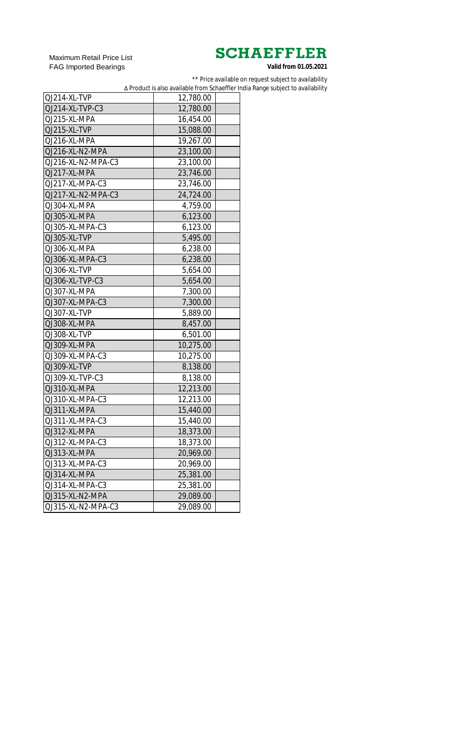Maximum Retail Price List
FAG Imported Bearings

**SCHAEFFLER**

**Valid from 01.05.2021**

** Price available on request subject to availability
∆ Product is also available from Schaeffler India Range subject to availability

| | | |
|---|---|---|
| QJ214-XL-TVP | 12,780.00 | |
| QJ214-XL-TVP-C3 | 12,780.00 | |
| QJ215-XL-MPA | 16,454.00 | |
| QJ215-XL-TVP | 15,088.00 | |
| QJ216-XL-MPA | 19,267.00 | |
| QJ216-XL-N2-MPA | 23,100.00 | |
| QJ216-XL-N2-MPA-C3 | 23,100.00 | |
| QJ217-XL-MPA | 23,746.00 | |
| QJ217-XL-MPA-C3 | 23,746.00 | |
| QJ217-XL-N2-MPA-C3 | 24,724.00 | |
| QJ304-XL-MPA | 4,759.00 | |
| QJ305-XL-MPA | 6,123.00 | |
| QJ305-XL-MPA-C3 | 6,123.00 | |
| QJ305-XL-TVP | 5,495.00 | |
| QJ306-XL-MPA | 6,238.00 | |
| QJ306-XL-MPA-C3 | 6,238.00 | |
| QJ306-XL-TVP | 5,654.00 | |
| QJ306-XL-TVP-C3 | 5,654.00 | |
| QJ307-XL-MPA | 7,300.00 | |
| QJ307-XL-MPA-C3 | 7,300.00 | |
| QJ307-XL-TVP | 5,889.00 | |
| QJ308-XL-MPA | 8,457.00 | |
| QJ308-XL-TVP | 6,501.00 | |
| QJ309-XL-MPA | 10,275.00 | |
| QJ309-XL-MPA-C3 | 10,275.00 | |
| QJ309-XL-TVP | 8,138.00 | |
| QJ309-XL-TVP-C3 | 8,138.00 | |
| QJ310-XL-MPA | 12,213.00 | |
| QJ310-XL-MPA-C3 | 12,213.00 | |
| QJ311-XL-MPA | 15,440.00 | |
| QJ311-XL-MPA-C3 | 15,440.00 | |
| QJ312-XL-MPA | 18,373.00 | |
| QJ312-XL-MPA-C3 | 18,373.00 | |
| QJ313-XL-MPA | 20,969.00 | |
| QJ313-XL-MPA-C3 | 20,969.00 | |
| QJ314-XL-MPA | 25,381.00 | |
| QJ314-XL-MPA-C3 | 25,381.00 | |
| QJ315-XL-N2-MPA | 29,089.00 | |
| QJ315-XL-N2-MPA-C3 | 29,089.00 | |